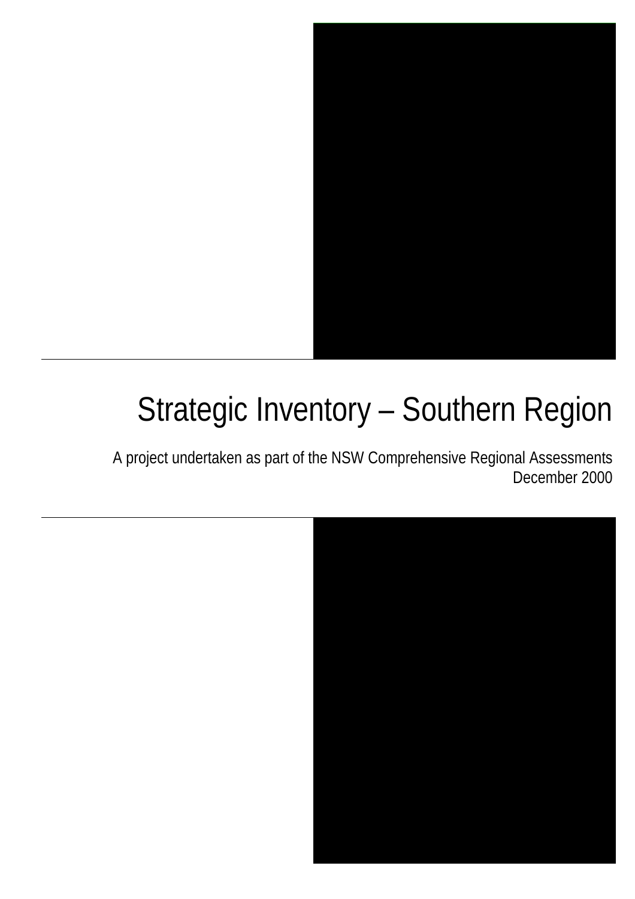# Strategic Inventory – Southern Region

A project undertaken as part of the NSW Comprehensive Regional Assessments
December 2000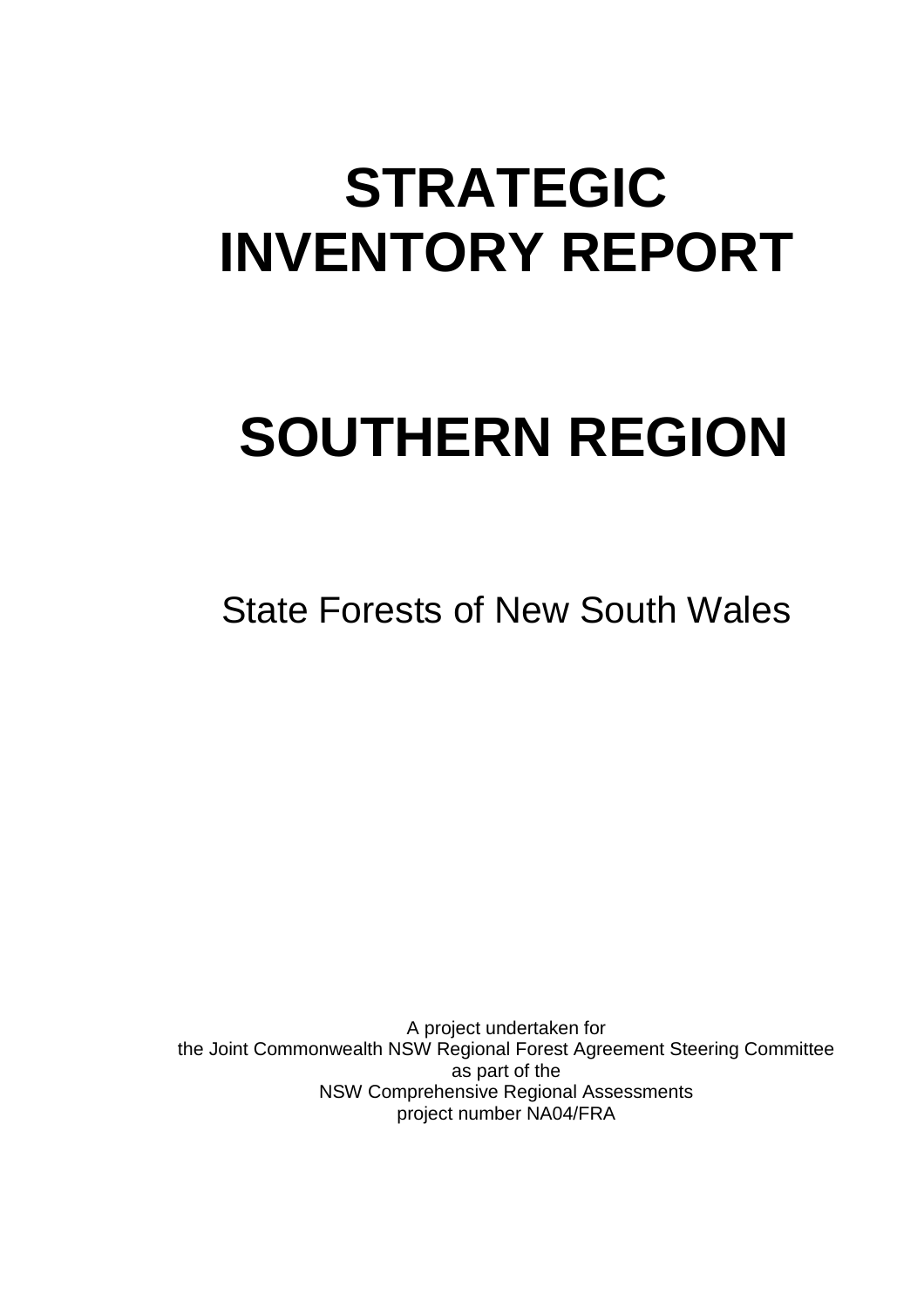# STRATEGIC INVENTORY REPORT

# SOUTHERN REGION

State Forests of New South Wales

A project undertaken for
the Joint Commonwealth NSW Regional Forest Agreement Steering Committee
as part of the
NSW Comprehensive Regional Assessments
project number NA04/FRA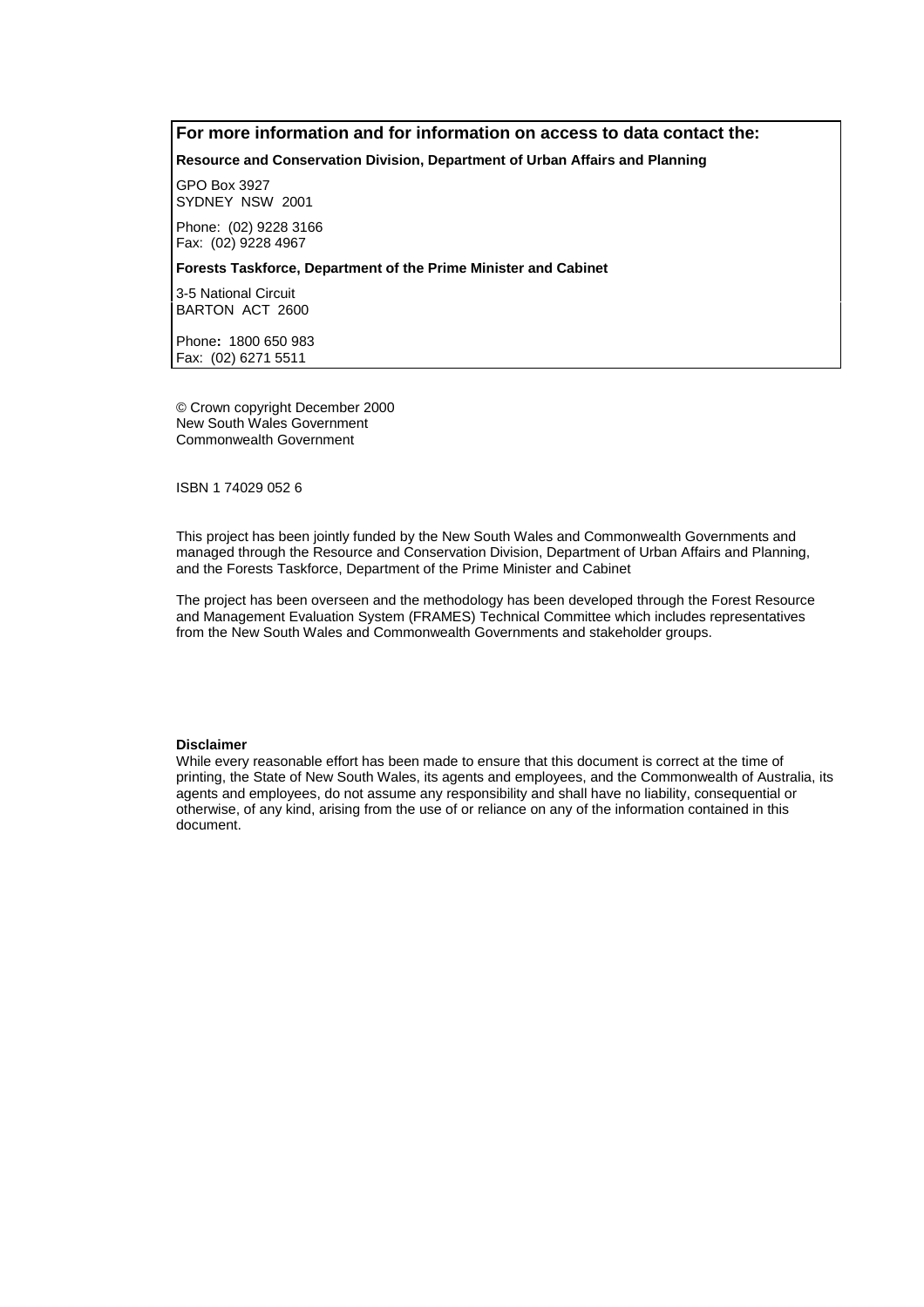**For more information and for information on access to data contact the:**

**Resource and Conservation Division, Department of Urban Affairs and Planning**

GPO Box 3927
SYDNEY NSW 2001

Phone: (02) 9228 3166
Fax: (02) 9228 4967

**Forests Taskforce, Department of the Prime Minister and Cabinet**

3-5 National Circuit
BARTON ACT 2600

Phone**:** 1800 650 983
Fax: (02) 6271 5511

© Crown copyright December 2000
New South Wales Government
Commonwealth Government

ISBN 1 74029 052 6

This project has been jointly funded by the New South Wales and Commonwealth Governments and managed through the Resource and Conservation Division, Department of Urban Affairs and Planning, and the Forests Taskforce, Department of the Prime Minister and Cabinet

The project has been overseen and the methodology has been developed through the Forest Resource and Management Evaluation System (FRAMES) Technical Committee which includes representatives from the New South Wales and Commonwealth Governments and stakeholder groups.

**Disclaimer**

While every reasonable effort has been made to ensure that this document is correct at the time of printing, the State of New South Wales, its agents and employees, and the Commonwealth of Australia, its agents and employees, do not assume any responsibility and shall have no liability, consequential or otherwise, of any kind, arising from the use of or reliance on any of the information contained in this document.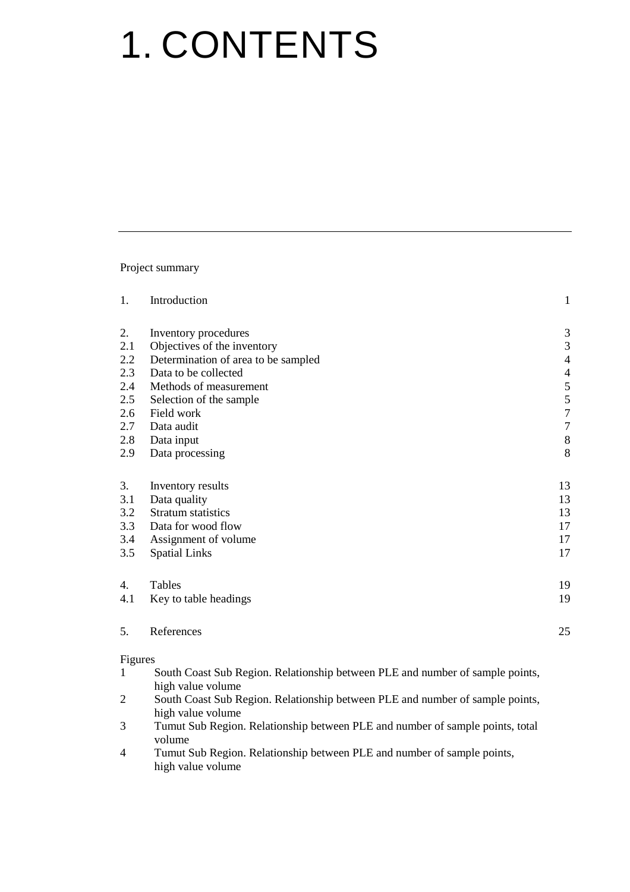# 1. CONTENTS

---

Project summary

| | | |
|---|---|---|
| 1. | Introduction | 1 |
| | | |
| 2. | Inventory procedures | 3 |
| 2.1 | Objectives of the inventory | 3 |
| 2.2 | Determination of area to be sampled | 4 |
| 2.3 | Data to be collected | 4 |
| 2.4 | Methods of measurement | 5 |
| 2.5 | Selection of the sample | 5 |
| 2.6 | Field work | 7 |
| 2.7 | Data audit | 7 |
| 2.8 | Data input | 8 |
| 2.9 | Data processing | 8 |
| | | |
| 3. | Inventory results | 13 |
| 3.1 | Data quality | 13 |
| 3.2 | Stratum statistics | 13 |
| 3.3 | Data for wood flow | 17 |
| 3.4 | Assignment of volume | 17 |
| 3.5 | Spatial Links | 17 |
| | | |
| 4. | Tables | 19 |
| 4.1 | Key to table headings | 19 |
| | | |
| 5. | References | 25 |

Figures

1 South Coast Sub Region. Relationship between PLE and number of sample points, high value volume

2 South Coast Sub Region. Relationship between PLE and number of sample points, high value volume

3 Tumut Sub Region. Relationship between PLE and number of sample points, total volume

4 Tumut Sub Region. Relationship between PLE and number of sample points, high value volume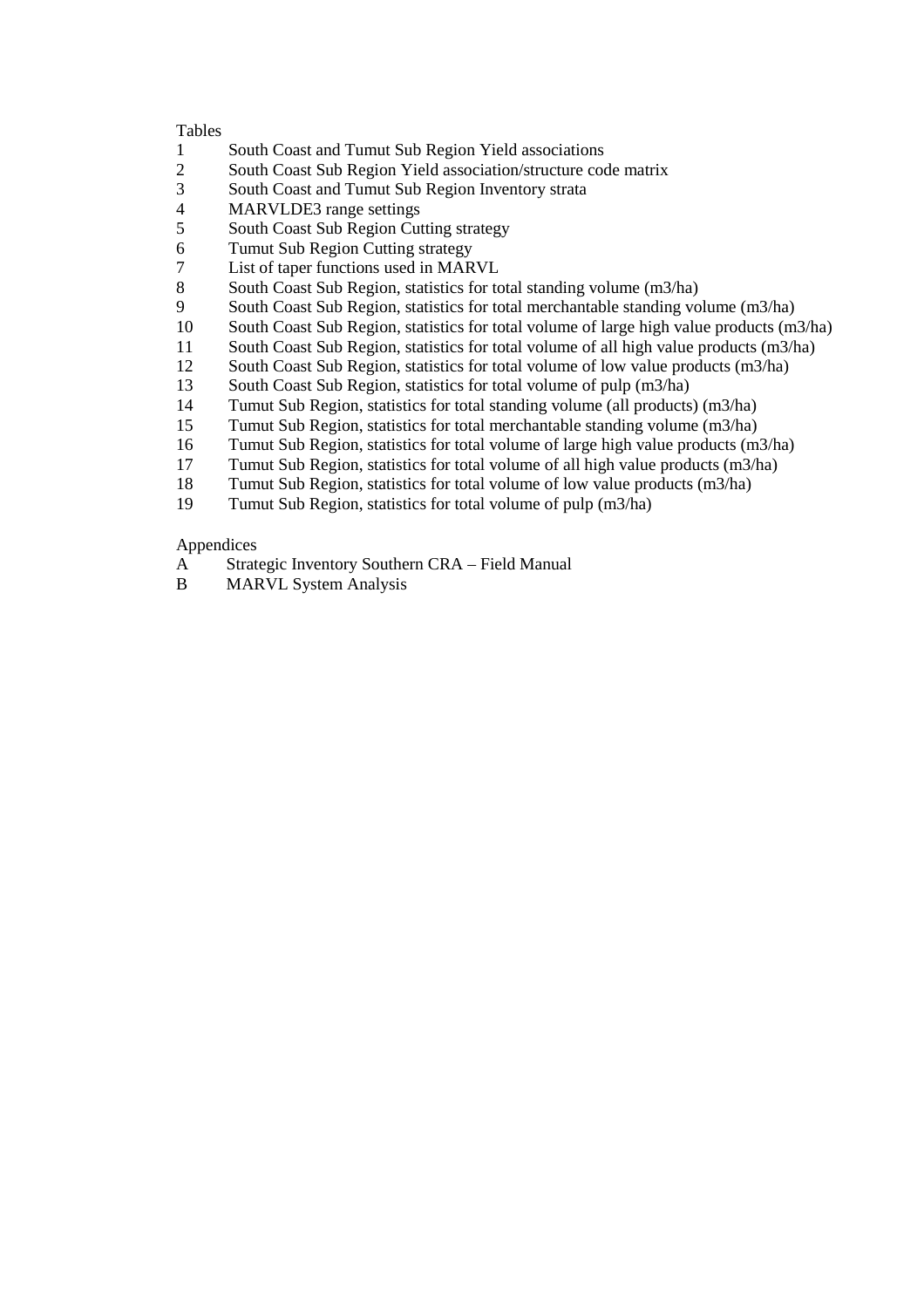Tables

1 South Coast and Tumut Sub Region Yield associations
2 South Coast Sub Region Yield association/structure code matrix
3 South Coast and Tumut Sub Region Inventory strata
4 MARVLDE3 range settings
5 South Coast Sub Region Cutting strategy
6 Tumut Sub Region Cutting strategy
7 List of taper functions used in MARVL
8 South Coast Sub Region, statistics for total standing volume (m3/ha)
9 South Coast Sub Region, statistics for total merchantable standing volume (m3/ha)
10 South Coast Sub Region, statistics for total volume of large high value products (m3/ha)
11 South Coast Sub Region, statistics for total volume of all high value products (m3/ha)
12 South Coast Sub Region, statistics for total volume of low value products (m3/ha)
13 South Coast Sub Region, statistics for total volume of pulp (m3/ha)
14 Tumut Sub Region, statistics for total standing volume (all products) (m3/ha)
15 Tumut Sub Region, statistics for total merchantable standing volume (m3/ha)
16 Tumut Sub Region, statistics for total volume of large high value products (m3/ha)
17 Tumut Sub Region, statistics for total volume of all high value products (m3/ha)
18 Tumut Sub Region, statistics for total volume of low value products (m3/ha)
19 Tumut Sub Region, statistics for total volume of pulp (m3/ha)

Appendices

A Strategic Inventory Southern CRA – Field Manual
B MARVL System Analysis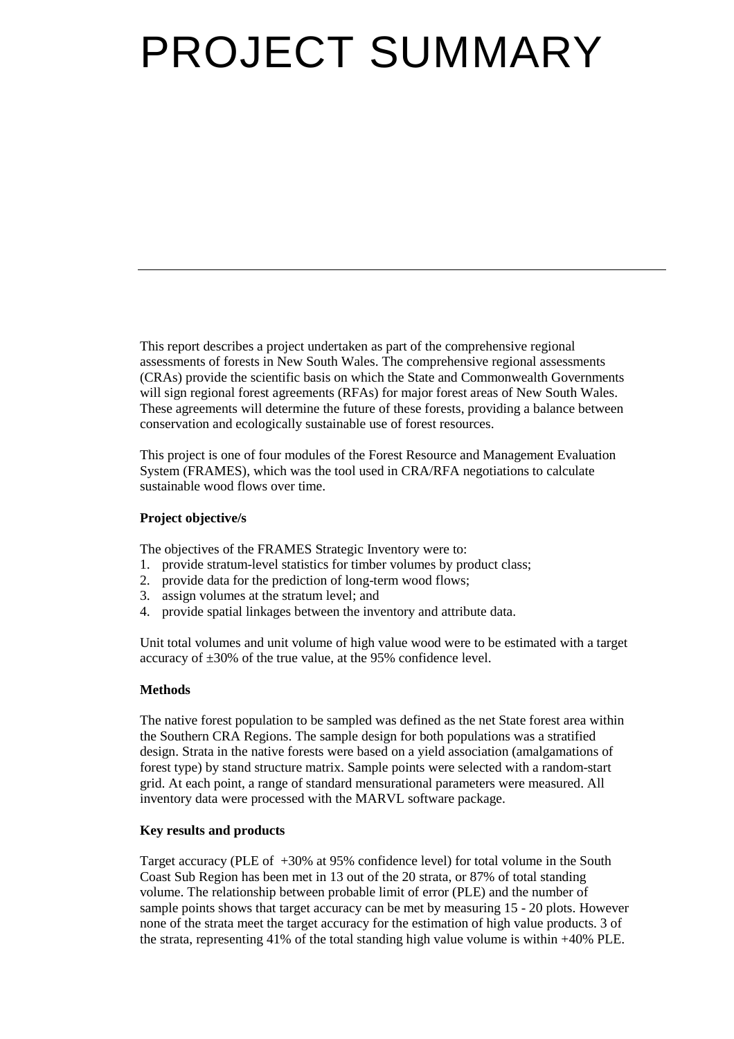# PROJECT SUMMARY

This report describes a project undertaken as part of the comprehensive regional assessments of forests in New South Wales. The comprehensive regional assessments (CRAs) provide the scientific basis on which the State and Commonwealth Governments will sign regional forest agreements (RFAs) for major forest areas of New South Wales. These agreements will determine the future of these forests, providing a balance between conservation and ecologically sustainable use of forest resources.

This project is one of four modules of the Forest Resource and Management Evaluation System (FRAMES), which was the tool used in CRA/RFA negotiations to calculate sustainable wood flows over time.

**Project objective/s**

The objectives of the FRAMES Strategic Inventory were to:

1. provide stratum-level statistics for timber volumes by product class;
2. provide data for the prediction of long-term wood flows;
3. assign volumes at the stratum level; and
4. provide spatial linkages between the inventory and attribute data.

Unit total volumes and unit volume of high value wood were to be estimated with a target accuracy of ±30% of the true value, at the 95% confidence level.

**Methods**

The native forest population to be sampled was defined as the net State forest area within the Southern CRA Regions. The sample design for both populations was a stratified design. Strata in the native forests were based on a yield association (amalgamations of forest type) by stand structure matrix. Sample points were selected with a random-start grid. At each point, a range of standard mensurational parameters were measured. All inventory data were processed with the MARVL software package.

**Key results and products**

Target accuracy (PLE of +30% at 95% confidence level) for total volume in the South Coast Sub Region has been met in 13 out of the 20 strata, or 87% of total standing volume. The relationship between probable limit of error (PLE) and the number of sample points shows that target accuracy can be met by measuring 15 - 20 plots. However none of the strata meet the target accuracy for the estimation of high value products. 3 of the strata, representing 41% of the total standing high value volume is within +40% PLE.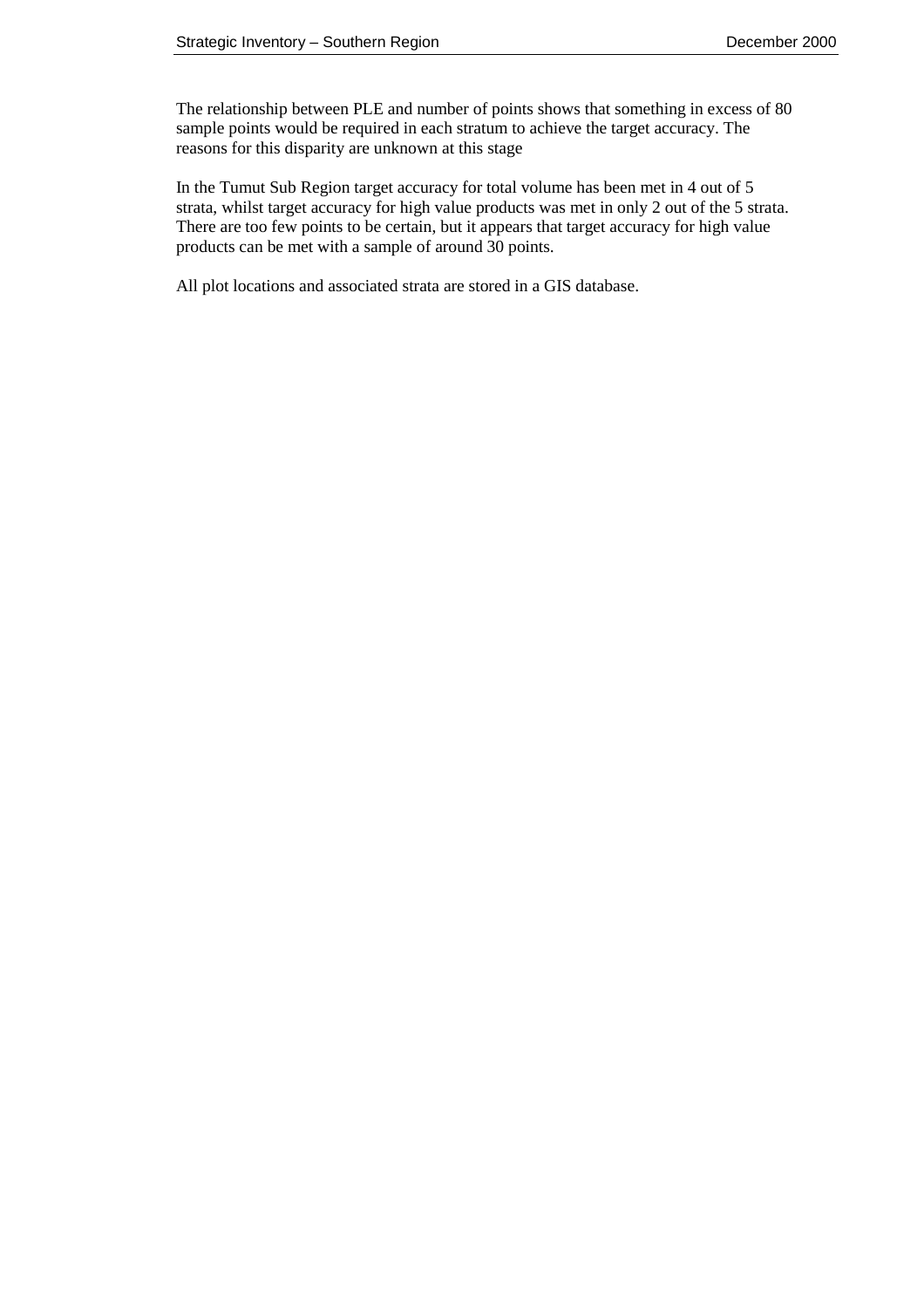The relationship between PLE and number of points shows that something in excess of 80 sample points would be required in each stratum to achieve the target accuracy. The reasons for this disparity are unknown at this stage

In the Tumut Sub Region target accuracy for total volume has been met in 4 out of 5 strata, whilst target accuracy for high value products was met in only 2 out of the 5 strata. There are too few points to be certain, but it appears that target accuracy for high value products can be met with a sample of around 30 points.

All plot locations and associated strata are stored in a GIS database.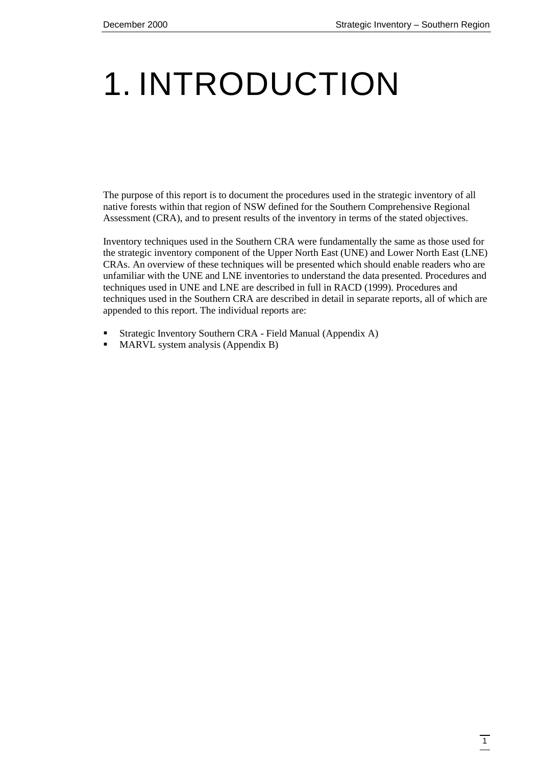# 1. INTRODUCTION

The purpose of this report is to document the procedures used in the strategic inventory of all native forests within that region of NSW defined for the Southern Comprehensive Regional Assessment (CRA), and to present results of the inventory in terms of the stated objectives.

Inventory techniques used in the Southern CRA were fundamentally the same as those used for the strategic inventory component of the Upper North East (UNE) and Lower North East (LNE) CRAs. An overview of these techniques will be presented which should enable readers who are unfamiliar with the UNE and LNE inventories to understand the data presented. Procedures and techniques used in UNE and LNE are described in full in RACD (1999). Procedures and techniques used in the Southern CRA are described in detail in separate reports, all of which are appended to this report. The individual reports are:

- Strategic Inventory Southern CRA - Field Manual (Appendix A)
- MARVL system analysis (Appendix B)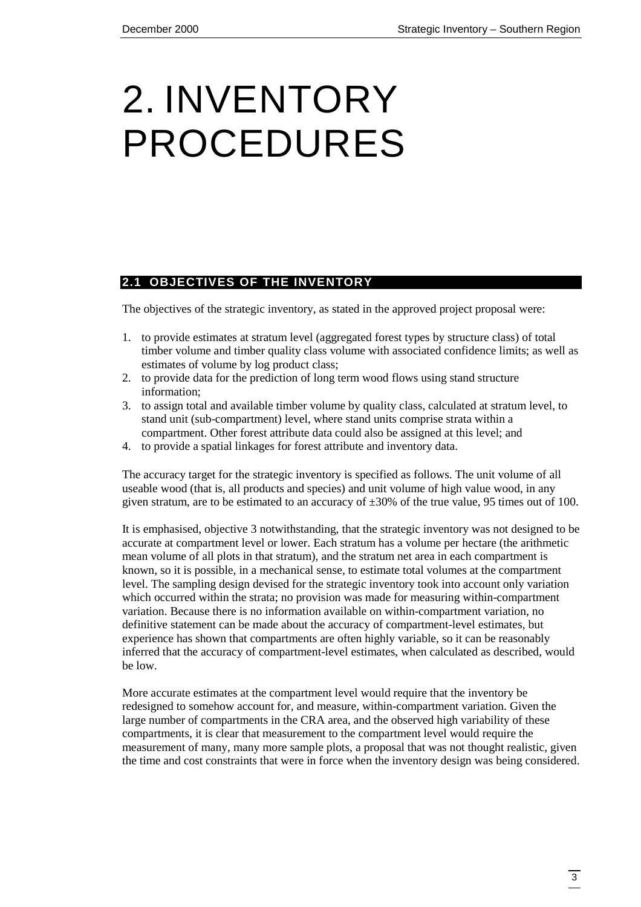# 2. INVENTORY PROCEDURES

## 2.1 OBJECTIVES OF THE INVENTORY

The objectives of the strategic inventory, as stated in the approved project proposal were:

1. to provide estimates at stratum level (aggregated forest types by structure class) of total timber volume and timber quality class volume with associated confidence limits; as well as estimates of volume by log product class;
2. to provide data for the prediction of long term wood flows using stand structure information;
3. to assign total and available timber volume by quality class, calculated at stratum level, to stand unit (sub-compartment) level, where stand units comprise strata within a compartment. Other forest attribute data could also be assigned at this level; and
4. to provide a spatial linkages for forest attribute and inventory data.

The accuracy target for the strategic inventory is specified as follows. The unit volume of all useable wood (that is, all products and species) and unit volume of high value wood, in any given stratum, are to be estimated to an accuracy of ±30% of the true value, 95 times out of 100.

It is emphasised, objective 3 notwithstanding, that the strategic inventory was not designed to be accurate at compartment level or lower. Each stratum has a volume per hectare (the arithmetic mean volume of all plots in that stratum), and the stratum net area in each compartment is known, so it is possible, in a mechanical sense, to estimate total volumes at the compartment level. The sampling design devised for the strategic inventory took into account only variation which occurred within the strata; no provision was made for measuring within-compartment variation. Because there is no information available on within-compartment variation, no definitive statement can be made about the accuracy of compartment-level estimates, but experience has shown that compartments are often highly variable, so it can be reasonably inferred that the accuracy of compartment-level estimates, when calculated as described, would be low.

More accurate estimates at the compartment level would require that the inventory be redesigned to somehow account for, and measure, within-compartment variation. Given the large number of compartments in the CRA area, and the observed high variability of these compartments, it is clear that measurement to the compartment level would require the measurement of many, many more sample plots, a proposal that was not thought realistic, given the time and cost constraints that were in force when the inventory design was being considered.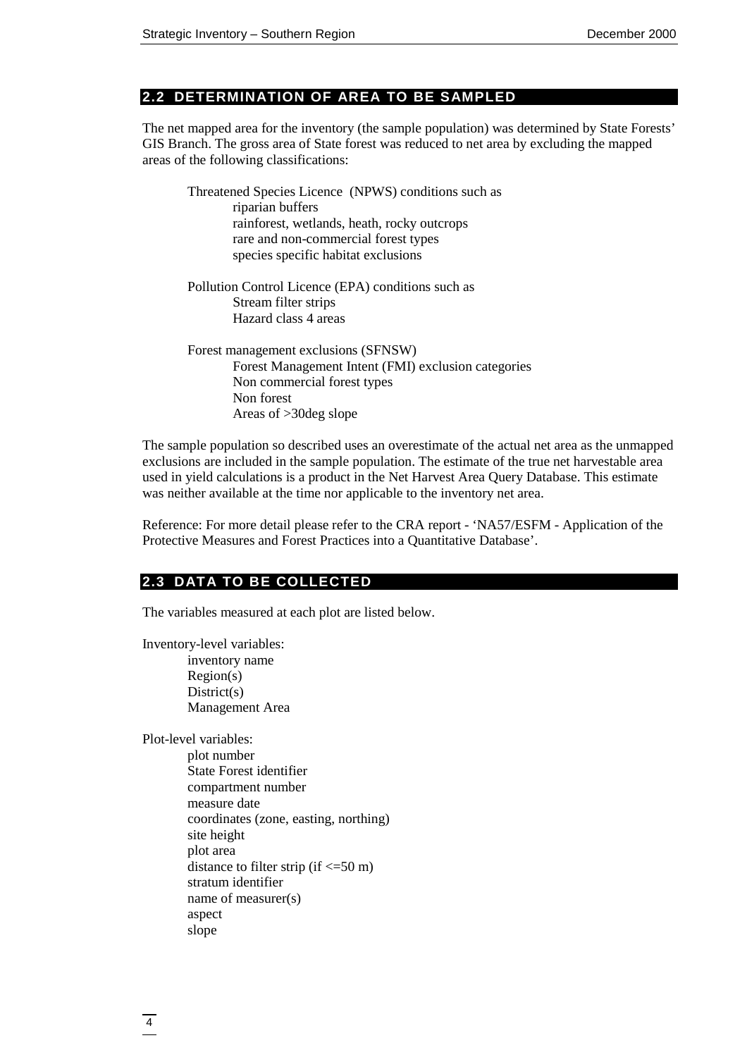## 2.2 DETERMINATION OF AREA TO BE SAMPLED

The net mapped area for the inventory (the sample population) was determined by State Forests' GIS Branch. The gross area of State forest was reduced to net area by excluding the mapped areas of the following classifications:

- Threatened Species Licence (NPWS) conditions such as
  - riparian buffers
  - rainforest, wetlands, heath, rocky outcrops
  - rare and non-commercial forest types
  - species specific habitat exclusions

- Pollution Control Licence (EPA) conditions such as
  - Stream filter strips
  - Hazard class 4 areas

- Forest management exclusions (SFNSW)
  - Forest Management Intent (FMI) exclusion categories
  - Non commercial forest types
  - Non forest
  - Areas of >30deg slope

The sample population so described uses an overestimate of the actual net area as the unmapped exclusions are included in the sample population. The estimate of the true net harvestable area used in yield calculations is a product in the Net Harvest Area Query Database. This estimate was neither available at the time nor applicable to the inventory net area.

Reference: For more detail please refer to the CRA report - 'NA57/ESFM - Application of the Protective Measures and Forest Practices into a Quantitative Database'.

## 2.3 DATA TO BE COLLECTED

The variables measured at each plot are listed below.

Inventory-level variables:
- inventory name
- Region(s)
- District(s)
- Management Area

Plot-level variables:
- plot number
- State Forest identifier
- compartment number
- measure date
- coordinates (zone, easting, northing)
- site height
- plot area
- distance to filter strip (if <=50 m)
- stratum identifier
- name of measurer(s)
- aspect
- slope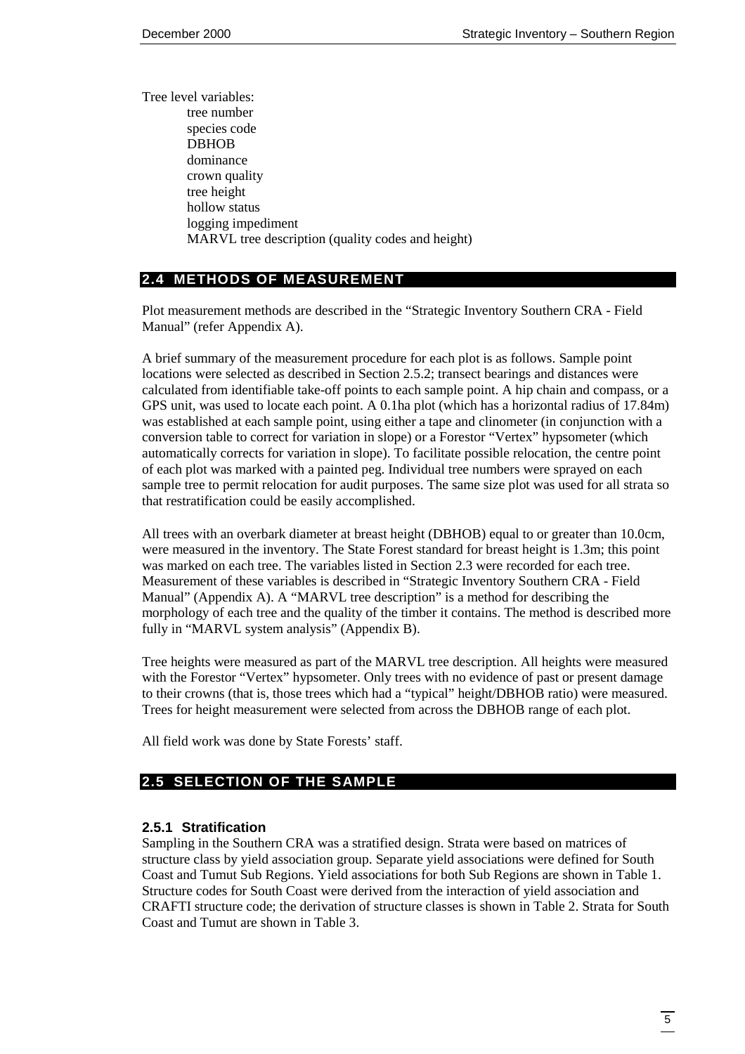Tree level variables:

- tree number
- species code
- DBHOB
- dominance
- crown quality
- tree height
- hollow status
- logging impediment
- MARVL tree description (quality codes and height)

## 2.4 METHODS OF MEASUREMENT

Plot measurement methods are described in the "Strategic Inventory Southern CRA - Field Manual" (refer Appendix A).

A brief summary of the measurement procedure for each plot is as follows. Sample point locations were selected as described in Section 2.5.2; transect bearings and distances were calculated from identifiable take-off points to each sample point. A hip chain and compass, or a GPS unit, was used to locate each point. A 0.1ha plot (which has a horizontal radius of 17.84m) was established at each sample point, using either a tape and clinometer (in conjunction with a conversion table to correct for variation in slope) or a Forestor "Vertex" hypsometer (which automatically corrects for variation in slope). To facilitate possible relocation, the centre point of each plot was marked with a painted peg. Individual tree numbers were sprayed on each sample tree to permit relocation for audit purposes. The same size plot was used for all strata so that restratification could be easily accomplished.

All trees with an overbark diameter at breast height (DBHOB) equal to or greater than 10.0cm, were measured in the inventory. The State Forest standard for breast height is 1.3m; this point was marked on each tree. The variables listed in Section 2.3 were recorded for each tree. Measurement of these variables is described in "Strategic Inventory Southern CRA - Field Manual" (Appendix A). A "MARVL tree description" is a method for describing the morphology of each tree and the quality of the timber it contains. The method is described more fully in "MARVL system analysis" (Appendix B).

Tree heights were measured as part of the MARVL tree description. All heights were measured with the Forestor "Vertex" hypsometer. Only trees with no evidence of past or present damage to their crowns (that is, those trees which had a "typical" height/DBHOB ratio) were measured. Trees for height measurement were selected from across the DBHOB range of each plot.

All field work was done by State Forests' staff.

## 2.5 SELECTION OF THE SAMPLE

### 2.5.1 Stratification

Sampling in the Southern CRA was a stratified design. Strata were based on matrices of structure class by yield association group. Separate yield associations were defined for South Coast and Tumut Sub Regions. Yield associations for both Sub Regions are shown in Table 1. Structure codes for South Coast were derived from the interaction of yield association and CRAFTI structure code; the derivation of structure classes is shown in Table 2. Strata for South Coast and Tumut are shown in Table 3.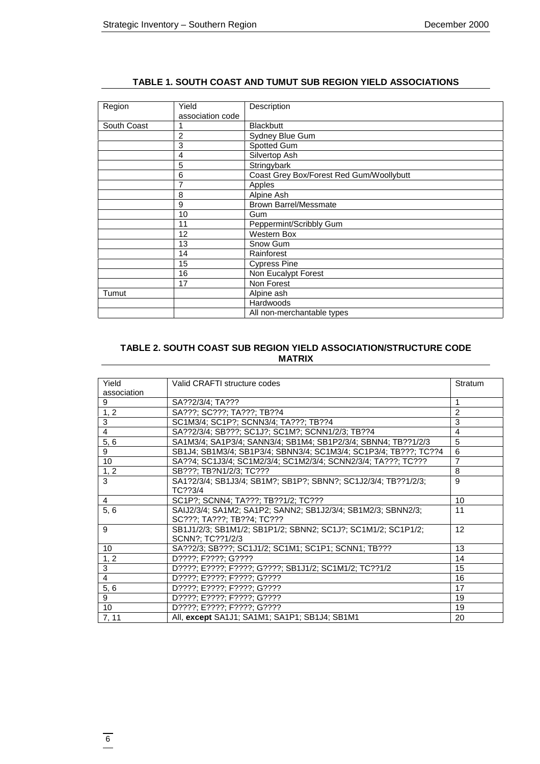**TABLE 1. SOUTH COAST AND TUMUT SUB REGION YIELD ASSOCIATIONS**

| Region | Yield association code | Description |
|---|---|---|
| South Coast | 1 | Blackbutt |
| | 2 | Sydney Blue Gum |
| | 3 | Spotted Gum |
| | 4 | Silvertop Ash |
| | 5 | Stringybark |
| | 6 | Coast Grey Box/Forest Red Gum/Woollybutt |
| | 7 | Apples |
| | 8 | Alpine Ash |
| | 9 | Brown Barrel/Messmate |
| | 10 | Gum |
| | 11 | Peppermint/Scribbly Gum |
| | 12 | Western Box |
| | 13 | Snow Gum |
| | 14 | Rainforest |
| | 15 | Cypress Pine |
| | 16 | Non Eucalypt Forest |
| | 17 | Non Forest |
| Tumut | | Alpine ash |
| | | Hardwoods |
| | | All non-merchantable types |

**TABLE 2. SOUTH COAST SUB REGION YIELD ASSOCIATION/STRUCTURE CODE MATRIX**

| Yield association | Valid CRAFTI structure codes | Stratum |
|---|---|---|
| 9 | SA??2/3/4; TA??? | 1 |
| 1, 2 | SA???; SC???; TA???; TB??4 | 2 |
| 3 | SC1M3/4; SC1P?; SCNN3/4; TA???; TB??4 | 3 |
| 4 | SA??2/3/4; SB???; SC1J?; SC1M?; SCNN1/2/3; TB??4 | 4 |
| 5, 6 | SA1M3/4; SA1P3/4; SANN3/4; SB1M4; SB1P2/3/4; SBNN4; TB??1/2/3 | 5 |
| 9 | SB1J4; SB1M3/4; SB1P3/4; SBNN3/4; SC1M3/4; SC1P3/4; TB???; TC??4 | 6 |
| 10 | SA??4; SC1J3/4; SC1M2/3/4; SCNN2/3/4; TA???; TC??? | 7 |
| 1, 2 | SB???; TB?N1/2/3; TC??? | 8 |
| 3 | SA1?2/3/4; SB1J3/4; SB1M?; SB1P?; SBNN?; SC1J2/3/4; TB??1/2/3; TC??3/4 | 9 |
| 4 | SC1P?; SCNN4; TA???; TB??1/2; TC??? | 10 |
| 5, 6 | SAIJ2/3/4; SA1M2; SA1P2; SANN2; SB1J2/3/4; SB1M2/3; SBNN2/3; SC???; TA???; TB??4; TC??? | 11 |
| 9 | SB1J1/2/3; SB1M1/2; SB1P1/2; SBNN2; SC1J?; SC1M1/2; SC1P1/2; SCNN?; TC??1/2/3 | 12 |
| 10 | SA??2/3; SB???; SC1J1/2; SC1M1; SC1P1; SCNN1; TB??? | 13 |
| 1, 2 | D????; F????; G???? | 14 |
| 3 | D????; E????; F????; G????; SB1J1/2; SC1M1/2; TC??1/2 | 15 |
| 4 | D????; E????; F????; G???? | 16 |
| 5, 6 | D????; E????; F????; G???? | 17 |
| 9 | D????; E????; F????; G???? | 19 |
| 10 | D????; E????; F????; G???? | 19 |
| 7, 11 | All, **except** SA1J1; SA1M1; SA1P1; SB1J4; SB1M1 | 20 |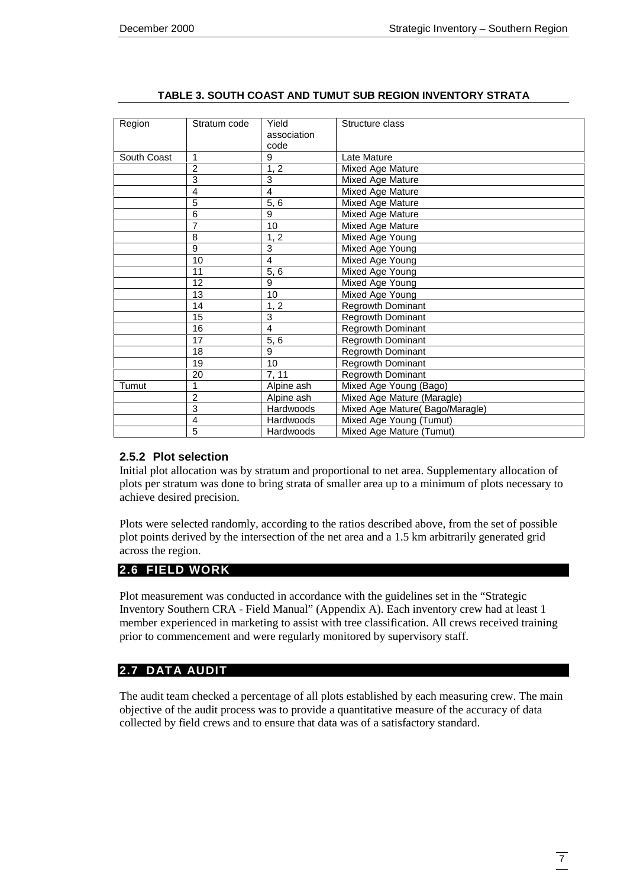**TABLE 3. SOUTH COAST AND TUMUT SUB REGION INVENTORY STRATA**

| Region | Stratum code | Yield association code | Structure class |
|---|---|---|---|
| South Coast | 1 | 9 | Late Mature |
| | 2 | 1, 2 | Mixed Age Mature |
| | 3 | 3 | Mixed Age Mature |
| | 4 | 4 | Mixed Age Mature |
| | 5 | 5, 6 | Mixed Age Mature |
| | 6 | 9 | Mixed Age Mature |
| | 7 | 10 | Mixed Age Mature |
| | 8 | 1, 2 | Mixed Age Young |
| | 9 | 3 | Mixed Age Young |
| | 10 | 4 | Mixed Age Young |
| | 11 | 5, 6 | Mixed Age Young |
| | 12 | 9 | Mixed Age Young |
| | 13 | 10 | Mixed Age Young |
| | 14 | 1, 2 | Regrowth Dominant |
| | 15 | 3 | Regrowth Dominant |
| | 16 | 4 | Regrowth Dominant |
| | 17 | 5, 6 | Regrowth Dominant |
| | 18 | 9 | Regrowth Dominant |
| | 19 | 10 | Regrowth Dominant |
| | 20 | 7, 11 | Regrowth Dominant |
| Tumut | 1 | Alpine ash | Mixed Age Young (Bago) |
| | 2 | Alpine ash | Mixed Age Mature (Maragle) |
| | 3 | Hardwoods | Mixed Age Mature( Bago/Maragle) |
| | 4 | Hardwoods | Mixed Age Young (Tumut) |
| | 5 | Hardwoods | Mixed Age Mature (Tumut) |

### 2.5.2 Plot selection

Initial plot allocation was by stratum and proportional to net area. Supplementary allocation of plots per stratum was done to bring strata of smaller area up to a minimum of plots necessary to achieve desired precision.

Plots were selected randomly, according to the ratios described above, from the set of possible plot points derived by the intersection of the net area and a 1.5 km arbitrarily generated grid across the region.

## 2.6 FIELD WORK

Plot measurement was conducted in accordance with the guidelines set in the "Strategic Inventory Southern CRA - Field Manual" (Appendix A). Each inventory crew had at least 1 member experienced in marketing to assist with tree classification. All crews received training prior to commencement and were regularly monitored by supervisory staff.

## 2.7 DATA AUDIT

The audit team checked a percentage of all plots established by each measuring crew. The main objective of the audit process was to provide a quantitative measure of the accuracy of data collected by field crews and to ensure that data was of a satisfactory standard.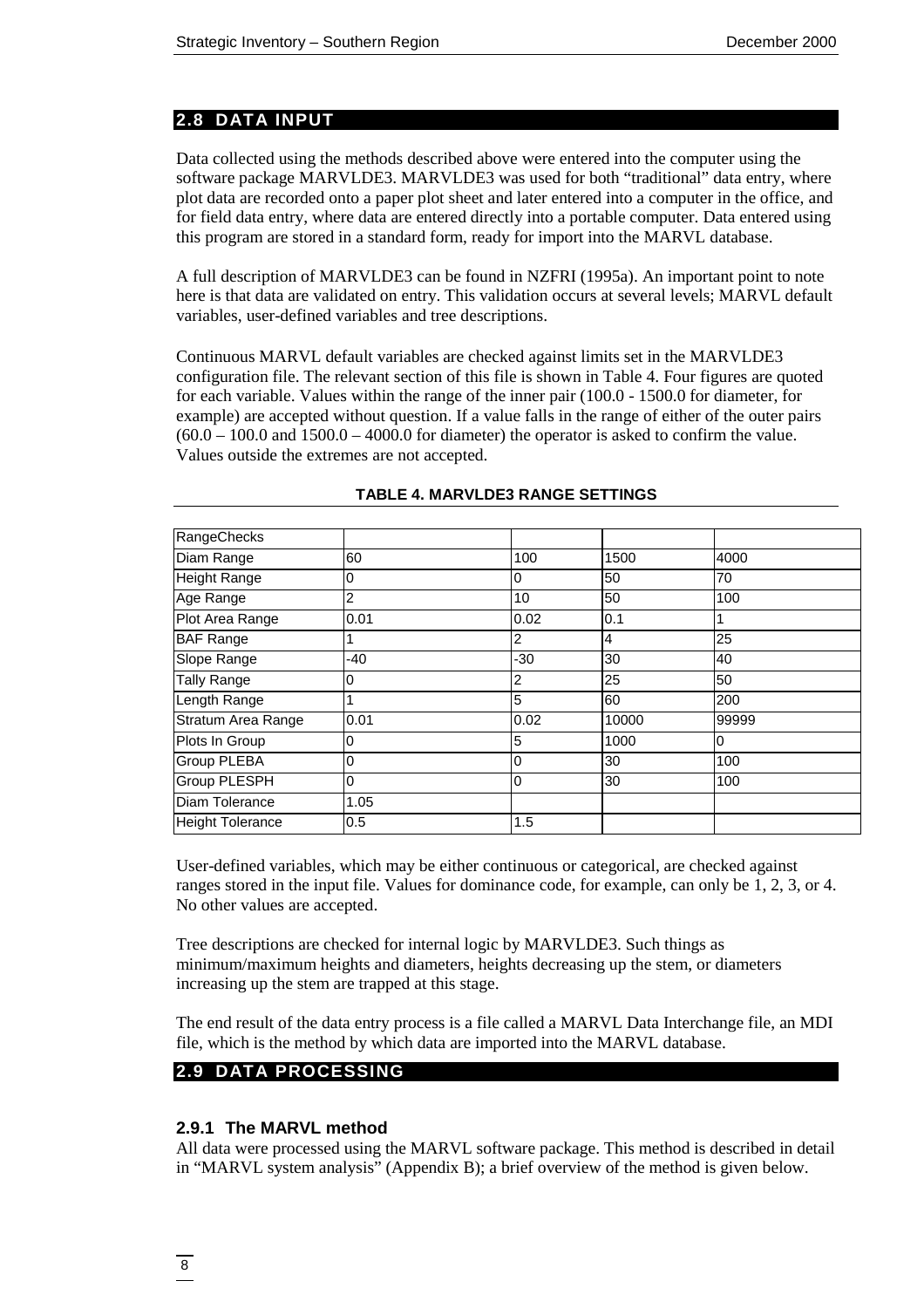## 2.8 DATA INPUT

Data collected using the methods described above were entered into the computer using the software package MARVLDE3. MARVLDE3 was used for both "traditional" data entry, where plot data are recorded onto a paper plot sheet and later entered into a computer in the office, and for field data entry, where data are entered directly into a portable computer. Data entered using this program are stored in a standard form, ready for import into the MARVL database.

A full description of MARVLDE3 can be found in NZFRI (1995a). An important point to note here is that data are validated on entry. This validation occurs at several levels; MARVL default variables, user-defined variables and tree descriptions.

Continuous MARVL default variables are checked against limits set in the MARVLDE3 configuration file. The relevant section of this file is shown in Table 4. Four figures are quoted for each variable. Values within the range of the inner pair (100.0 - 1500.0 for diameter, for example) are accepted without question. If a value falls in the range of either of the outer pairs (60.0 – 100.0 and 1500.0 – 4000.0 for diameter) the operator is asked to confirm the value. Values outside the extremes are not accepted.

**TABLE 4. MARVLDE3 RANGE SETTINGS**

| RangeChecks | | | | |
|---|---|---|---|---|
| Diam Range | 60 | 100 | 1500 | 4000 |
| Height Range | 0 | 0 | 50 | 70 |
| Age Range | 2 | 10 | 50 | 100 |
| Plot Area Range | 0.01 | 0.02 | 0.1 | 1 |
| BAF Range | 1 | 2 | 4 | 25 |
| Slope Range | -40 | -30 | 30 | 40 |
| Tally Range | 0 | 2 | 25 | 50 |
| Length Range | 1 | 5 | 60 | 200 |
| Stratum Area Range | 0.01 | 0.02 | 10000 | 99999 |
| Plots In Group | 0 | 5 | 1000 | 0 |
| Group PLEBA | 0 | 0 | 30 | 100 |
| Group PLESPH | 0 | 0 | 30 | 100 |
| Diam Tolerance | 1.05 | | | |
| Height Tolerance | 0.5 | 1.5 | | |

User-defined variables, which may be either continuous or categorical, are checked against ranges stored in the input file. Values for dominance code, for example, can only be 1, 2, 3, or 4. No other values are accepted.

Tree descriptions are checked for internal logic by MARVLDE3. Such things as minimum/maximum heights and diameters, heights decreasing up the stem, or diameters increasing up the stem are trapped at this stage.

The end result of the data entry process is a file called a MARVL Data Interchange file, an MDI file, which is the method by which data are imported into the MARVL database.

## 2.9 DATA PROCESSING

### 2.9.1 The MARVL method

All data were processed using the MARVL software package. This method is described in detail in "MARVL system analysis" (Appendix B); a brief overview of the method is given below.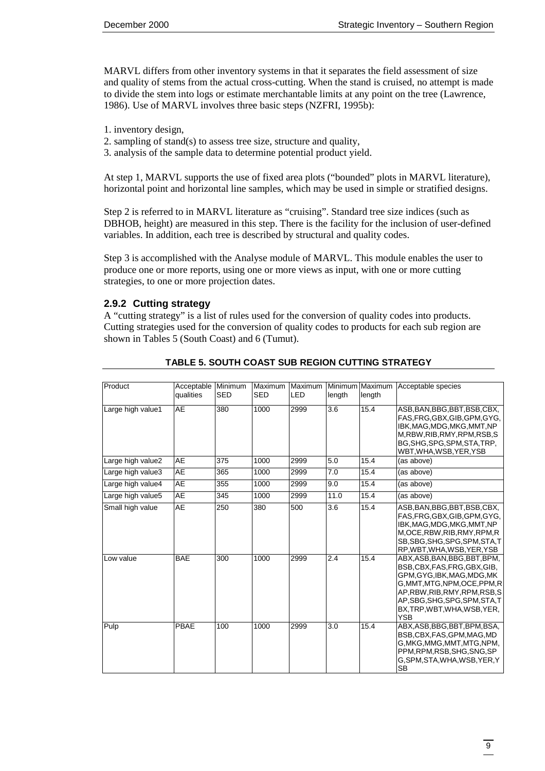MARVL differs from other inventory systems in that it separates the field assessment of size and quality of stems from the actual cross-cutting. When the stand is cruised, no attempt is made to divide the stem into logs or estimate merchantable limits at any point on the tree (Lawrence, 1986). Use of MARVL involves three basic steps (NZFRI, 1995b):

1. inventory design,
2. sampling of stand(s) to assess tree size, structure and quality,
3. analysis of the sample data to determine potential product yield.

At step 1, MARVL supports the use of fixed area plots ("bounded" plots in MARVL literature), horizontal point and horizontal line samples, which may be used in simple or stratified designs.

Step 2 is referred to in MARVL literature as "cruising". Standard tree size indices (such as DBHOB, height) are measured in this step. There is the facility for the inclusion of user-defined variables. In addition, each tree is described by structural and quality codes.

Step 3 is accomplished with the Analyse module of MARVL. This module enables the user to produce one or more reports, using one or more views as input, with one or more cutting strategies, to one or more projection dates.

### 2.9.2 Cutting strategy

A "cutting strategy" is a list of rules used for the conversion of quality codes into products. Cutting strategies used for the conversion of quality codes to products for each sub region are shown in Tables 5 (South Coast) and 6 (Tumut).

**TABLE 5. SOUTH COAST SUB REGION CUTTING STRATEGY**

| Product | Acceptable qualities | Minimum SED | Maximum SED | Maximum LED | Minimum length | Maximum length | Acceptable species |
|---|---|---|---|---|---|---|---|
| Large high value1 | AE | 380 | 1000 | 2999 | 3.6 | 15.4 | ASB,BAN,BBG,BBT,BSB,CBX,FAS,FRG,GBX,GIB,GPM,GYG,IBK,MAG,MDG,MKG,MMT,NPM,RBW,RIB,RMY,RPM,RSB,SBG,SHG,SPG,SPM,STA,TRP,WBT,WHA,WSB,YER,YSB |
| Large high value2 | AE | 375 | 1000 | 2999 | 5.0 | 15.4 | (as above) |
| Large high value3 | AE | 365 | 1000 | 2999 | 7.0 | 15.4 | (as above) |
| Large high value4 | AE | 355 | 1000 | 2999 | 9.0 | 15.4 | (as above) |
| Large high value5 | AE | 345 | 1000 | 2999 | 11.0 | 15.4 | (as above) |
| Small high value | AE | 250 | 380 | 500 | 3.6 | 15.4 | ASB,BAN,BBG,BBT,BSB,CBX,FAS,FRG,GBX,GIB,GPM,GYG,IBK,MAG,MDG,MKG,MMT,NPM,OCE,RBW,RIB,RMY,RPM,RSB,SBG,SHG,SPG,SPM,STA,TRP,WBT,WHA,WSB,YER,YSB |
| Low value | BAE | 300 | 1000 | 2999 | 2.4 | 15.4 | ABX,ASB,BAN,BBG,BBT,BPM,BSB,CBX,FAS,FRG,GBX,GIB,GPM,GYG,IBK,MAG,MDG,MKG,MMT,MTG,NPM,OCE,PPM,RAP,RBW,RIB,RMY,RPM,RSB,SAP,SBG,SHG,SPG,SPM,STA,TBX,TRP,WBT,WHA,WSB,YER,YSB |
| Pulp | PBAE | 100 | 1000 | 2999 | 3.0 | 15.4 | ABX,ASB,BBG,BBT,BPM,BSA,BSB,CBX,FAS,GPM,MAG,MDG,MKG,MMG,MMT,MTG,NPM,PPM,RPM,RSB,SHG,SNG,SPG,SPM,STA,WHA,WSB,YER,YSB |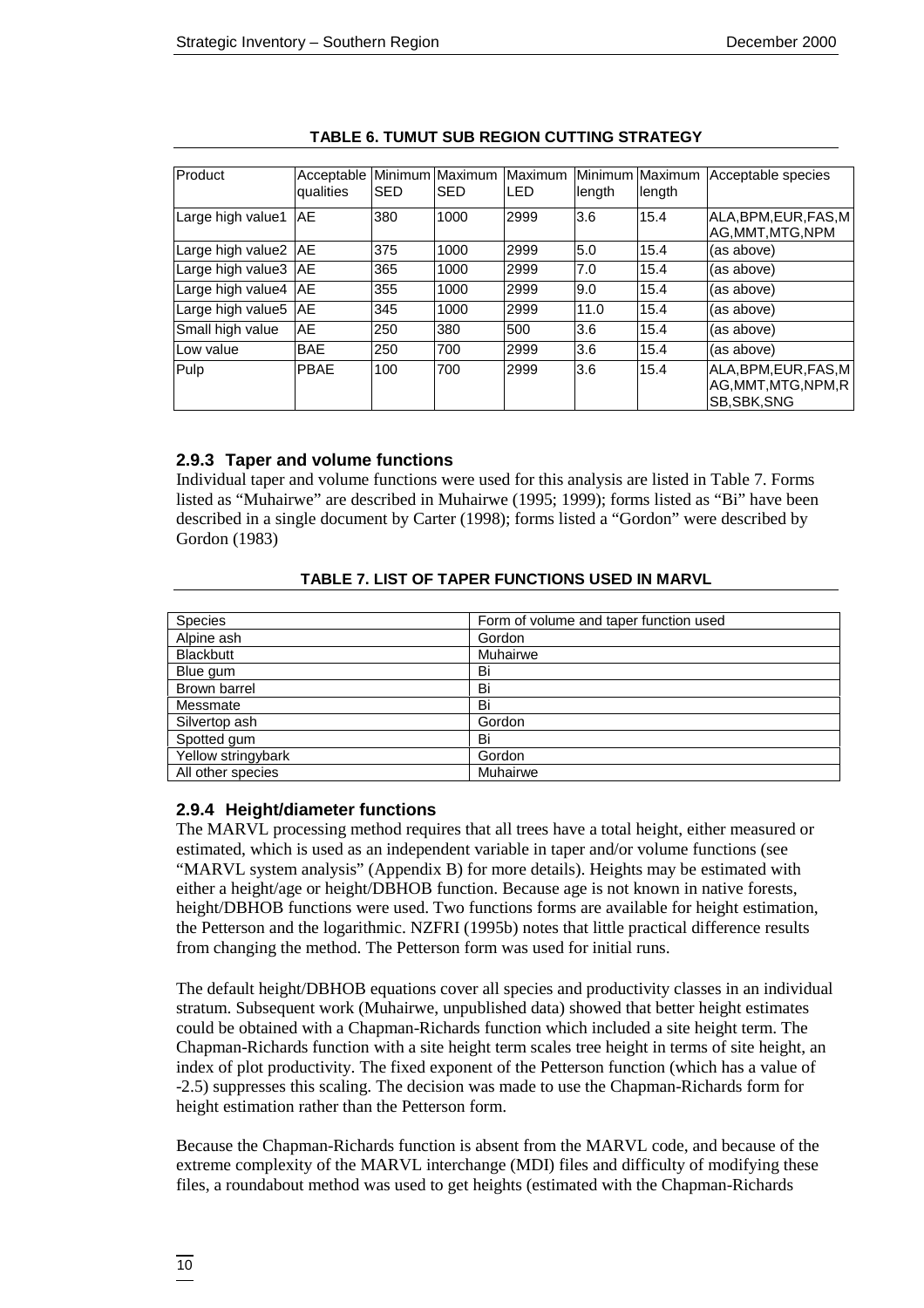**TABLE 6. TUMUT SUB REGION CUTTING STRATEGY**

| Product | Acceptable qualities | Minimum SED | Maximum SED | Maximum LED | Minimum length | Maximum length | Acceptable species |
|---|---|---|---|---|---|---|---|
| Large high value1 | AE | 380 | 1000 | 2999 | 3.6 | 15.4 | ALA,BPM,EUR,FAS,MAG,MMT,MTG,NPM |
| Large high value2 | AE | 375 | 1000 | 2999 | 5.0 | 15.4 | (as above) |
| Large high value3 | AE | 365 | 1000 | 2999 | 7.0 | 15.4 | (as above) |
| Large high value4 | AE | 355 | 1000 | 2999 | 9.0 | 15.4 | (as above) |
| Large high value5 | AE | 345 | 1000 | 2999 | 11.0 | 15.4 | (as above) |
| Small high value | AE | 250 | 380 | 500 | 3.6 | 15.4 | (as above) |
| Low value | BAE | 250 | 700 | 2999 | 3.6 | 15.4 | (as above) |
| Pulp | PBAE | 100 | 700 | 2999 | 3.6 | 15.4 | ALA,BPM,EUR,FAS,MAG,MMT,MTG,NPM,RSB,SBK,SNG |

### 2.9.3 Taper and volume functions

Individual taper and volume functions were used for this analysis are listed in Table 7. Forms listed as "Muhairwe" are described in Muhairwe (1995; 1999); forms listed as "Bi" have been described in a single document by Carter (1998); forms listed a "Gordon" were described by Gordon (1983)

**TABLE 7. LIST OF TAPER FUNCTIONS USED IN MARVL**

| Species | Form of volume and taper function used |
|---|---|
| Alpine ash | Gordon |
| Blackbutt | Muhairwe |
| Blue gum | Bi |
| Brown barrel | Bi |
| Messmate | Bi |
| Silvertop ash | Gordon |
| Spotted gum | Bi |
| Yellow stringybark | Gordon |
| All other species | Muhairwe |

### 2.9.4 Height/diameter functions

The MARVL processing method requires that all trees have a total height, either measured or estimated, which is used as an independent variable in taper and/or volume functions (see "MARVL system analysis" (Appendix B) for more details). Heights may be estimated with either a height/age or height/DBHOB function. Because age is not known in native forests, height/DBHOB functions were used. Two functions forms are available for height estimation, the Petterson and the logarithmic. NZFRI (1995b) notes that little practical difference results from changing the method. The Petterson form was used for initial runs.

The default height/DBHOB equations cover all species and productivity classes in an individual stratum. Subsequent work (Muhairwe, unpublished data) showed that better height estimates could be obtained with a Chapman-Richards function which included a site height term. The Chapman-Richards function with a site height term scales tree height in terms of site height, an index of plot productivity. The fixed exponent of the Petterson function (which has a value of -2.5) suppresses this scaling. The decision was made to use the Chapman-Richards form for height estimation rather than the Petterson form.

Because the Chapman-Richards function is absent from the MARVL code, and because of the extreme complexity of the MARVL interchange (MDI) files and difficulty of modifying these files, a roundabout method was used to get heights (estimated with the Chapman-Richards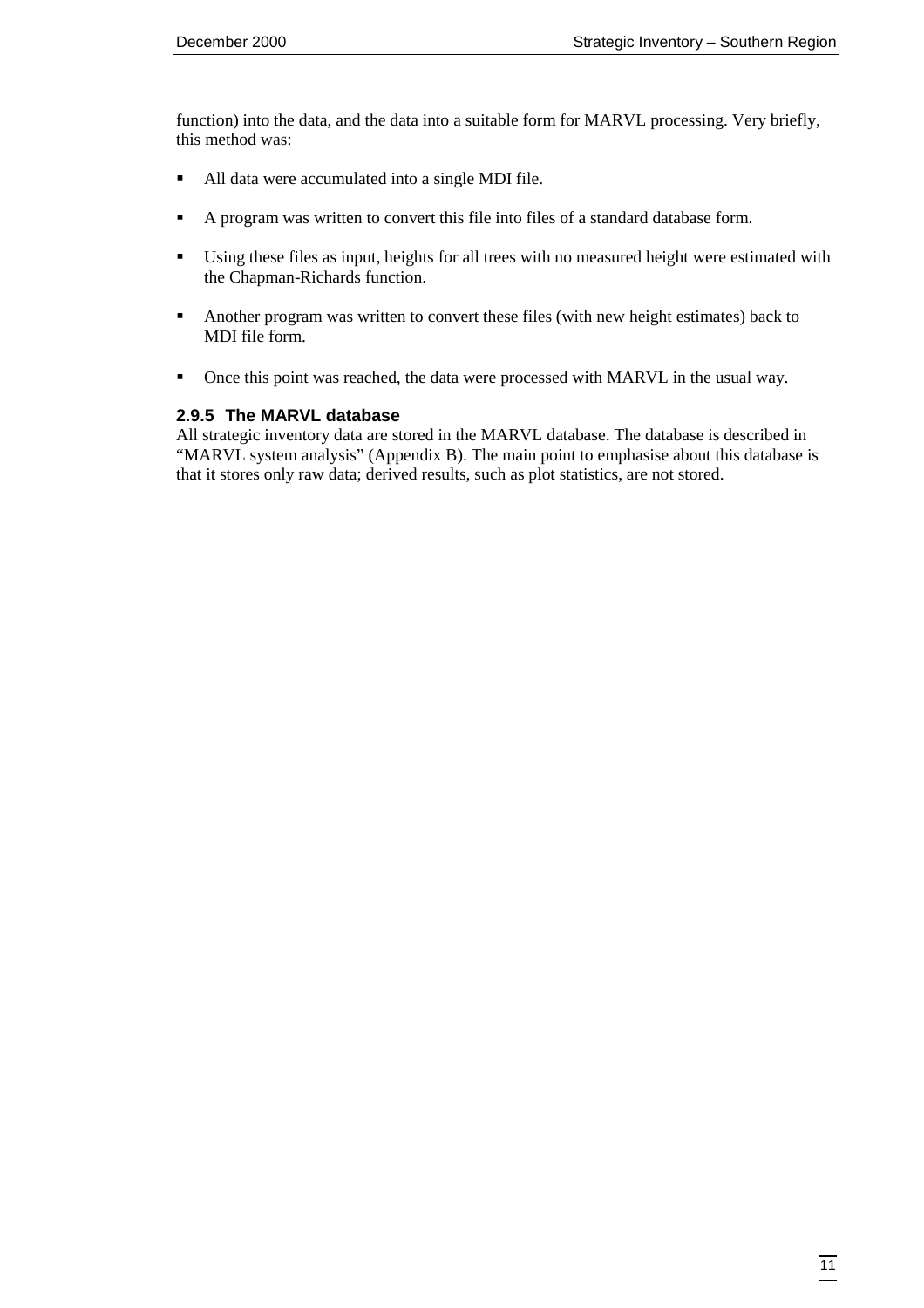function) into the data, and the data into a suitable form for MARVL processing. Very briefly, this method was:

- All data were accumulated into a single MDI file.
- A program was written to convert this file into files of a standard database form.
- Using these files as input, heights for all trees with no measured height were estimated with the Chapman-Richards function.
- Another program was written to convert these files (with new height estimates) back to MDI file form.
- Once this point was reached, the data were processed with MARVL in the usual way.

### 2.9.5 The MARVL database

All strategic inventory data are stored in the MARVL database. The database is described in "MARVL system analysis" (Appendix B). The main point to emphasise about this database is that it stores only raw data; derived results, such as plot statistics, are not stored.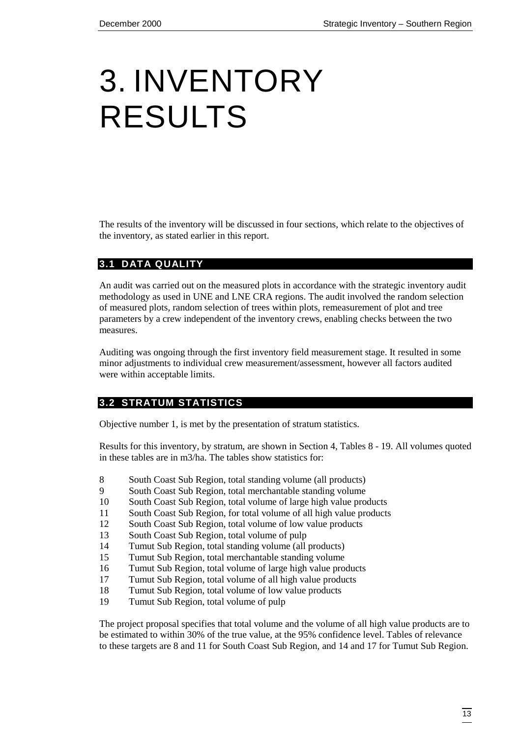# 3. INVENTORY RESULTS

The results of the inventory will be discussed in four sections, which relate to the objectives of the inventory, as stated earlier in this report.

## 3.1 DATA QUALITY

An audit was carried out on the measured plots in accordance with the strategic inventory audit methodology as used in UNE and LNE CRA regions. The audit involved the random selection of measured plots, random selection of trees within plots, remeasurement of plot and tree parameters by a crew independent of the inventory crews, enabling checks between the two measures.

Auditing was ongoing through the first inventory field measurement stage. It resulted in some minor adjustments to individual crew measurement/assessment, however all factors audited were within acceptable limits.

## 3.2 STRATUM STATISTICS

Objective number 1, is met by the presentation of stratum statistics.

Results for this inventory, by stratum, are shown in Section 4, Tables 8 - 19. All volumes quoted in these tables are in m3/ha. The tables show statistics for:

- 8 South Coast Sub Region, total standing volume (all products)
- 9 South Coast Sub Region, total merchantable standing volume
- 10 South Coast Sub Region, total volume of large high value products
- 11 South Coast Sub Region, for total volume of all high value products
- 12 South Coast Sub Region, total volume of low value products
- 13 South Coast Sub Region, total volume of pulp
- 14 Tumut Sub Region, total standing volume (all products)
- 15 Tumut Sub Region, total merchantable standing volume
- 16 Tumut Sub Region, total volume of large high value products
- 17 Tumut Sub Region, total volume of all high value products
- 18 Tumut Sub Region, total volume of low value products
- 19 Tumut Sub Region, total volume of pulp

The project proposal specifies that total volume and the volume of all high value products are to be estimated to within 30% of the true value, at the 95% confidence level. Tables of relevance to these targets are 8 and 11 for South Coast Sub Region, and 14 and 17 for Tumut Sub Region.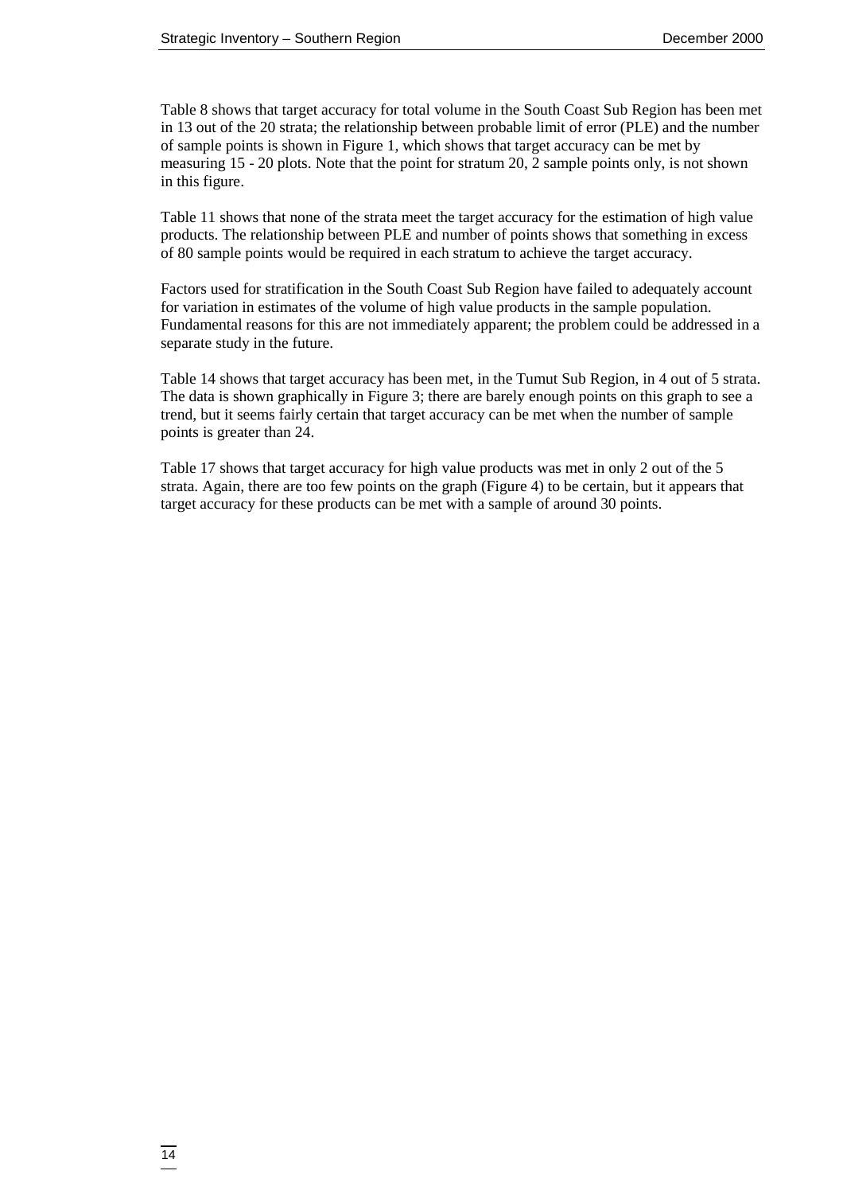Table 8 shows that target accuracy for total volume in the South Coast Sub Region has been met in 13 out of the 20 strata; the relationship between probable limit of error (PLE) and the number of sample points is shown in Figure 1, which shows that target accuracy can be met by measuring 15 - 20 plots. Note that the point for stratum 20, 2 sample points only, is not shown in this figure.

Table 11 shows that none of the strata meet the target accuracy for the estimation of high value products. The relationship between PLE and number of points shows that something in excess of 80 sample points would be required in each stratum to achieve the target accuracy.

Factors used for stratification in the South Coast Sub Region have failed to adequately account for variation in estimates of the volume of high value products in the sample population. Fundamental reasons for this are not immediately apparent; the problem could be addressed in a separate study in the future.

Table 14 shows that target accuracy has been met, in the Tumut Sub Region, in 4 out of 5 strata. The data is shown graphically in Figure 3; there are barely enough points on this graph to see a trend, but it seems fairly certain that target accuracy can be met when the number of sample points is greater than 24.

Table 17 shows that target accuracy for high value products was met in only 2 out of the 5 strata. Again, there are too few points on the graph (Figure 4) to be certain, but it appears that target accuracy for these products can be met with a sample of around 30 points.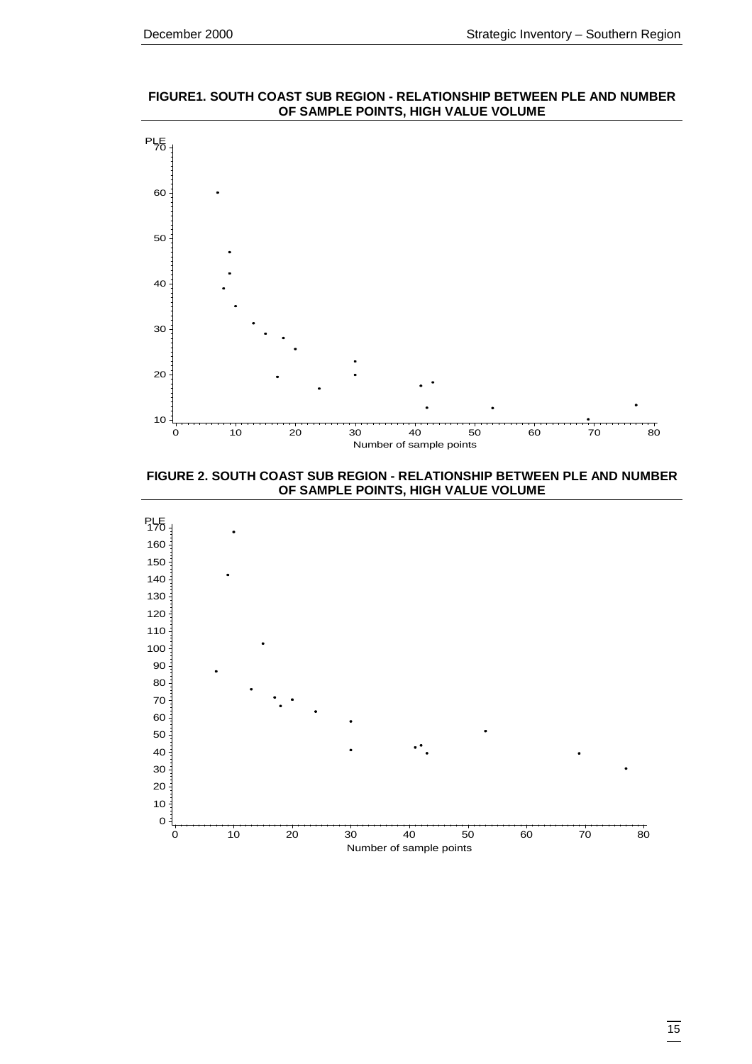**FIGURE1. SOUTH COAST SUB REGION - RELATIONSHIP BETWEEN PLE AND NUMBER OF SAMPLE POINTS, HIGH VALUE VOLUME**

**FIGURE 2. SOUTH COAST SUB REGION - RELATIONSHIP BETWEEN PLE AND NUMBER OF SAMPLE POINTS, HIGH VALUE VOLUME**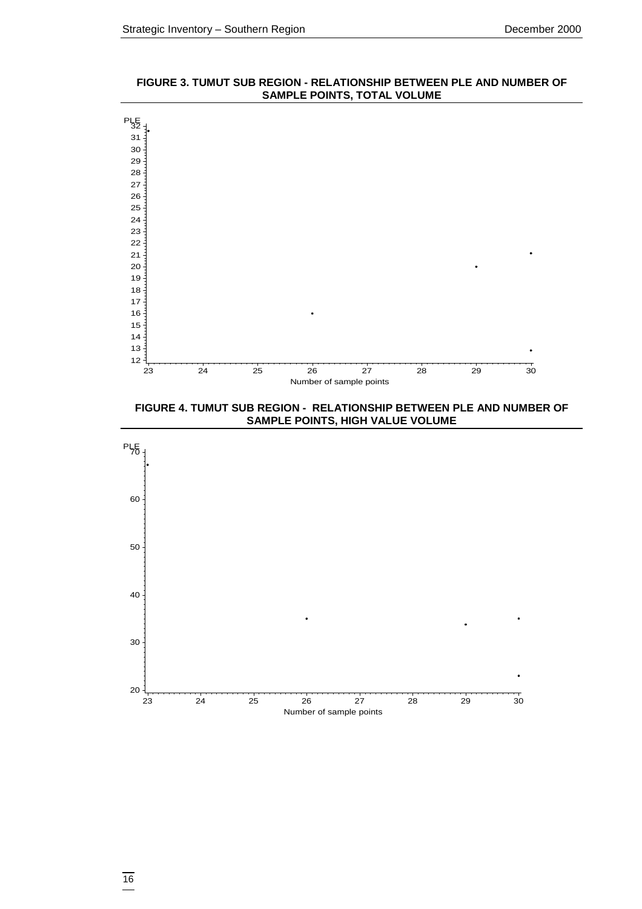**FIGURE 3. TUMUT SUB REGION - RELATIONSHIP BETWEEN PLE AND NUMBER OF SAMPLE POINTS, TOTAL VOLUME**

PLE

32
31
30
29
28
27
26
25
24
23
22
21
20
19
18
17
16
15
14
13
12

23 24 25 26 27 28 29 30

Number of sample points

**FIGURE 4. TUMUT SUB REGION - RELATIONSHIP BETWEEN PLE AND NUMBER OF SAMPLE POINTS, HIGH VALUE VOLUME**

PLE

70
60
50
40
30
20

23 24 25 26 27 28 29 30

Number of sample points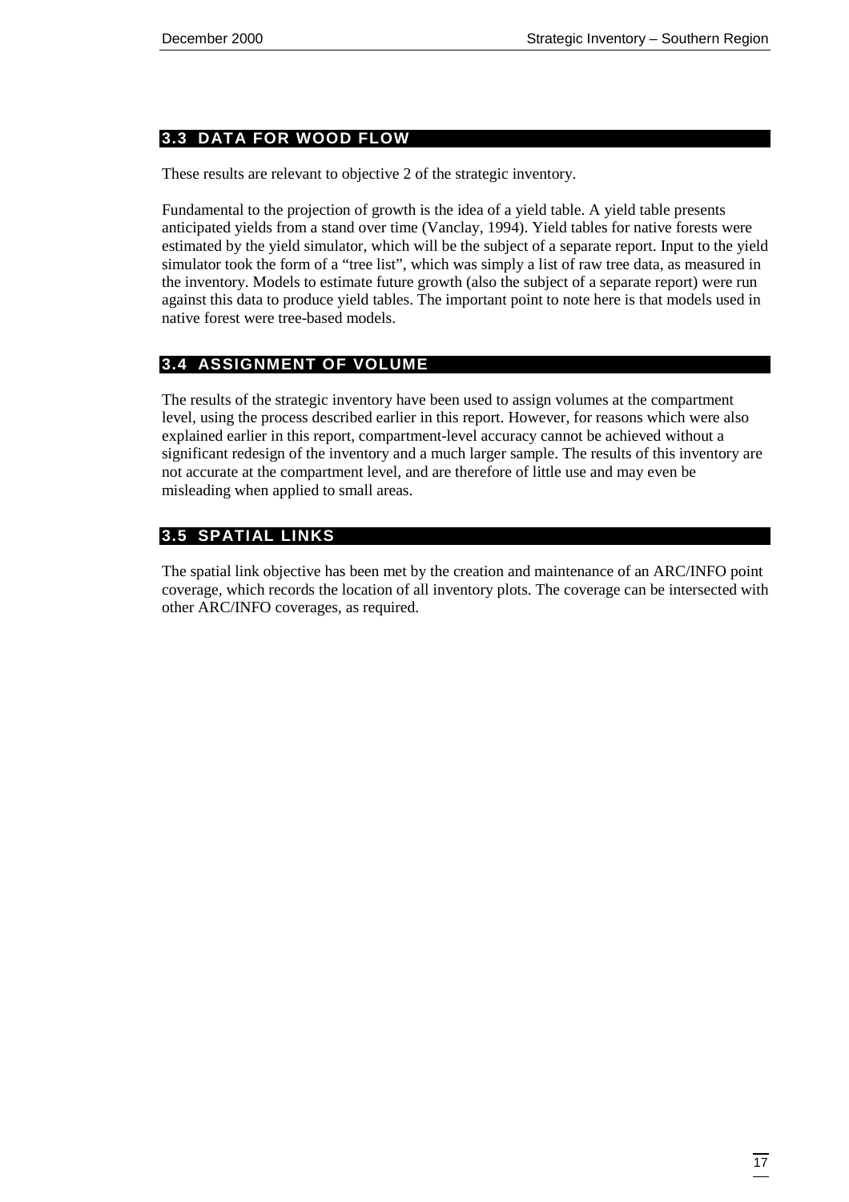## 3.3 DATA FOR WOOD FLOW

These results are relevant to objective 2 of the strategic inventory.

Fundamental to the projection of growth is the idea of a yield table. A yield table presents anticipated yields from a stand over time (Vanclay, 1994). Yield tables for native forests were estimated by the yield simulator, which will be the subject of a separate report. Input to the yield simulator took the form of a "tree list", which was simply a list of raw tree data, as measured in the inventory. Models to estimate future growth (also the subject of a separate report) were run against this data to produce yield tables. The important point to note here is that models used in native forest were tree-based models.

## 3.4 ASSIGNMENT OF VOLUME

The results of the strategic inventory have been used to assign volumes at the compartment level, using the process described earlier in this report. However, for reasons which were also explained earlier in this report, compartment-level accuracy cannot be achieved without a significant redesign of the inventory and a much larger sample. The results of this inventory are not accurate at the compartment level, and are therefore of little use and may even be misleading when applied to small areas.

## 3.5 SPATIAL LINKS

The spatial link objective has been met by the creation and maintenance of an ARC/INFO point coverage, which records the location of all inventory plots. The coverage can be intersected with other ARC/INFO coverages, as required.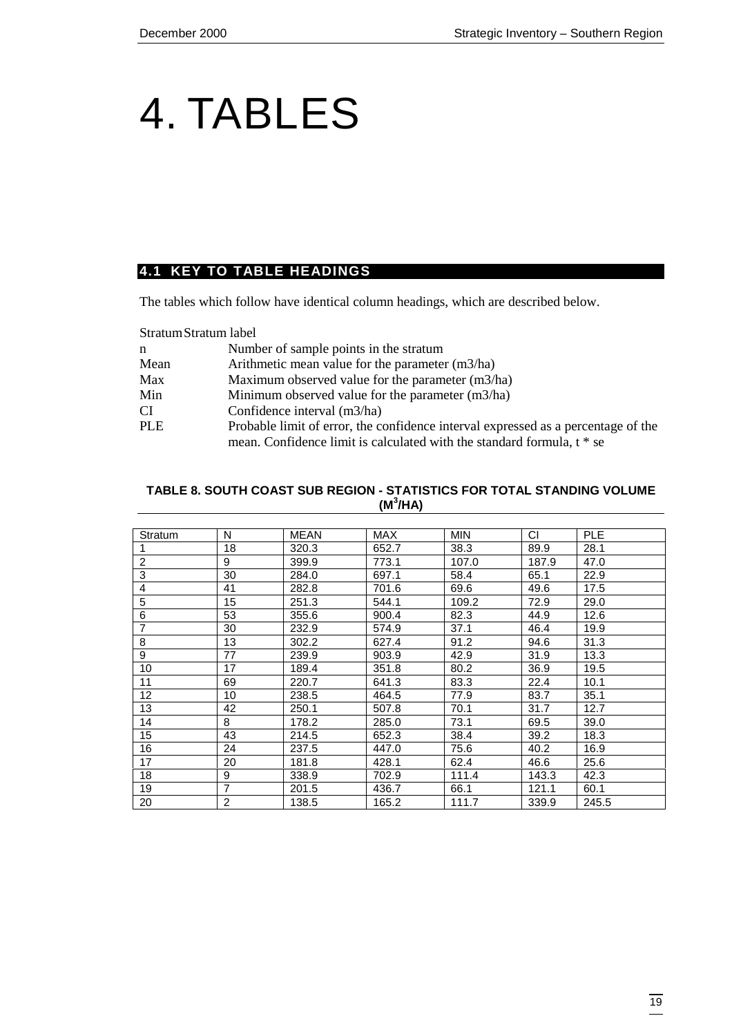# 4. TABLES

## 4.1 KEY TO TABLE HEADINGS

The tables which follow have identical column headings, which are described below.

| | |
|---|---|
| Stratum | Stratum label |
| n | Number of sample points in the stratum |
| Mean | Arithmetic mean value for the parameter (m3/ha) |
| Max | Maximum observed value for the parameter (m3/ha) |
| Min | Minimum observed value for the parameter (m3/ha) |
| CI | Confidence interval (m3/ha) |
| PLE | Probable limit of error, the confidence interval expressed as a percentage of the mean. Confidence limit is calculated with the standard formula, t * se |

**TABLE 8. SOUTH COAST SUB REGION - STATISTICS FOR TOTAL STANDING VOLUME ($M^3$/HA)**

| Stratum | N | MEAN | MAX | MIN | CI | PLE |
|---|---|---|---|---|---|---|
| 1 | 18 | 320.3 | 652.7 | 38.3 | 89.9 | 28.1 |
| 2 | 9 | 399.9 | 773.1 | 107.0 | 187.9 | 47.0 |
| 3 | 30 | 284.0 | 697.1 | 58.4 | 65.1 | 22.9 |
| 4 | 41 | 282.8 | 701.6 | 69.6 | 49.6 | 17.5 |
| 5 | 15 | 251.3 | 544.1 | 109.2 | 72.9 | 29.0 |
| 6 | 53 | 355.6 | 900.4 | 82.3 | 44.9 | 12.6 |
| 7 | 30 | 232.9 | 574.9 | 37.1 | 46.4 | 19.9 |
| 8 | 13 | 302.2 | 627.4 | 91.2 | 94.6 | 31.3 |
| 9 | 77 | 239.9 | 903.9 | 42.9 | 31.9 | 13.3 |
| 10 | 17 | 189.4 | 351.8 | 80.2 | 36.9 | 19.5 |
| 11 | 69 | 220.7 | 641.3 | 83.3 | 22.4 | 10.1 |
| 12 | 10 | 238.5 | 464.5 | 77.9 | 83.7 | 35.1 |
| 13 | 42 | 250.1 | 507.8 | 70.1 | 31.7 | 12.7 |
| 14 | 8 | 178.2 | 285.0 | 73.1 | 69.5 | 39.0 |
| 15 | 43 | 214.5 | 652.3 | 38.4 | 39.2 | 18.3 |
| 16 | 24 | 237.5 | 447.0 | 75.6 | 40.2 | 16.9 |
| 17 | 20 | 181.8 | 428.1 | 62.4 | 46.6 | 25.6 |
| 18 | 9 | 338.9 | 702.9 | 111.4 | 143.3 | 42.3 |
| 19 | 7 | 201.5 | 436.7 | 66.1 | 121.1 | 60.1 |
| 20 | 2 | 138.5 | 165.2 | 111.7 | 339.9 | 245.5 |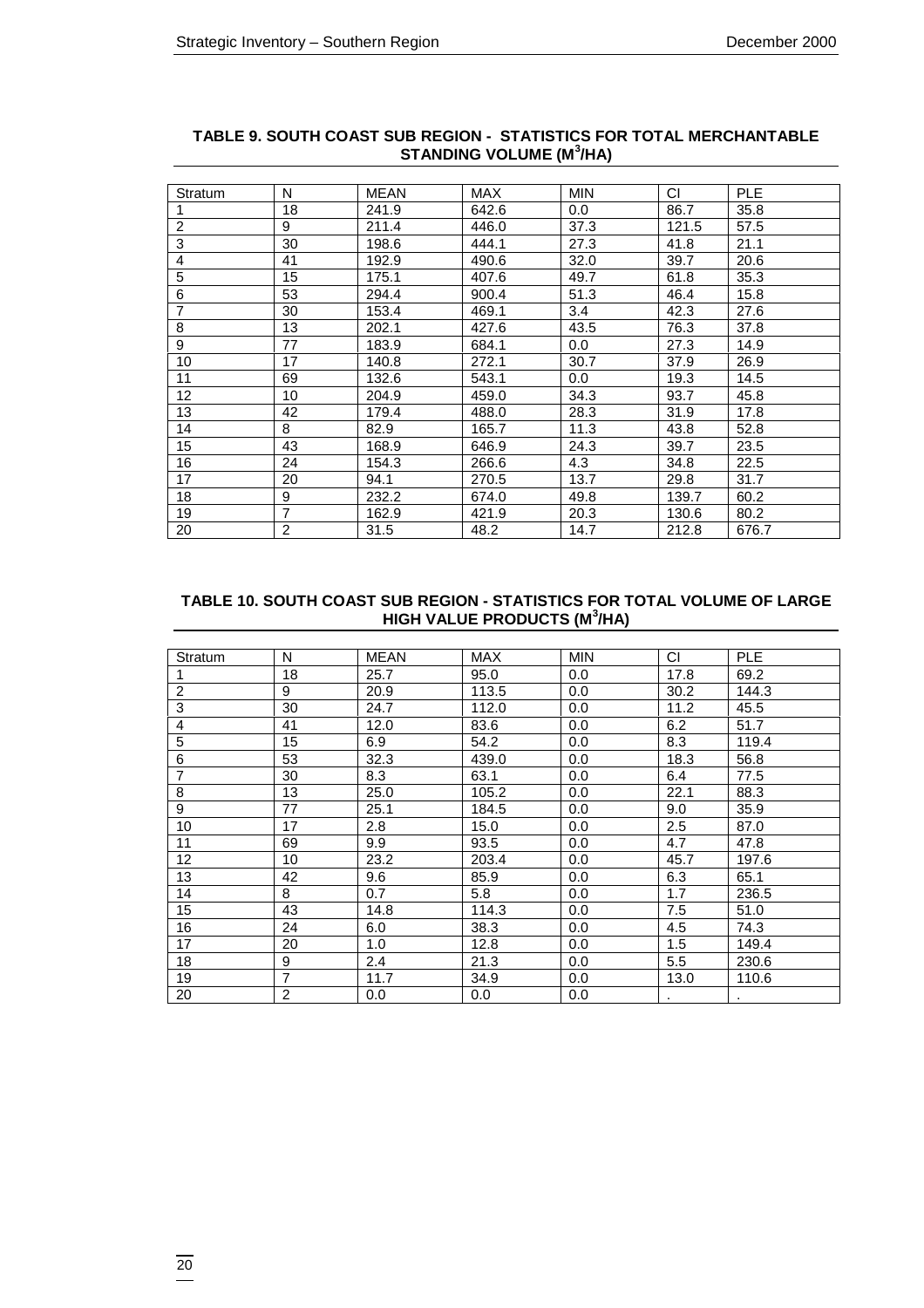**TABLE 9. SOUTH COAST SUB REGION - STATISTICS FOR TOTAL MERCHANTABLE STANDING VOLUME ($M^3$/HA)**

| Stratum | N | MEAN | MAX | MIN | CI | PLE |
|---|---|---|---|---|---|---|
| 1 | 18 | 241.9 | 642.6 | 0.0 | 86.7 | 35.8 |
| 2 | 9 | 211.4 | 446.0 | 37.3 | 121.5 | 57.5 |
| 3 | 30 | 198.6 | 444.1 | 27.3 | 41.8 | 21.1 |
| 4 | 41 | 192.9 | 490.6 | 32.0 | 39.7 | 20.6 |
| 5 | 15 | 175.1 | 407.6 | 49.7 | 61.8 | 35.3 |
| 6 | 53 | 294.4 | 900.4 | 51.3 | 46.4 | 15.8 |
| 7 | 30 | 153.4 | 469.1 | 3.4 | 42.3 | 27.6 |
| 8 | 13 | 202.1 | 427.6 | 43.5 | 76.3 | 37.8 |
| 9 | 77 | 183.9 | 684.1 | 0.0 | 27.3 | 14.9 |
| 10 | 17 | 140.8 | 272.1 | 30.7 | 37.9 | 26.9 |
| 11 | 69 | 132.6 | 543.1 | 0.0 | 19.3 | 14.5 |
| 12 | 10 | 204.9 | 459.0 | 34.3 | 93.7 | 45.8 |
| 13 | 42 | 179.4 | 488.0 | 28.3 | 31.9 | 17.8 |
| 14 | 8 | 82.9 | 165.7 | 11.3 | 43.8 | 52.8 |
| 15 | 43 | 168.9 | 646.9 | 24.3 | 39.7 | 23.5 |
| 16 | 24 | 154.3 | 266.6 | 4.3 | 34.8 | 22.5 |
| 17 | 20 | 94.1 | 270.5 | 13.7 | 29.8 | 31.7 |
| 18 | 9 | 232.2 | 674.0 | 49.8 | 139.7 | 60.2 |
| 19 | 7 | 162.9 | 421.9 | 20.3 | 130.6 | 80.2 |
| 20 | 2 | 31.5 | 48.2 | 14.7 | 212.8 | 676.7 |

**TABLE 10. SOUTH COAST SUB REGION - STATISTICS FOR TOTAL VOLUME OF LARGE HIGH VALUE PRODUCTS ($M^3$/HA)**

| Stratum | N | MEAN | MAX | MIN | CI | PLE |
|---|---|---|---|---|---|---|
| 1 | 18 | 25.7 | 95.0 | 0.0 | 17.8 | 69.2 |
| 2 | 9 | 20.9 | 113.5 | 0.0 | 30.2 | 144.3 |
| 3 | 30 | 24.7 | 112.0 | 0.0 | 11.2 | 45.5 |
| 4 | 41 | 12.0 | 83.6 | 0.0 | 6.2 | 51.7 |
| 5 | 15 | 6.9 | 54.2 | 0.0 | 8.3 | 119.4 |
| 6 | 53 | 32.3 | 439.0 | 0.0 | 18.3 | 56.8 |
| 7 | 30 | 8.3 | 63.1 | 0.0 | 6.4 | 77.5 |
| 8 | 13 | 25.0 | 105.2 | 0.0 | 22.1 | 88.3 |
| 9 | 77 | 25.1 | 184.5 | 0.0 | 9.0 | 35.9 |
| 10 | 17 | 2.8 | 15.0 | 0.0 | 2.5 | 87.0 |
| 11 | 69 | 9.9 | 93.5 | 0.0 | 4.7 | 47.8 |
| 12 | 10 | 23.2 | 203.4 | 0.0 | 45.7 | 197.6 |
| 13 | 42 | 9.6 | 85.9 | 0.0 | 6.3 | 65.1 |
| 14 | 8 | 0.7 | 5.8 | 0.0 | 1.7 | 236.5 |
| 15 | 43 | 14.8 | 114.3 | 0.0 | 7.5 | 51.0 |
| 16 | 24 | 6.0 | 38.3 | 0.0 | 4.5 | 74.3 |
| 17 | 20 | 1.0 | 12.8 | 0.0 | 1.5 | 149.4 |
| 18 | 9 | 2.4 | 21.3 | 0.0 | 5.5 | 230.6 |
| 19 | 7 | 11.7 | 34.9 | 0.0 | 13.0 | 110.6 |
| 20 | 2 | 0.0 | 0.0 | 0.0 | . | . |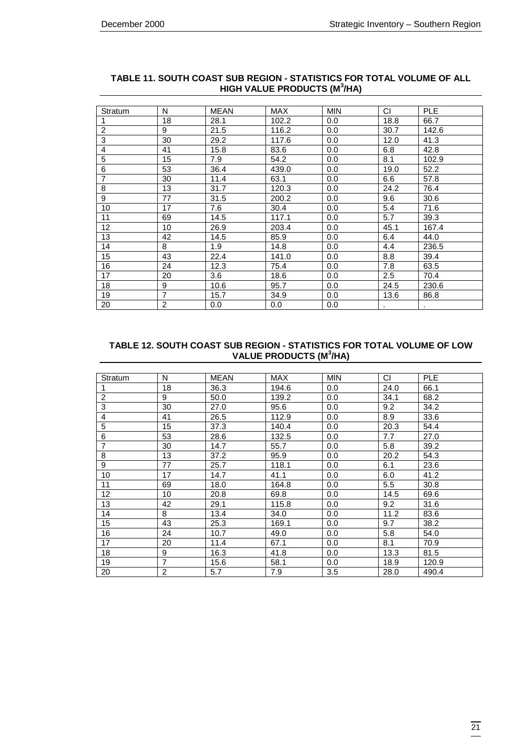**TABLE 11. SOUTH COAST SUB REGION - STATISTICS FOR TOTAL VOLUME OF ALL HIGH VALUE PRODUCTS ($M^3$/HA)**

| Stratum | N | MEAN | MAX | MIN | CI | PLE |
|---|---|---|---|---|---|---|
| 1 | 18 | 28.1 | 102.2 | 0.0 | 18.8 | 66.7 |
| 2 | 9 | 21.5 | 116.2 | 0.0 | 30.7 | 142.6 |
| 3 | 30 | 29.2 | 117.6 | 0.0 | 12.0 | 41.3 |
| 4 | 41 | 15.8 | 83.6 | 0.0 | 6.8 | 42.8 |
| 5 | 15 | 7.9 | 54.2 | 0.0 | 8.1 | 102.9 |
| 6 | 53 | 36.4 | 439.0 | 0.0 | 19.0 | 52.2 |
| 7 | 30 | 11.4 | 63.1 | 0.0 | 6.6 | 57.8 |
| 8 | 13 | 31.7 | 120.3 | 0.0 | 24.2 | 76.4 |
| 9 | 77 | 31.5 | 200.2 | 0.0 | 9.6 | 30.6 |
| 10 | 17 | 7.6 | 30.4 | 0.0 | 5.4 | 71.6 |
| 11 | 69 | 14.5 | 117.1 | 0.0 | 5.7 | 39.3 |
| 12 | 10 | 26.9 | 203.4 | 0.0 | 45.1 | 167.4 |
| 13 | 42 | 14.5 | 85.9 | 0.0 | 6.4 | 44.0 |
| 14 | 8 | 1.9 | 14.8 | 0.0 | 4.4 | 236.5 |
| 15 | 43 | 22.4 | 141.0 | 0.0 | 8.8 | 39.4 |
| 16 | 24 | 12.3 | 75.4 | 0.0 | 7.8 | 63.5 |
| 17 | 20 | 3.6 | 18.6 | 0.0 | 2.5 | 70.4 |
| 18 | 9 | 10.6 | 95.7 | 0.0 | 24.5 | 230.6 |
| 19 | 7 | 15.7 | 34.9 | 0.0 | 13.6 | 86.8 |
| 20 | 2 | 0.0 | 0.0 | 0.0 | . | . |

**TABLE 12. SOUTH COAST SUB REGION - STATISTICS FOR TOTAL VOLUME OF LOW VALUE PRODUCTS ($M^3$/HA)**

| Stratum | N | MEAN | MAX | MIN | CI | PLE |
|---|---|---|---|---|---|---|
| 1 | 18 | 36.3 | 194.6 | 0.0 | 24.0 | 66.1 |
| 2 | 9 | 50.0 | 139.2 | 0.0 | 34.1 | 68.2 |
| 3 | 30 | 27.0 | 95.6 | 0.0 | 9.2 | 34.2 |
| 4 | 41 | 26.5 | 112.9 | 0.0 | 8.9 | 33.6 |
| 5 | 15 | 37.3 | 140.4 | 0.0 | 20.3 | 54.4 |
| 6 | 53 | 28.6 | 132.5 | 0.0 | 7.7 | 27.0 |
| 7 | 30 | 14.7 | 55.7 | 0.0 | 5.8 | 39.2 |
| 8 | 13 | 37.2 | 95.9 | 0.0 | 20.2 | 54.3 |
| 9 | 77 | 25.7 | 118.1 | 0.0 | 6.1 | 23.6 |
| 10 | 17 | 14.7 | 41.1 | 0.0 | 6.0 | 41.2 |
| 11 | 69 | 18.0 | 164.8 | 0.0 | 5.5 | 30.8 |
| 12 | 10 | 20.8 | 69.8 | 0.0 | 14.5 | 69.6 |
| 13 | 42 | 29.1 | 115.8 | 0.0 | 9.2 | 31.6 |
| 14 | 8 | 13.4 | 34.0 | 0.0 | 11.2 | 83.6 |
| 15 | 43 | 25.3 | 169.1 | 0.0 | 9.7 | 38.2 |
| 16 | 24 | 10.7 | 49.0 | 0.0 | 5.8 | 54.0 |
| 17 | 20 | 11.4 | 67.1 | 0.0 | 8.1 | 70.9 |
| 18 | 9 | 16.3 | 41.8 | 0.0 | 13.3 | 81.5 |
| 19 | 7 | 15.6 | 58.1 | 0.0 | 18.9 | 120.9 |
| 20 | 2 | 5.7 | 7.9 | 3.5 | 28.0 | 490.4 |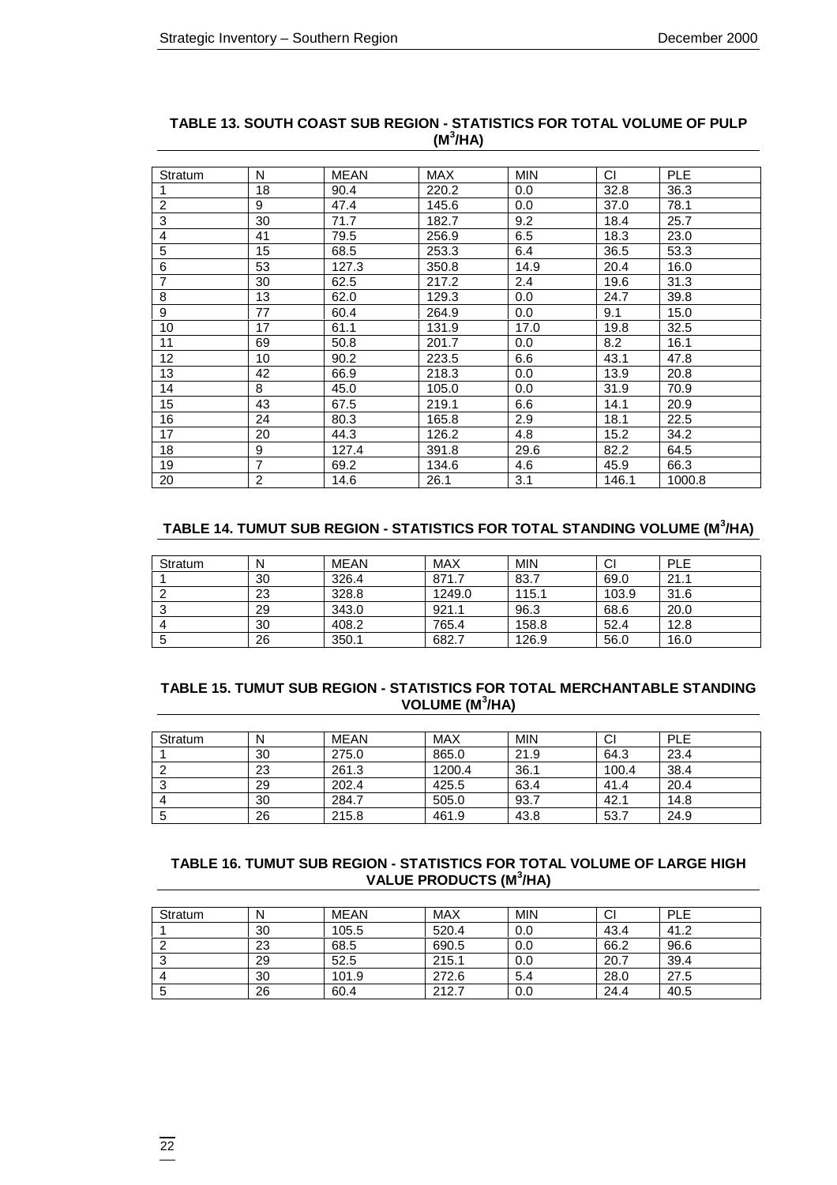**TABLE 13. SOUTH COAST SUB REGION - STATISTICS FOR TOTAL VOLUME OF PULP ($M^3$/HA)**

| Stratum | N | MEAN | MAX | MIN | CI | PLE |
|---|---|---|---|---|---|---|
| 1 | 18 | 90.4 | 220.2 | 0.0 | 32.8 | 36.3 |
| 2 | 9 | 47.4 | 145.6 | 0.0 | 37.0 | 78.1 |
| 3 | 30 | 71.7 | 182.7 | 9.2 | 18.4 | 25.7 |
| 4 | 41 | 79.5 | 256.9 | 6.5 | 18.3 | 23.0 |
| 5 | 15 | 68.5 | 253.3 | 6.4 | 36.5 | 53.3 |
| 6 | 53 | 127.3 | 350.8 | 14.9 | 20.4 | 16.0 |
| 7 | 30 | 62.5 | 217.2 | 2.4 | 19.6 | 31.3 |
| 8 | 13 | 62.0 | 129.3 | 0.0 | 24.7 | 39.8 |
| 9 | 77 | 60.4 | 264.9 | 0.0 | 9.1 | 15.0 |
| 10 | 17 | 61.1 | 131.9 | 17.0 | 19.8 | 32.5 |
| 11 | 69 | 50.8 | 201.7 | 0.0 | 8.2 | 16.1 |
| 12 | 10 | 90.2 | 223.5 | 6.6 | 43.1 | 47.8 |
| 13 | 42 | 66.9 | 218.3 | 0.0 | 13.9 | 20.8 |
| 14 | 8 | 45.0 | 105.0 | 0.0 | 31.9 | 70.9 |
| 15 | 43 | 67.5 | 219.1 | 6.6 | 14.1 | 20.9 |
| 16 | 24 | 80.3 | 165.8 | 2.9 | 18.1 | 22.5 |
| 17 | 20 | 44.3 | 126.2 | 4.8 | 15.2 | 34.2 |
| 18 | 9 | 127.4 | 391.8 | 29.6 | 82.2 | 64.5 |
| 19 | 7 | 69.2 | 134.6 | 4.6 | 45.9 | 66.3 |
| 20 | 2 | 14.6 | 26.1 | 3.1 | 146.1 | 1000.8 |

**TABLE 14. TUMUT SUB REGION - STATISTICS FOR TOTAL STANDING VOLUME ($M^3$/HA)**

| Stratum | N | MEAN | MAX | MIN | CI | PLE |
|---|---|---|---|---|---|---|
| 1 | 30 | 326.4 | 871.7 | 83.7 | 69.0 | 21.1 |
| 2 | 23 | 328.8 | 1249.0 | 115.1 | 103.9 | 31.6 |
| 3 | 29 | 343.0 | 921.1 | 96.3 | 68.6 | 20.0 |
| 4 | 30 | 408.2 | 765.4 | 158.8 | 52.4 | 12.8 |
| 5 | 26 | 350.1 | 682.7 | 126.9 | 56.0 | 16.0 |

**TABLE 15. TUMUT SUB REGION - STATISTICS FOR TOTAL MERCHANTABLE STANDING VOLUME ($M^3$/HA)**

| Stratum | N | MEAN | MAX | MIN | CI | PLE |
|---|---|---|---|---|---|---|
| 1 | 30 | 275.0 | 865.0 | 21.9 | 64.3 | 23.4 |
| 2 | 23 | 261.3 | 1200.4 | 36.1 | 100.4 | 38.4 |
| 3 | 29 | 202.4 | 425.5 | 63.4 | 41.4 | 20.4 |
| 4 | 30 | 284.7 | 505.0 | 93.7 | 42.1 | 14.8 |
| 5 | 26 | 215.8 | 461.9 | 43.8 | 53.7 | 24.9 |

**TABLE 16. TUMUT SUB REGION - STATISTICS FOR TOTAL VOLUME OF LARGE HIGH VALUE PRODUCTS ($M^3$/HA)**

| Stratum | N | MEAN | MAX | MIN | CI | PLE |
|---|---|---|---|---|---|---|
| 1 | 30 | 105.5 | 520.4 | 0.0 | 43.4 | 41.2 |
| 2 | 23 | 68.5 | 690.5 | 0.0 | 66.2 | 96.6 |
| 3 | 29 | 52.5 | 215.1 | 0.0 | 20.7 | 39.4 |
| 4 | 30 | 101.9 | 272.6 | 5.4 | 28.0 | 27.5 |
| 5 | 26 | 60.4 | 212.7 | 0.0 | 24.4 | 40.5 |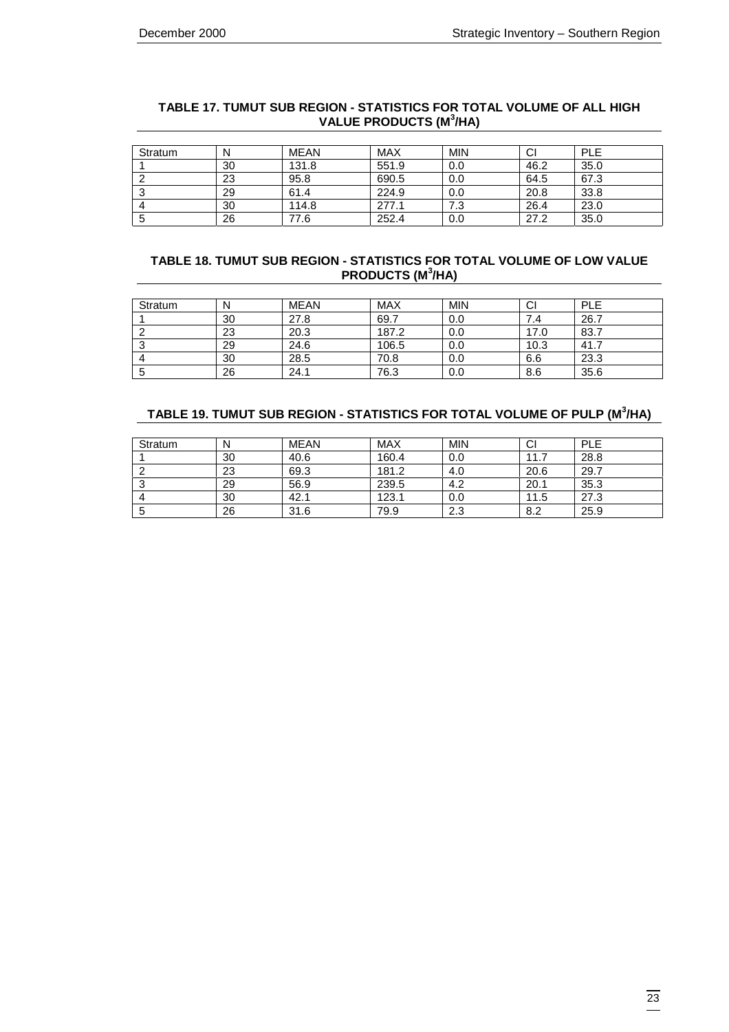**TABLE 17. TUMUT SUB REGION - STATISTICS FOR TOTAL VOLUME OF ALL HIGH VALUE PRODUCTS ($M^3$/HA)**

| Stratum | N | MEAN | MAX | MIN | CI | PLE |
|---|---|---|---|---|---|---|
| 1 | 30 | 131.8 | 551.9 | 0.0 | 46.2 | 35.0 |
| 2 | 23 | 95.8 | 690.5 | 0.0 | 64.5 | 67.3 |
| 3 | 29 | 61.4 | 224.9 | 0.0 | 20.8 | 33.8 |
| 4 | 30 | 114.8 | 277.1 | 7.3 | 26.4 | 23.0 |
| 5 | 26 | 77.6 | 252.4 | 0.0 | 27.2 | 35.0 |

**TABLE 18. TUMUT SUB REGION - STATISTICS FOR TOTAL VOLUME OF LOW VALUE PRODUCTS ($M^3$/HA)**

| Stratum | N | MEAN | MAX | MIN | CI | PLE |
|---|---|---|---|---|---|---|
| 1 | 30 | 27.8 | 69.7 | 0.0 | 7.4 | 26.7 |
| 2 | 23 | 20.3 | 187.2 | 0.0 | 17.0 | 83.7 |
| 3 | 29 | 24.6 | 106.5 | 0.0 | 10.3 | 41.7 |
| 4 | 30 | 28.5 | 70.8 | 0.0 | 6.6 | 23.3 |
| 5 | 26 | 24.1 | 76.3 | 0.0 | 8.6 | 35.6 |

**TABLE 19. TUMUT SUB REGION - STATISTICS FOR TOTAL VOLUME OF PULP ($M^3$/HA)**

| Stratum | N | MEAN | MAX | MIN | CI | PLE |
|---|---|---|---|---|---|---|
| 1 | 30 | 40.6 | 160.4 | 0.0 | 11.7 | 28.8 |
| 2 | 23 | 69.3 | 181.2 | 4.0 | 20.6 | 29.7 |
| 3 | 29 | 56.9 | 239.5 | 4.2 | 20.1 | 35.3 |
| 4 | 30 | 42.1 | 123.1 | 0.0 | 11.5 | 27.3 |
| 5 | 26 | 31.6 | 79.9 | 2.3 | 8.2 | 25.9 |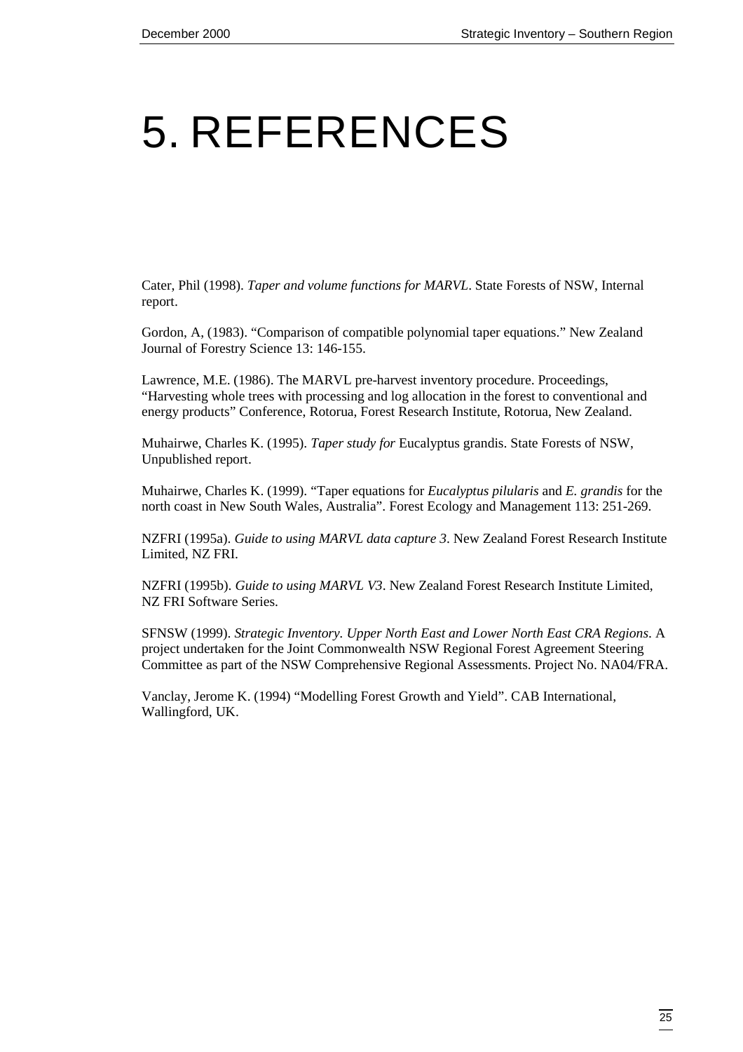# 5. REFERENCES

Cater, Phil (1998). *Taper and volume functions for MARVL*. State Forests of NSW, Internal report.

Gordon, A, (1983). "Comparison of compatible polynomial taper equations." New Zealand Journal of Forestry Science 13: 146-155.

Lawrence, M.E. (1986). The MARVL pre-harvest inventory procedure. Proceedings, "Harvesting whole trees with processing and log allocation in the forest to conventional and energy products" Conference, Rotorua, Forest Research Institute, Rotorua, New Zealand.

Muhairwe, Charles K. (1995). *Taper study for* Eucalyptus grandis. State Forests of NSW, Unpublished report.

Muhairwe, Charles K. (1999). "Taper equations for *Eucalyptus pilularis* and *E. grandis* for the north coast in New South Wales, Australia". Forest Ecology and Management 113: 251-269.

NZFRI (1995a). *Guide to using MARVL data capture 3*. New Zealand Forest Research Institute Limited, NZ FRI.

NZFRI (1995b). *Guide to using MARVL V3*. New Zealand Forest Research Institute Limited, NZ FRI Software Series.

SFNSW (1999). *Strategic Inventory. Upper North East and Lower North East CRA Regions*. A project undertaken for the Joint Commonwealth NSW Regional Forest Agreement Steering Committee as part of the NSW Comprehensive Regional Assessments. Project No. NA04/FRA.

Vanclay, Jerome K. (1994) "Modelling Forest Growth and Yield". CAB International, Wallingford, UK.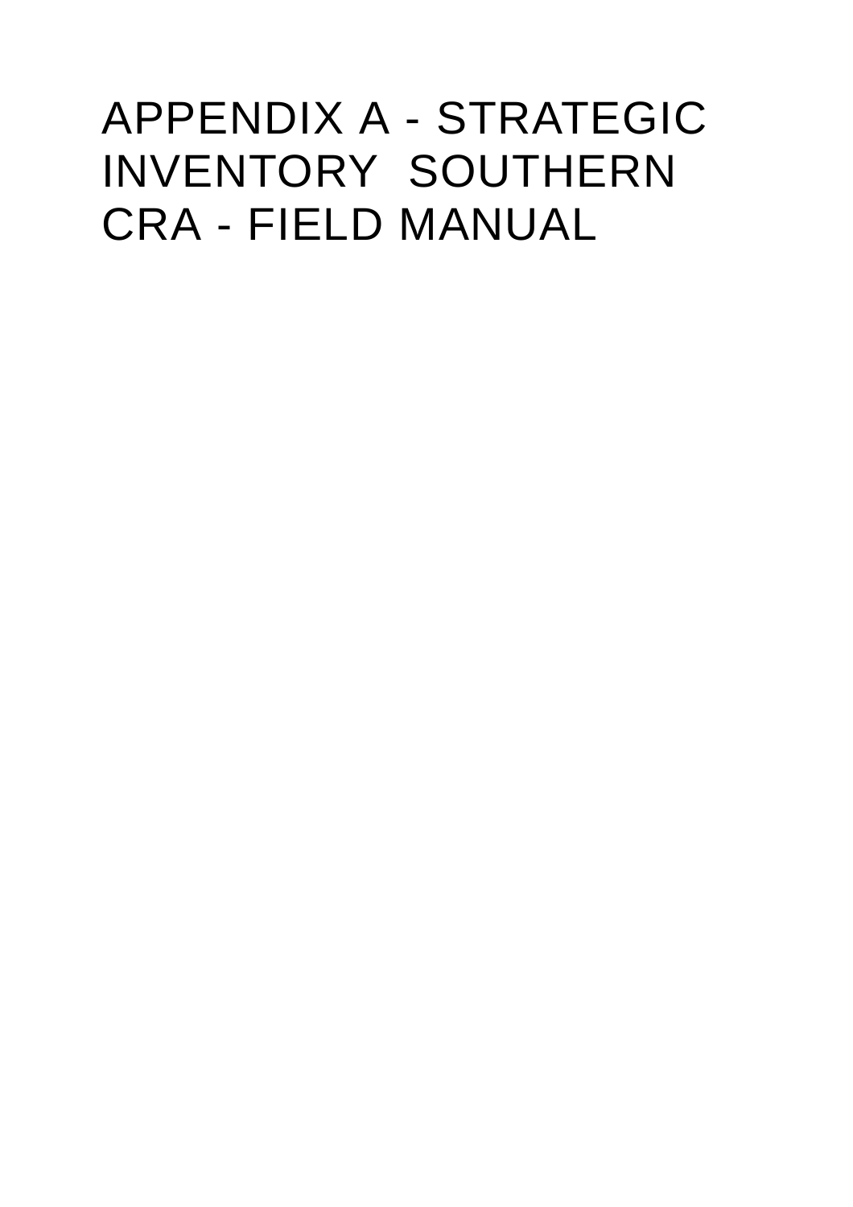# APPENDIX A - STRATEGIC INVENTORY SOUTHERN CRA - FIELD MANUAL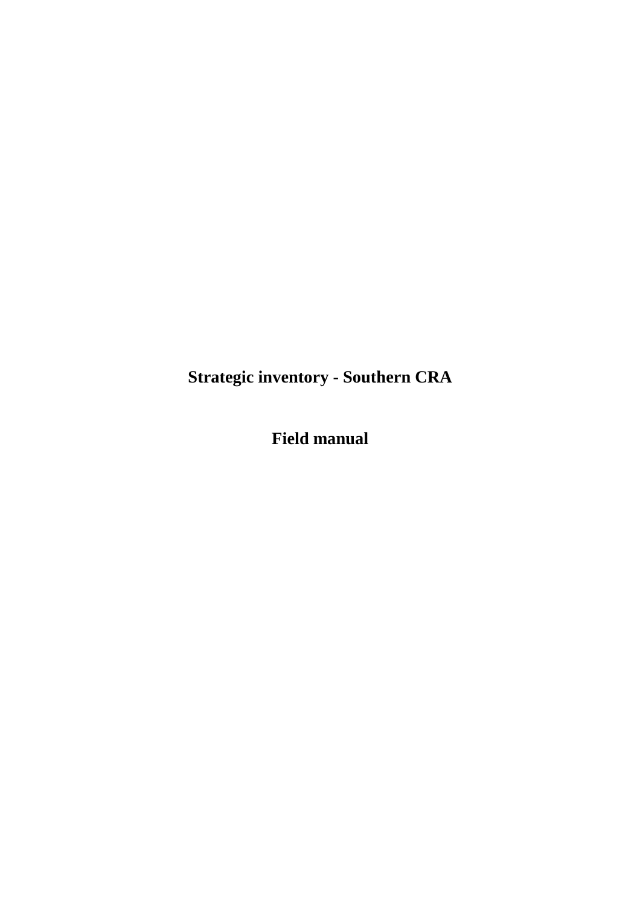**Strategic inventory - Southern CRA**

**Field manual**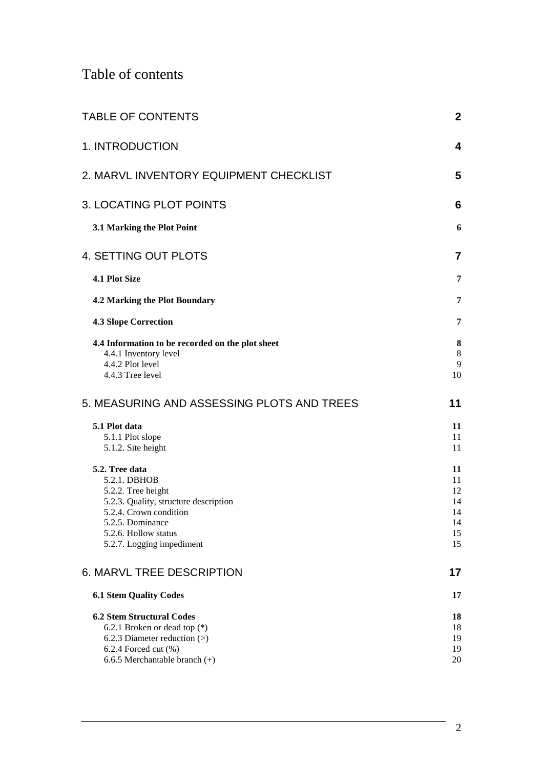# Table of contents

| | |
|---|---|
| TABLE OF CONTENTS | 2 |
| 1. INTRODUCTION | 4 |
| 2. MARVL INVENTORY EQUIPMENT CHECKLIST | 5 |
| 3. LOCATING PLOT POINTS | 6 |
| **3.1 Marking the Plot Point** | **6** |
| 4. SETTING OUT PLOTS | 7 |
| **4.1 Plot Size** | **7** |
| **4.2 Marking the Plot Boundary** | **7** |
| **4.3 Slope Correction** | **7** |
| **4.4 Information to be recorded on the plot sheet** | **8** |
| 4.4.1 Inventory level | 8 |
| 4.4.2 Plot level | 9 |
| 4.4.3 Tree level | 10 |
| 5. MEASURING AND ASSESSING PLOTS AND TREES | 11 |
| **5.1 Plot data** | **11** |
| 5.1.1 Plot slope | 11 |
| 5.1.2. Site height | 11 |
| **5.2. Tree data** | **11** |
| 5.2.1. DBHOB | 11 |
| 5.2.2. Tree height | 12 |
| 5.2.3. Quality, structure description | 14 |
| 5.2.4. Crown condition | 14 |
| 5.2.5. Dominance | 14 |
| 5.2.6. Hollow status | 15 |
| 5.2.7. Logging impediment | 15 |
| 6. MARVL TREE DESCRIPTION | 17 |
| **6.1 Stem Quality Codes** | **17** |
| **6.2 Stem Structural Codes** | **18** |
| 6.2.1 Broken or dead top (*) | 18 |
| 6.2.3 Diameter reduction (>) | 19 |
| 6.2.4 Forced cut (%) | 19 |
| 6.6.5 Merchantable branch (+) | 20 |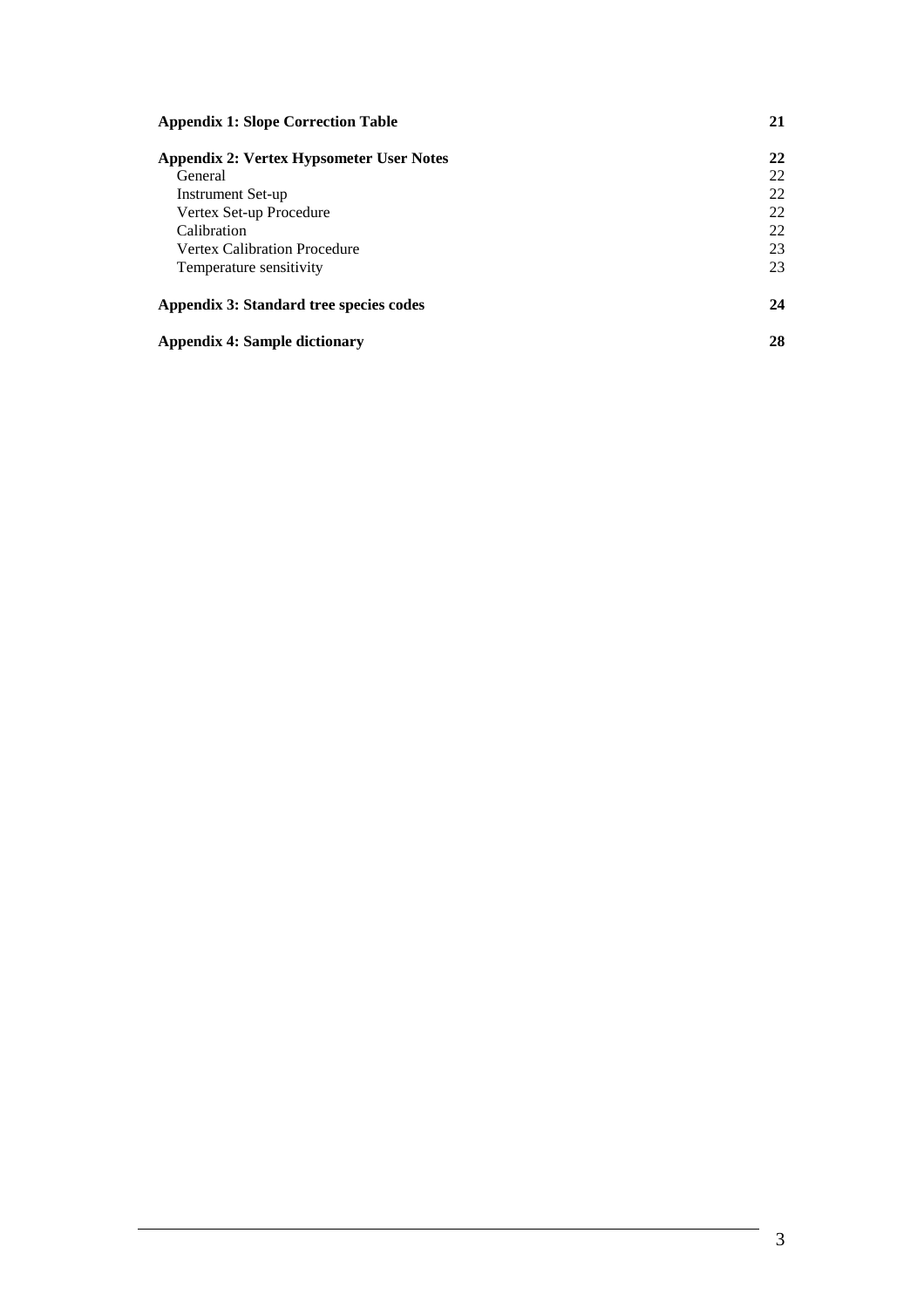**Appendix 1: Slope Correction Table** 21

**Appendix 2: Vertex Hypsometer User Notes** 22

- General 22
- Instrument Set-up 22
- Vertex Set-up Procedure 22
- Calibration 22
- Vertex Calibration Procedure 23
- Temperature sensitivity 23

**Appendix 3: Standard tree species codes** 24

**Appendix 4: Sample dictionary** 28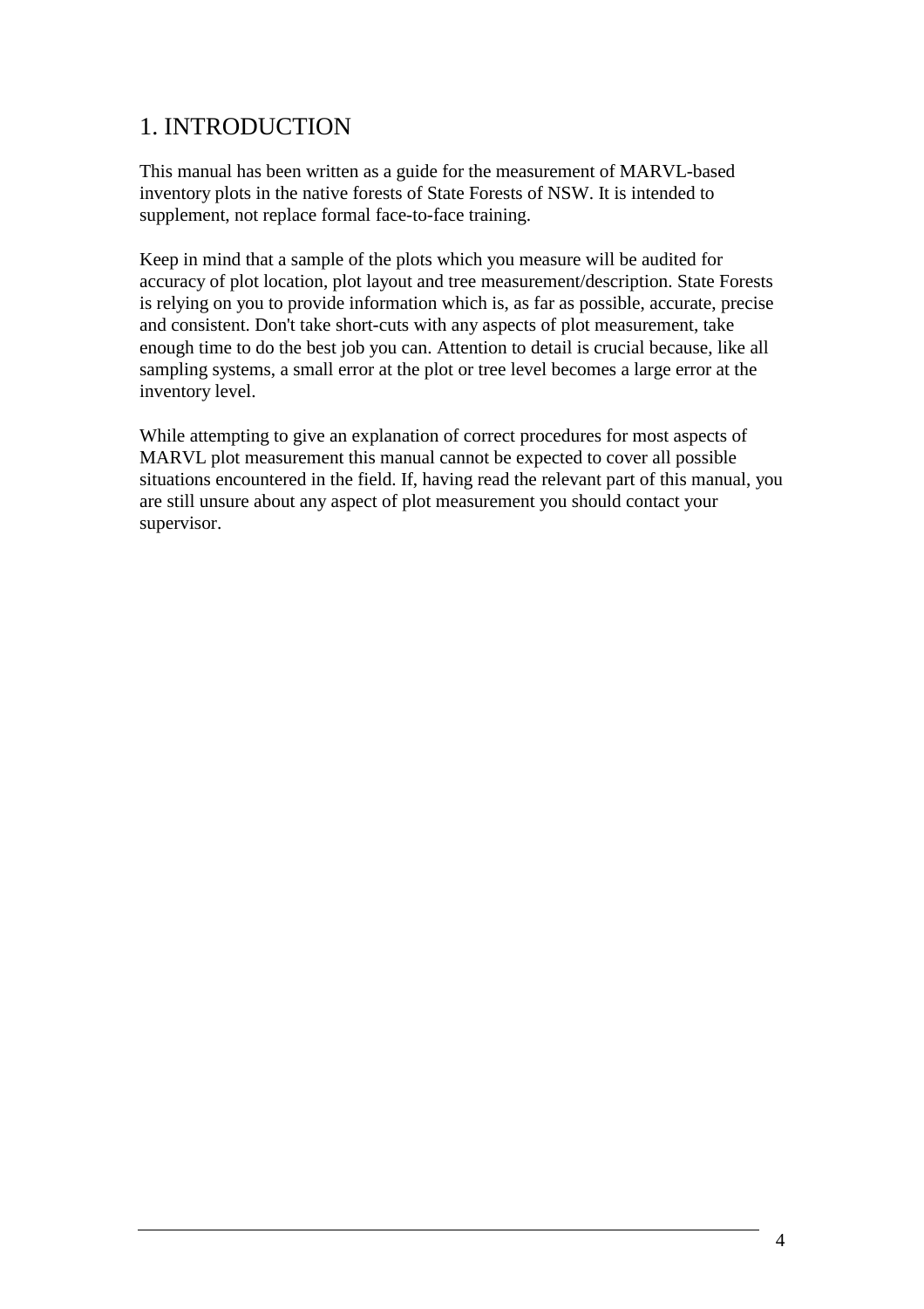# 1. INTRODUCTION

This manual has been written as a guide for the measurement of MARVL-based inventory plots in the native forests of State Forests of NSW. It is intended to supplement, not replace formal face-to-face training.

Keep in mind that a sample of the plots which you measure will be audited for accuracy of plot location, plot layout and tree measurement/description. State Forests is relying on you to provide information which is, as far as possible, accurate, precise and consistent. Don't take short-cuts with any aspects of plot measurement, take enough time to do the best job you can. Attention to detail is crucial because, like all sampling systems, a small error at the plot or tree level becomes a large error at the inventory level.

While attempting to give an explanation of correct procedures for most aspects of MARVL plot measurement this manual cannot be expected to cover all possible situations encountered in the field. If, having read the relevant part of this manual, you are still unsure about any aspect of plot measurement you should contact your supervisor.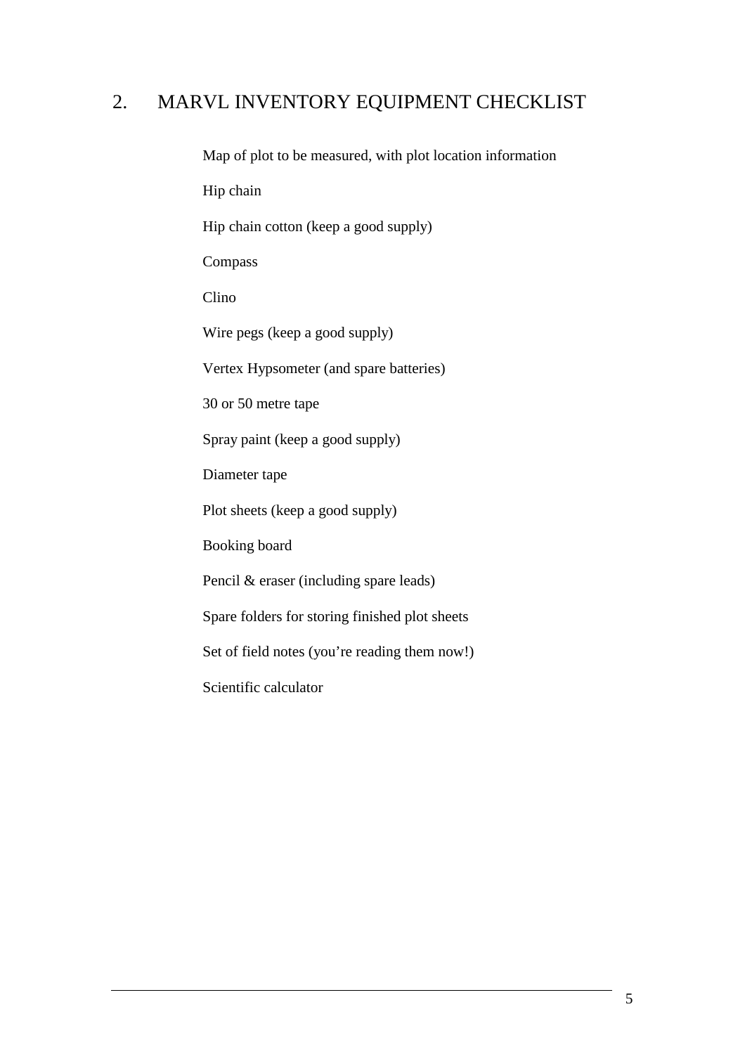## 2. MARVL INVENTORY EQUIPMENT CHECKLIST

Map of plot to be measured, with plot location information

Hip chain

Hip chain cotton (keep a good supply)

Compass

Clino

Wire pegs (keep a good supply)

Vertex Hypsometer (and spare batteries)

30 or 50 metre tape

Spray paint (keep a good supply)

Diameter tape

Plot sheets (keep a good supply)

Booking board

Pencil & eraser (including spare leads)

Spare folders for storing finished plot sheets

Set of field notes (you're reading them now!)

Scientific calculator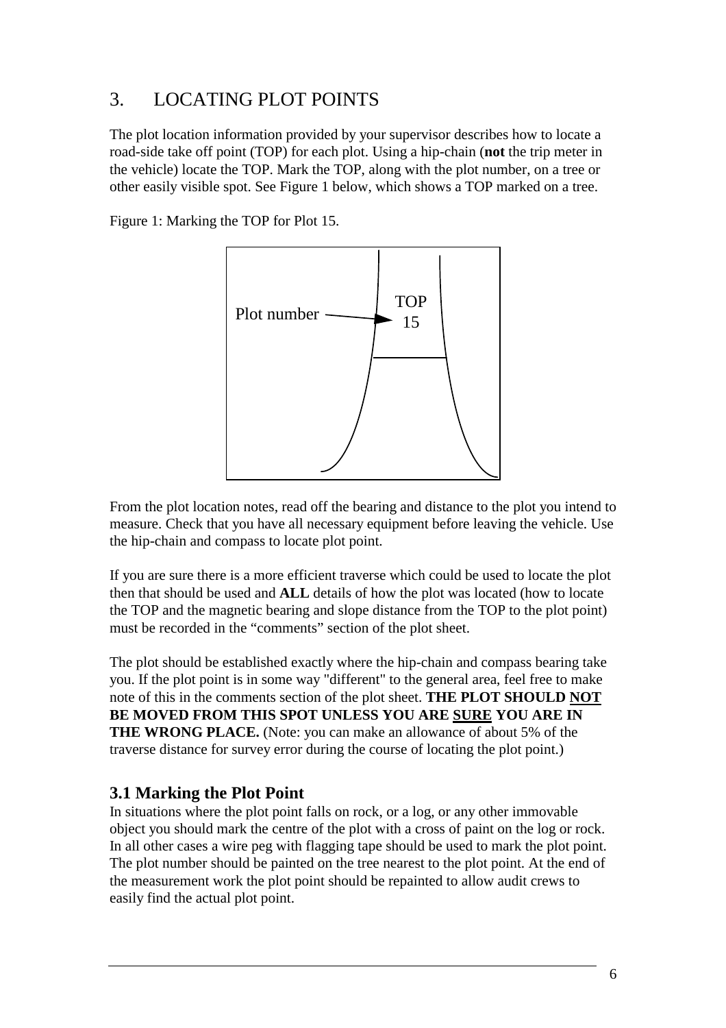# 3. LOCATING PLOT POINTS

The plot location information provided by your supervisor describes how to locate a road-side take off point (TOP) for each plot. Using a hip-chain (**not** the trip meter in the vehicle) locate the TOP. Mark the TOP, along with the plot number, on a tree or other easily visible spot. See Figure 1 below, which shows a TOP marked on a tree.

Figure 1: Marking the TOP for Plot 15.

From the plot location notes, read off the bearing and distance to the plot you intend to measure. Check that you have all necessary equipment before leaving the vehicle. Use the hip-chain and compass to locate plot point.

If you are sure there is a more efficient traverse which could be used to locate the plot then that should be used and **ALL** details of how the plot was located (how to locate the TOP and the magnetic bearing and slope distance from the TOP to the plot point) must be recorded in the "comments" section of the plot sheet.

The plot should be established exactly where the hip-chain and compass bearing take you. If the plot point is in some way "different" to the general area, feel free to make note of this in the comments section of the plot sheet. **THE PLOT SHOULD <u>NOT</u> BE MOVED FROM THIS SPOT UNLESS YOU ARE <u>SURE</u> YOU ARE IN THE WRONG PLACE.** (Note: you can make an allowance of about 5% of the traverse distance for survey error during the course of locating the plot point.)

## 3.1 Marking the Plot Point

In situations where the plot point falls on rock, or a log, or any other immovable object you should mark the centre of the plot with a cross of paint on the log or rock. In all other cases a wire peg with flagging tape should be used to mark the plot point. The plot number should be painted on the tree nearest to the plot point. At the end of the measurement work the plot point should be repainted to allow audit crews to easily find the actual plot point.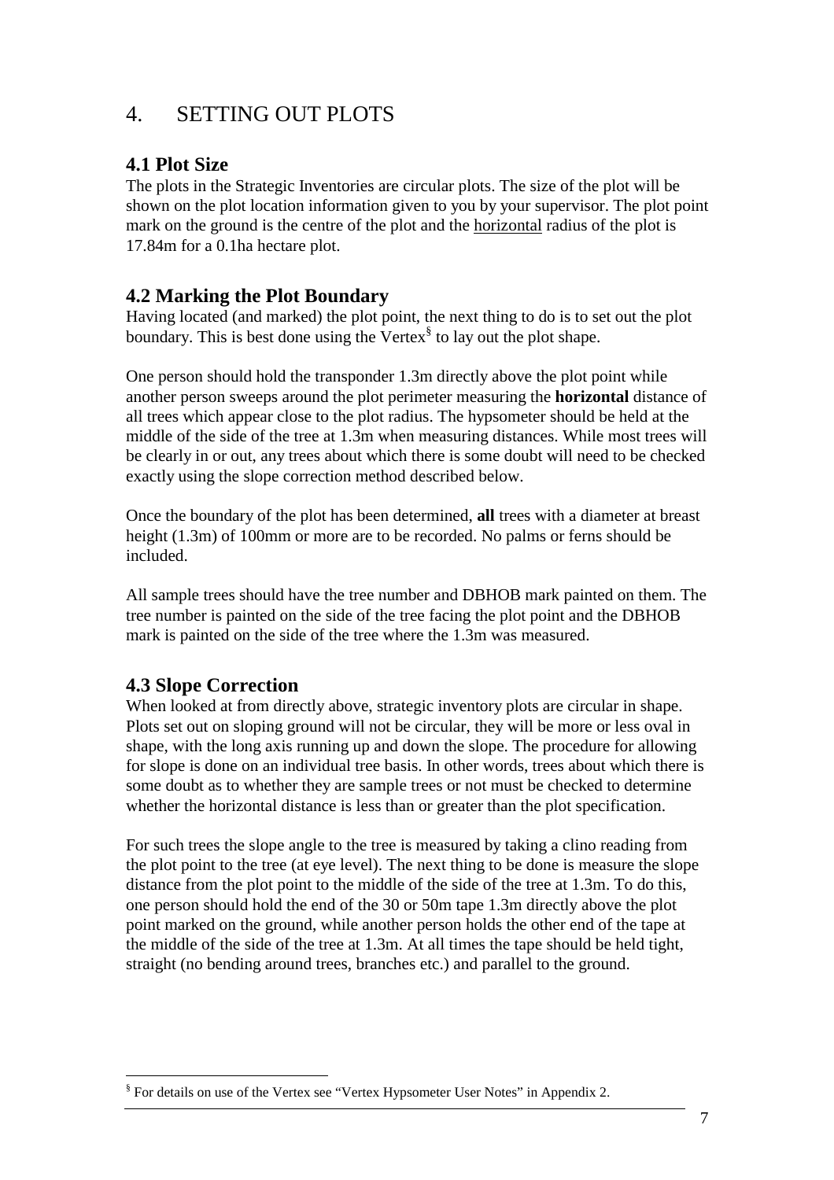# 4. SETTING OUT PLOTS

## 4.1 Plot Size

The plots in the Strategic Inventories are circular plots. The size of the plot will be shown on the plot location information given to you by your supervisor. The plot point mark on the ground is the centre of the plot and the horizontal radius of the plot is 17.84m for a 0.1ha hectare plot.

## 4.2 Marking the Plot Boundary

Having located (and marked) the plot point, the next thing to do is to set out the plot boundary. This is best done using the Vertex[§] to lay out the plot shape.

One person should hold the transponder 1.3m directly above the plot point while another person sweeps around the plot perimeter measuring the **horizontal** distance of all trees which appear close to the plot radius. The hypsometer should be held at the middle of the side of the tree at 1.3m when measuring distances. While most trees will be clearly in or out, any trees about which there is some doubt will need to be checked exactly using the slope correction method described below.

Once the boundary of the plot has been determined, **all** trees with a diameter at breast height (1.3m) of 100mm or more are to be recorded. No palms or ferns should be included.

All sample trees should have the tree number and DBHOB mark painted on them. The tree number is painted on the side of the tree facing the plot point and the DBHOB mark is painted on the side of the tree where the 1.3m was measured.

## 4.3 Slope Correction

When looked at from directly above, strategic inventory plots are circular in shape. Plots set out on sloping ground will not be circular, they will be more or less oval in shape, with the long axis running up and down the slope. The procedure for allowing for slope is done on an individual tree basis. In other words, trees about which there is some doubt as to whether they are sample trees or not must be checked to determine whether the horizontal distance is less than or greater than the plot specification.

For such trees the slope angle to the tree is measured by taking a clino reading from the plot point to the tree (at eye level). The next thing to be done is measure the slope distance from the plot point to the middle of the side of the tree at 1.3m. To do this, one person should hold the end of the 30 or 50m tape 1.3m directly above the plot point marked on the ground, while another person holds the other end of the tape at the middle of the side of the tree at 1.3m. At all times the tape should be held tight, straight (no bending around trees, branches etc.) and parallel to the ground.

---

[§] For details on use of the Vertex see "Vertex Hypsometer User Notes" in Appendix 2.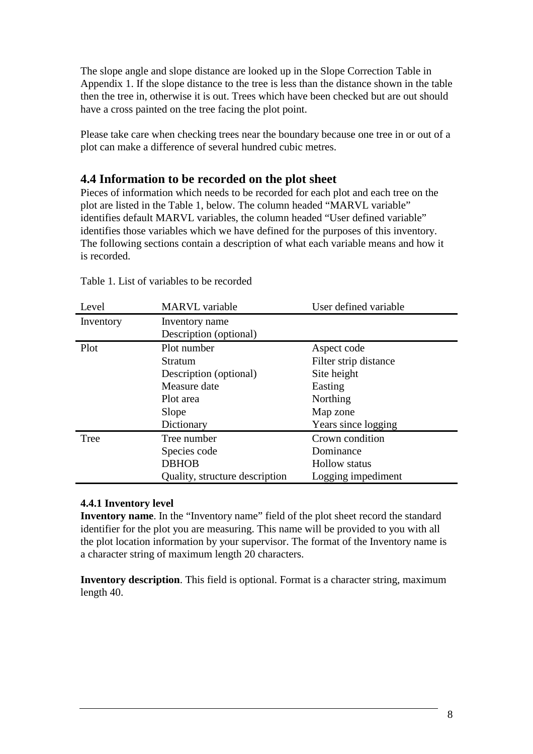The slope angle and slope distance are looked up in the Slope Correction Table in Appendix 1. If the slope distance to the tree is less than the distance shown in the table then the tree in, otherwise it is out. Trees which have been checked but are out should have a cross painted on the tree facing the plot point.

Please take care when checking trees near the boundary because one tree in or out of a plot can make a difference of several hundred cubic metres.

## 4.4 Information to be recorded on the plot sheet

Pieces of information which needs to be recorded for each plot and each tree on the plot are listed in the Table 1, below. The column headed "MARVL variable" identifies default MARVL variables, the column headed "User defined variable" identifies those variables which we have defined for the purposes of this inventory. The following sections contain a description of what each variable means and how it is recorded.

Table 1. List of variables to be recorded

| Level | MARVL variable | User defined variable |
|---|---|---|
| Inventory | Inventory name | |
| | Description (optional) | |
| Plot | Plot number | Aspect code |
| | Stratum | Filter strip distance |
| | Description (optional) | Site height |
| | Measure date | Easting |
| | Plot area | Northing |
| | Slope | Map zone |
| | Dictionary | Years since logging |
| Tree | Tree number | Crown condition |
| | Species code | Dominance |
| | DBHOB | Hollow status |
| | Quality, structure description | Logging impediment |

#### 4.4.1 Inventory level

**Inventory name**. In the "Inventory name" field of the plot sheet record the standard identifier for the plot you are measuring. This name will be provided to you with all the plot location information by your supervisor. The format of the Inventory name is a character string of maximum length 20 characters.

**Inventory description**. This field is optional. Format is a character string, maximum length 40.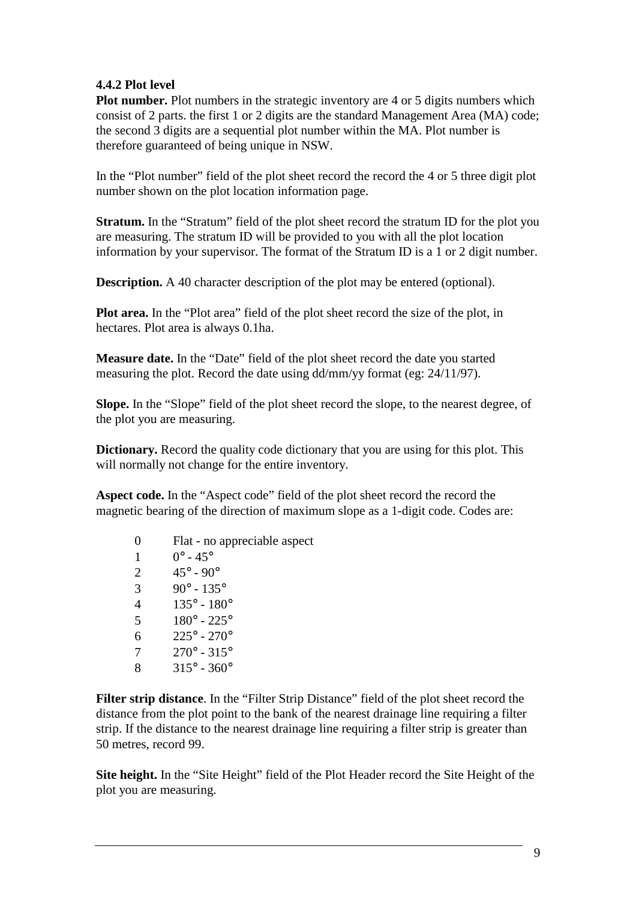#### 4.4.2 Plot level

**Plot number.** Plot numbers in the strategic inventory are 4 or 5 digits numbers which consist of 2 parts. the first 1 or 2 digits are the standard Management Area (MA) code; the second 3 digits are a sequential plot number within the MA. Plot number is therefore guaranteed of being unique in NSW.

In the "Plot number" field of the plot sheet record the record the 4 or 5 three digit plot number shown on the plot location information page.

**Stratum.** In the "Stratum" field of the plot sheet record the stratum ID for the plot you are measuring. The stratum ID will be provided to you with all the plot location information by your supervisor. The format of the Stratum ID is a 1 or 2 digit number.

**Description.** A 40 character description of the plot may be entered (optional).

**Plot area.** In the "Plot area" field of the plot sheet record the size of the plot, in hectares. Plot area is always 0.1ha.

**Measure date.** In the "Date" field of the plot sheet record the date you started measuring the plot. Record the date using dd/mm/yy format (eg: 24/11/97).

**Slope.** In the "Slope" field of the plot sheet record the slope, to the nearest degree, of the plot you are measuring.

**Dictionary.** Record the quality code dictionary that you are using for this plot. This will normally not change for the entire inventory.

**Aspect code.** In the "Aspect code" field of the plot sheet record the record the magnetic bearing of the direction of maximum slope as a 1-digit code. Codes are:

| | |
|---|---|
| 0 | Flat - no appreciable aspect |
| 1 | 0° - 45° |
| 2 | 45° - 90° |
| 3 | 90° - 135° |
| 4 | 135° - 180° |
| 5 | 180° - 225° |
| 6 | 225° - 270° |
| 7 | 270° - 315° |
| 8 | 315° - 360° |

**Filter strip distance**. In the "Filter Strip Distance" field of the plot sheet record the distance from the plot point to the bank of the nearest drainage line requiring a filter strip. If the distance to the nearest drainage line requiring a filter strip is greater than 50 metres, record 99.

**Site height.** In the "Site Height" field of the Plot Header record the Site Height of the plot you are measuring.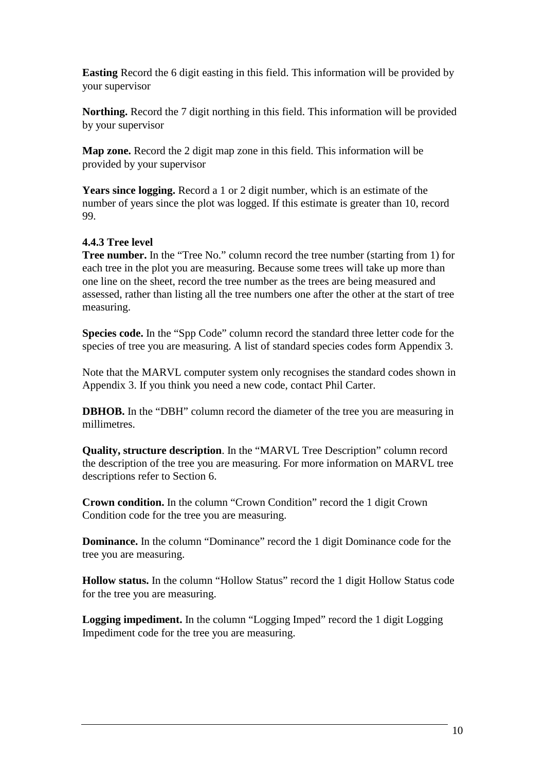**Easting** Record the 6 digit easting in this field. This information will be provided by your supervisor

**Northing.** Record the 7 digit northing in this field. This information will be provided by your supervisor

**Map zone.** Record the 2 digit map zone in this field. This information will be provided by your supervisor

**Years since logging.** Record a 1 or 2 digit number, which is an estimate of the number of years since the plot was logged. If this estimate is greater than 10, record 99.

#### 4.4.3 Tree level

**Tree number.** In the "Tree No." column record the tree number (starting from 1) for each tree in the plot you are measuring. Because some trees will take up more than one line on the sheet, record the tree number as the trees are being measured and assessed, rather than listing all the tree numbers one after the other at the start of tree measuring.

**Species code.** In the "Spp Code" column record the standard three letter code for the species of tree you are measuring. A list of standard species codes form Appendix 3.

Note that the MARVL computer system only recognises the standard codes shown in Appendix 3. If you think you need a new code, contact Phil Carter.

**DBHOB.** In the "DBH" column record the diameter of the tree you are measuring in millimetres.

**Quality, structure description**. In the "MARVL Tree Description" column record the description of the tree you are measuring. For more information on MARVL tree descriptions refer to Section 6.

**Crown condition.** In the column "Crown Condition" record the 1 digit Crown Condition code for the tree you are measuring.

**Dominance.** In the column "Dominance" record the 1 digit Dominance code for the tree you are measuring.

**Hollow status.** In the column "Hollow Status" record the 1 digit Hollow Status code for the tree you are measuring.

**Logging impediment.** In the column "Logging Imped" record the 1 digit Logging Impediment code for the tree you are measuring.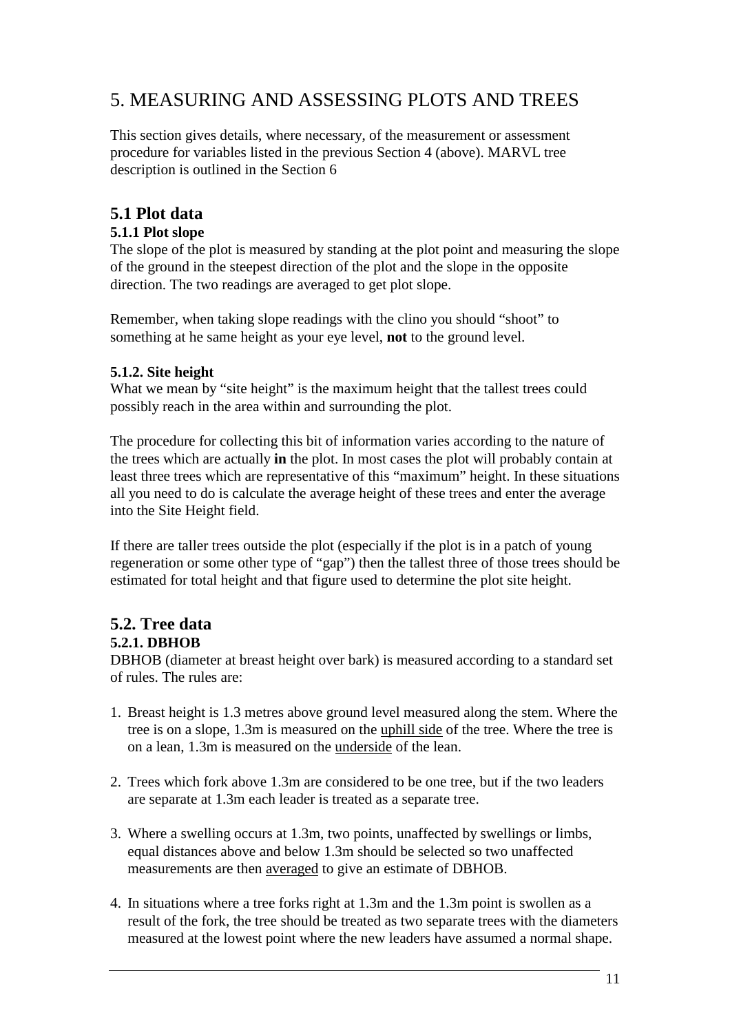# 5. MEASURING AND ASSESSING PLOTS AND TREES

This section gives details, where necessary, of the measurement or assessment procedure for variables listed in the previous Section 4 (above). MARVL tree description is outlined in the Section 6

## 5.1 Plot data

### 5.1.1 Plot slope

The slope of the plot is measured by standing at the plot point and measuring the slope of the ground in the steepest direction of the plot and the slope in the opposite direction. The two readings are averaged to get plot slope.

Remember, when taking slope readings with the clino you should "shoot" to something at he same height as your eye level, **not** to the ground level.

### 5.1.2. Site height

What we mean by "site height" is the maximum height that the tallest trees could possibly reach in the area within and surrounding the plot.

The procedure for collecting this bit of information varies according to the nature of the trees which are actually **in** the plot. In most cases the plot will probably contain at least three trees which are representative of this "maximum" height. In these situations all you need to do is calculate the average height of these trees and enter the average into the Site Height field.

If there are taller trees outside the plot (especially if the plot is in a patch of young regeneration or some other type of "gap") then the tallest three of those trees should be estimated for total height and that figure used to determine the plot site height.

## 5.2. Tree data

### 5.2.1. DBHOB

DBHOB (diameter at breast height over bark) is measured according to a standard set of rules. The rules are:

1. Breast height is 1.3 metres above ground level measured along the stem. Where the tree is on a slope, 1.3m is measured on the uphill side of the tree. Where the tree is on a lean, 1.3m is measured on the underside of the lean.

2. Trees which fork above 1.3m are considered to be one tree, but if the two leaders are separate at 1.3m each leader is treated as a separate tree.

3. Where a swelling occurs at 1.3m, two points, unaffected by swellings or limbs, equal distances above and below 1.3m should be selected so two unaffected measurements are then averaged to give an estimate of DBHOB.

4. In situations where a tree forks right at 1.3m and the 1.3m point is swollen as a result of the fork, the tree should be treated as two separate trees with the diameters measured at the lowest point where the new leaders have assumed a normal shape.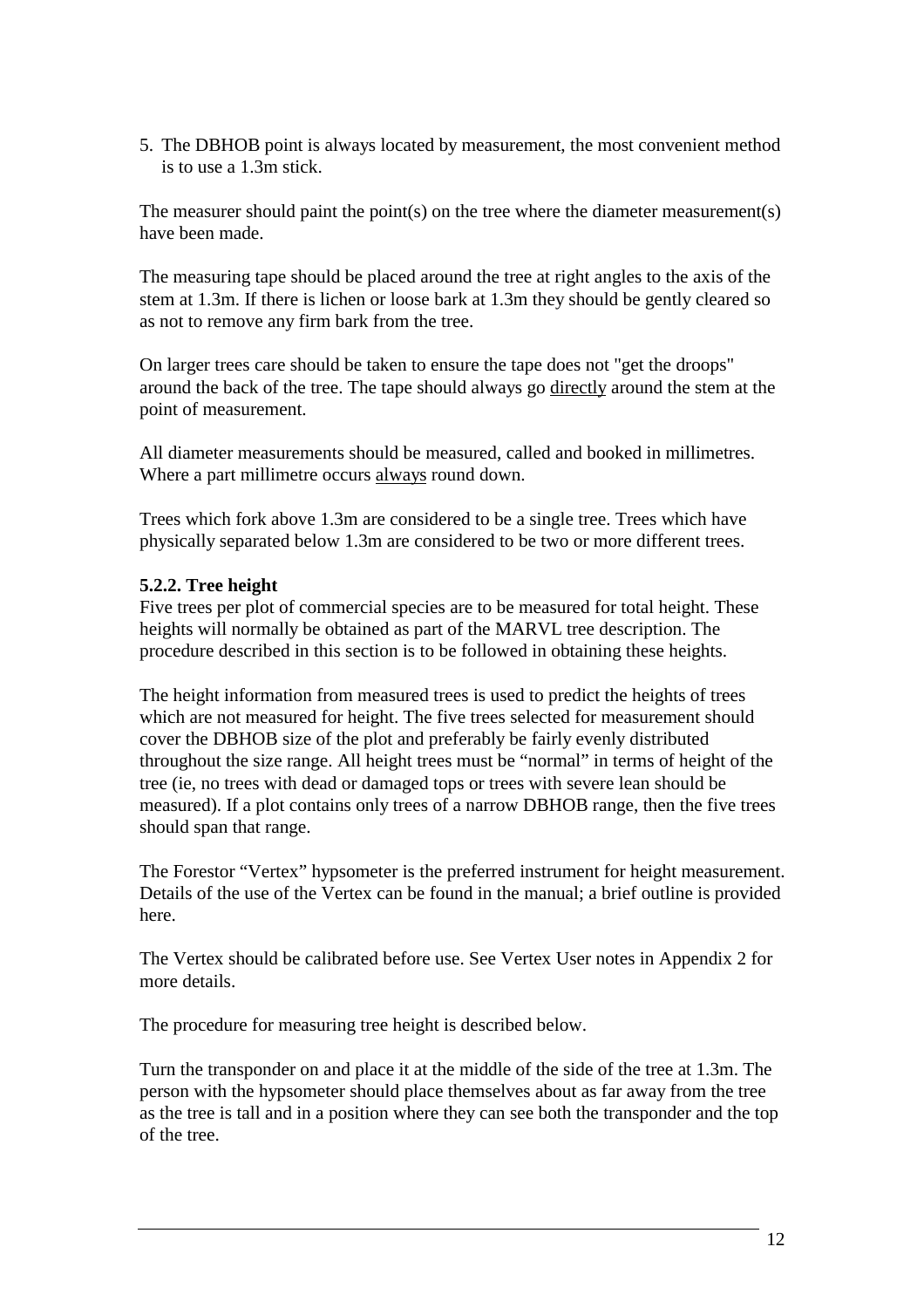5. The DBHOB point is always located by measurement, the most convenient method is to use a 1.3m stick.

The measurer should paint the point(s) on the tree where the diameter measurement(s) have been made.

The measuring tape should be placed around the tree at right angles to the axis of the stem at 1.3m. If there is lichen or loose bark at 1.3m they should be gently cleared so as not to remove any firm bark from the tree.

On larger trees care should be taken to ensure the tape does not "get the droops" around the back of the tree. The tape should always go <u>directly</u> around the stem at the point of measurement.

All diameter measurements should be measured, called and booked in millimetres. Where a part millimetre occurs <u>always</u> round down.

Trees which fork above 1.3m are considered to be a single tree. Trees which have physically separated below 1.3m are considered to be two or more different trees.

**5.2.2. Tree height**

Five trees per plot of commercial species are to be measured for total height. These heights will normally be obtained as part of the MARVL tree description. The procedure described in this section is to be followed in obtaining these heights.

The height information from measured trees is used to predict the heights of trees which are not measured for height. The five trees selected for measurement should cover the DBHOB size of the plot and preferably be fairly evenly distributed throughout the size range. All height trees must be "normal" in terms of height of the tree (ie, no trees with dead or damaged tops or trees with severe lean should be measured). If a plot contains only trees of a narrow DBHOB range, then the five trees should span that range.

The Forestor "Vertex" hypsometer is the preferred instrument for height measurement. Details of the use of the Vertex can be found in the manual; a brief outline is provided here.

The Vertex should be calibrated before use. See Vertex User notes in Appendix 2 for more details.

The procedure for measuring tree height is described below.

Turn the transponder on and place it at the middle of the side of the tree at 1.3m. The person with the hypsometer should place themselves about as far away from the tree as the tree is tall and in a position where they can see both the transponder and the top of the tree.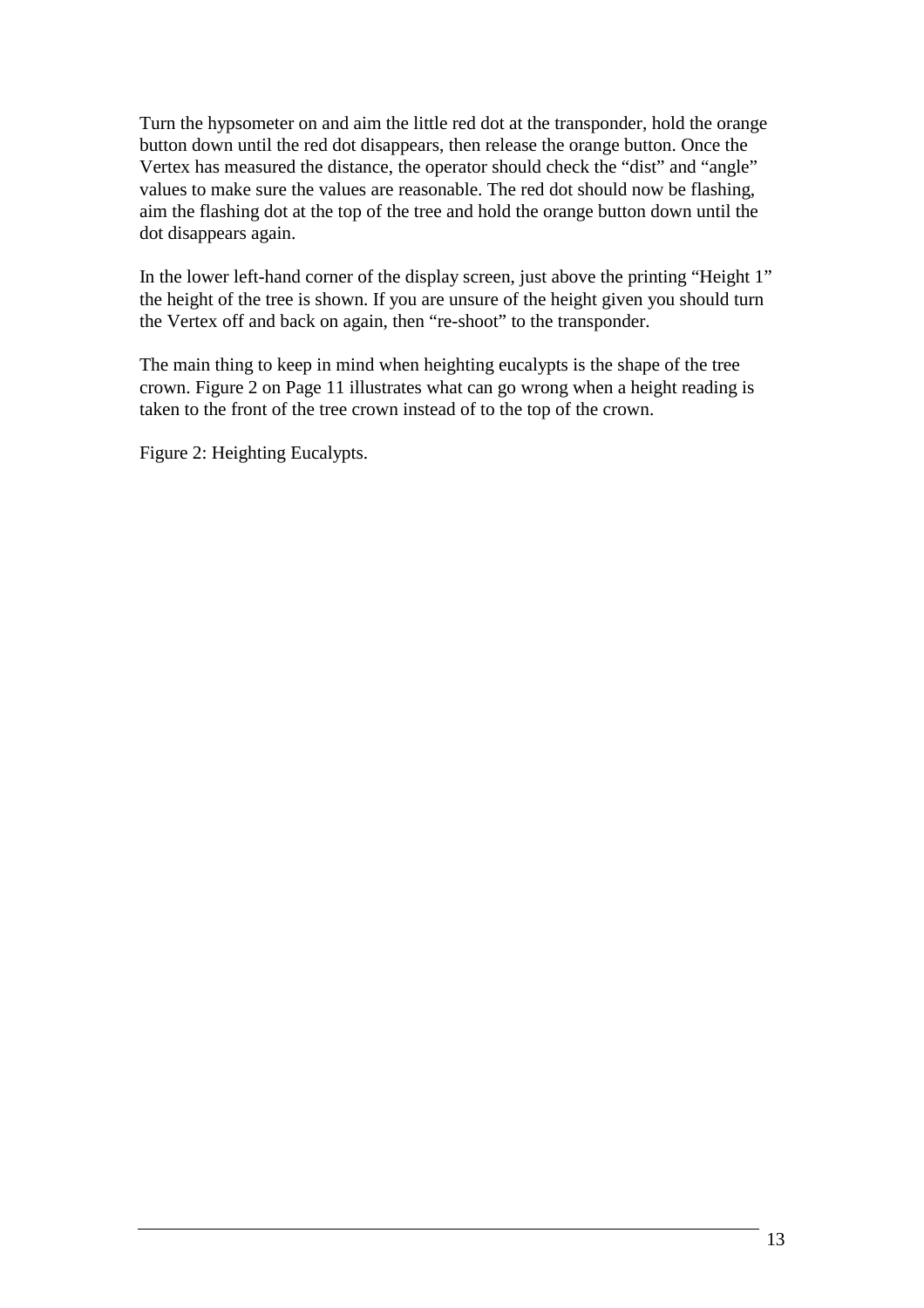Turn the hypsometer on and aim the little red dot at the transponder, hold the orange button down until the red dot disappears, then release the orange button. Once the Vertex has measured the distance, the operator should check the "dist" and "angle" values to make sure the values are reasonable. The red dot should now be flashing, aim the flashing dot at the top of the tree and hold the orange button down until the dot disappears again.

In the lower left-hand corner of the display screen, just above the printing "Height 1" the height of the tree is shown. If you are unsure of the height given you should turn the Vertex off and back on again, then "re-shoot" to the transponder.

The main thing to keep in mind when heighting eucalypts is the shape of the tree crown. Figure 2 on Page 11 illustrates what can go wrong when a height reading is taken to the front of the tree crown instead of to the top of the crown.

Figure 2: Heighting Eucalypts.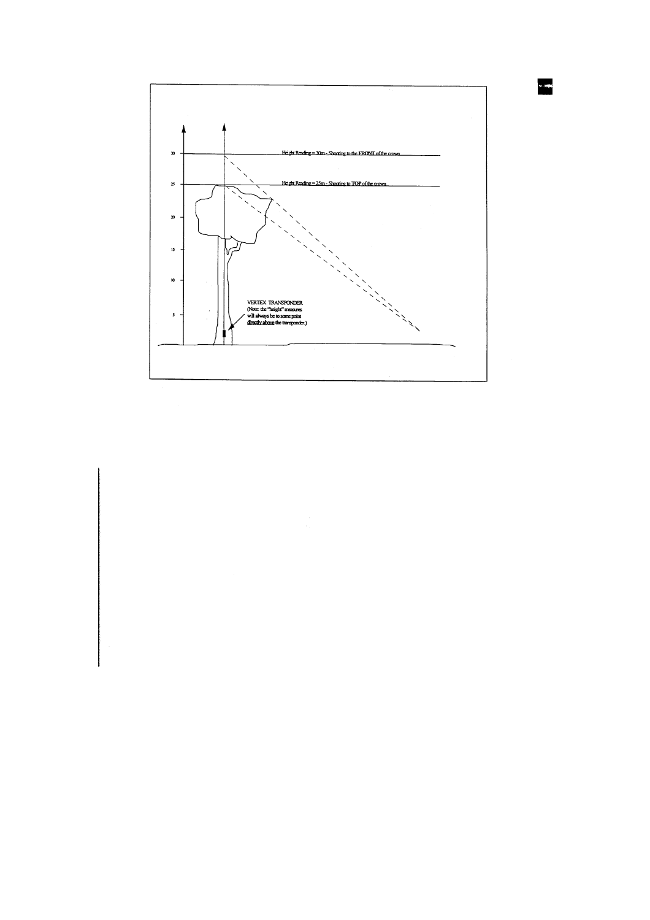Height Reading = 30m - Shooting to the FRONT of the crown

Height Reading = 25m - Shooting to TOP of the crown

VERTEX TRANSPONDER
(Note: the "height" measures will always be to some point directly above the transponder.)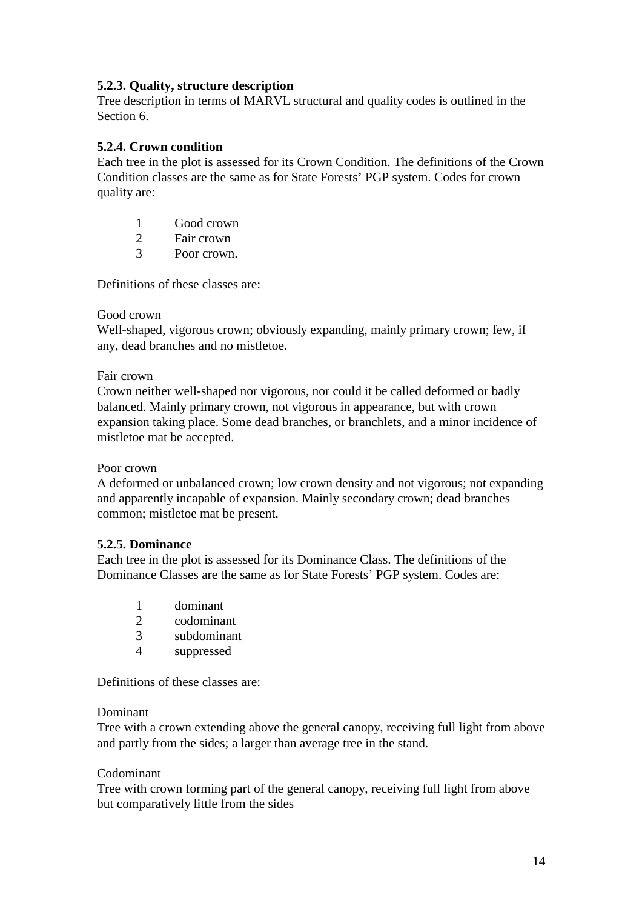### 5.2.3. Quality, structure description

Tree description in terms of MARVL structural and quality codes is outlined in the Section 6.

### 5.2.4. Crown condition

Each tree in the plot is assessed for its Crown Condition. The definitions of the Crown Condition classes are the same as for State Forests' PGP system. Codes for crown quality are:

1 Good crown
2 Fair crown
3 Poor crown.

Definitions of these classes are:

Good crown
Well-shaped, vigorous crown; obviously expanding, mainly primary crown; few, if any, dead branches and no mistletoe.

Fair crown
Crown neither well-shaped nor vigorous, nor could it be called deformed or badly balanced. Mainly primary crown, not vigorous in appearance, but with crown expansion taking place. Some dead branches, or branchlets, and a minor incidence of mistletoe mat be accepted.

Poor crown
A deformed or unbalanced crown; low crown density and not vigorous; not expanding and apparently incapable of expansion. Mainly secondary crown; dead branches common; mistletoe mat be present.

### 5.2.5. Dominance

Each tree in the plot is assessed for its Dominance Class. The definitions of the Dominance Classes are the same as for State Forests' PGP system. Codes are:

1 dominant
2 codominant
3 subdominant
4 suppressed

Definitions of these classes are:

Dominant
Tree with a crown extending above the general canopy, receiving full light from above and partly from the sides; a larger than average tree in the stand.

Codominant
Tree with crown forming part of the general canopy, receiving full light from above but comparatively little from the sides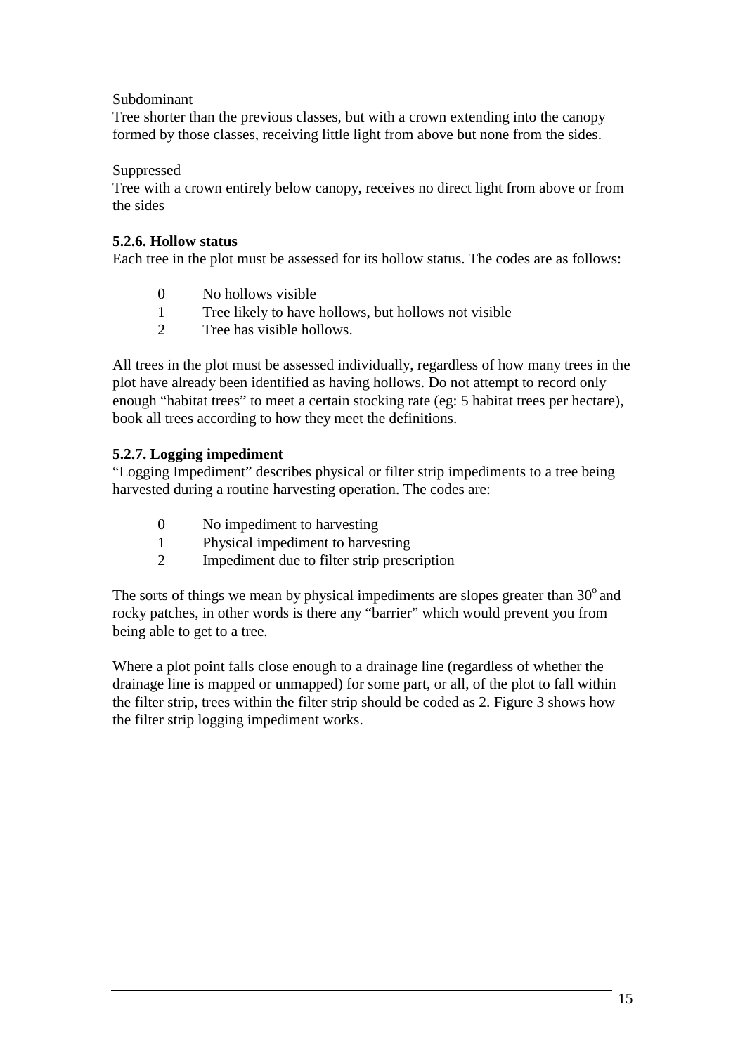Subdominant

Tree shorter than the previous classes, but with a crown extending into the canopy formed by those classes, receiving little light from above but none from the sides.

Suppressed

Tree with a crown entirely below canopy, receives no direct light from above or from the sides

### 5.2.6. Hollow status

Each tree in the plot must be assessed for its hollow status. The codes are as follows:

- 0 No hollows visible
- 1 Tree likely to have hollows, but hollows not visible
- 2 Tree has visible hollows.

All trees in the plot must be assessed individually, regardless of how many trees in the plot have already been identified as having hollows. Do not attempt to record only enough "habitat trees" to meet a certain stocking rate (eg: 5 habitat trees per hectare), book all trees according to how they meet the definitions.

### 5.2.7. Logging impediment

"Logging Impediment" describes physical or filter strip impediments to a tree being harvested during a routine harvesting operation. The codes are:

- 0 No impediment to harvesting
- 1 Physical impediment to harvesting
- 2 Impediment due to filter strip prescription

The sorts of things we mean by physical impediments are slopes greater than $30^o$ and rocky patches, in other words is there any "barrier" which would prevent you from being able to get to a tree.

Where a plot point falls close enough to a drainage line (regardless of whether the drainage line is mapped or unmapped) for some part, or all, of the plot to fall within the filter strip, trees within the filter strip should be coded as 2. Figure 3 shows how the filter strip logging impediment works.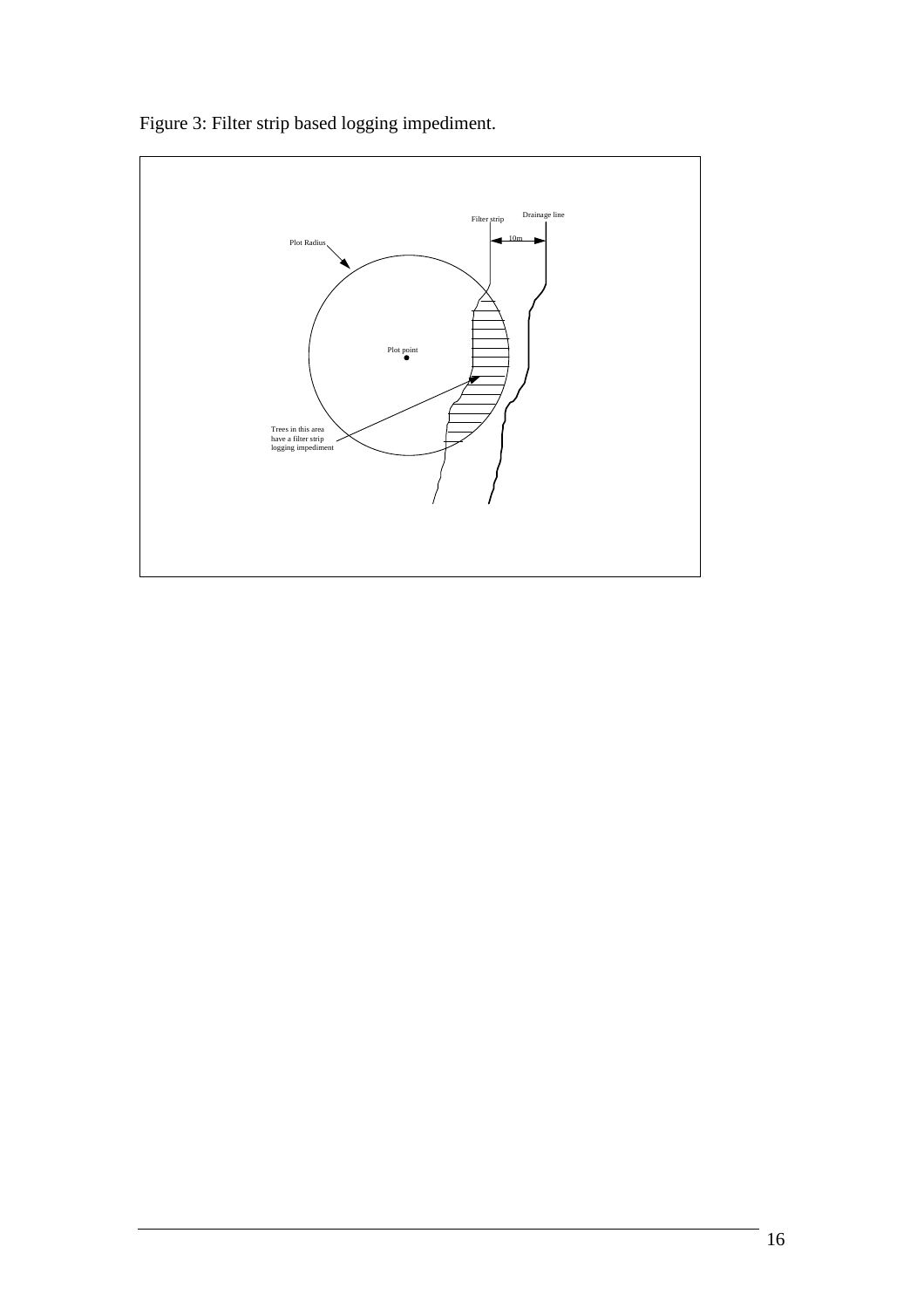Figure 3: Filter strip based logging impediment.

Plot Radius

Plot point

Filter strip

Drainage line

10m

Trees in this area have a filter strip logging impediment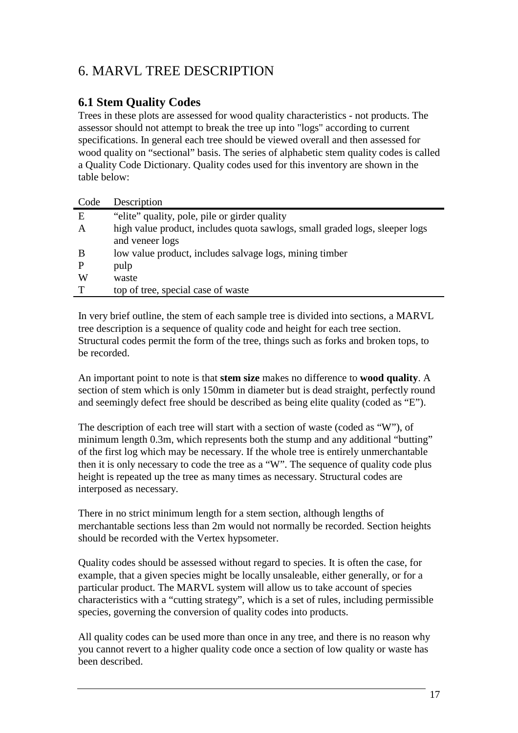# 6. MARVL TREE DESCRIPTION

## 6.1 Stem Quality Codes

Trees in these plots are assessed for wood quality characteristics - not products. The assessor should not attempt to break the tree up into "logs" according to current specifications. In general each tree should be viewed overall and then assessed for wood quality on "sectional" basis. The series of alphabetic stem quality codes is called a Quality Code Dictionary. Quality codes used for this inventory are shown in the table below:

| Code | Description |
|---|---|
| E | "elite" quality, pole, pile or girder quality |
| A | high value product, includes quota sawlogs, small graded logs, sleeper logs and veneer logs |
| B | low value product, includes salvage logs, mining timber |
| P | pulp |
| W | waste |
| T | top of tree, special case of waste |

In very brief outline, the stem of each sample tree is divided into sections, a MARVL tree description is a sequence of quality code and height for each tree section. Structural codes permit the form of the tree, things such as forks and broken tops, to be recorded.

An important point to note is that **stem size** makes no difference to **wood quality**. A section of stem which is only 150mm in diameter but is dead straight, perfectly round and seemingly defect free should be described as being elite quality (coded as "E").

The description of each tree will start with a section of waste (coded as "W"), of minimum length 0.3m, which represents both the stump and any additional "butting" of the first log which may be necessary. If the whole tree is entirely unmerchantable then it is only necessary to code the tree as a "W". The sequence of quality code plus height is repeated up the tree as many times as necessary. Structural codes are interposed as necessary.

There in no strict minimum length for a stem section, although lengths of merchantable sections less than 2m would not normally be recorded. Section heights should be recorded with the Vertex hypsometer.

Quality codes should be assessed without regard to species. It is often the case, for example, that a given species might be locally unsaleable, either generally, or for a particular product. The MARVL system will allow us to take account of species characteristics with a "cutting strategy", which is a set of rules, including permissible species, governing the conversion of quality codes into products.

All quality codes can be used more than once in any tree, and there is no reason why you cannot revert to a higher quality code once a section of low quality or waste has been described.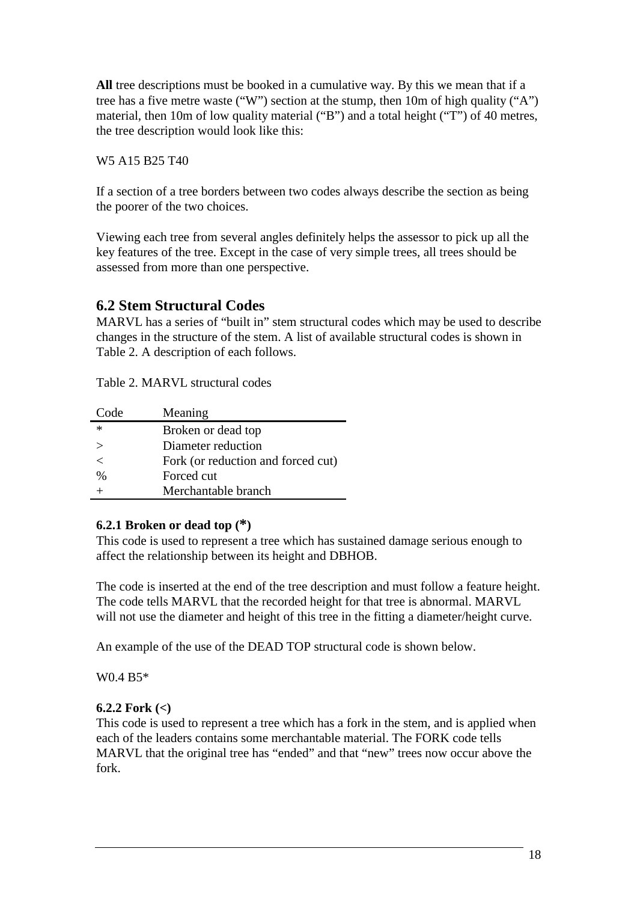**All** tree descriptions must be booked in a cumulative way. By this we mean that if a tree has a five metre waste ("W") section at the stump, then 10m of high quality ("A") material, then 10m of low quality material ("B") and a total height ("T") of 40 metres, the tree description would look like this:

W5 A15 B25 T40

If a section of a tree borders between two codes always describe the section as being the poorer of the two choices.

Viewing each tree from several angles definitely helps the assessor to pick up all the key features of the tree. Except in the case of very simple trees, all trees should be assessed from more than one perspective.

## 6.2 Stem Structural Codes

MARVL has a series of "built in" stem structural codes which may be used to describe changes in the structure of the stem. A list of available structural codes is shown in Table 2. A description of each follows.

Table 2. MARVL structural codes

| Code | Meaning |
|---|---|
| * | Broken or dead top |
| > | Diameter reduction |
| < | Fork (or reduction and forced cut) |
| % | Forced cut |
| + | Merchantable branch |

#### 6.2.1 Broken or dead top (*)

This code is used to represent a tree which has sustained damage serious enough to affect the relationship between its height and DBHOB.

The code is inserted at the end of the tree description and must follow a feature height. The code tells MARVL that the recorded height for that tree is abnormal. MARVL will not use the diameter and height of this tree in the fitting a diameter/height curve.

An example of the use of the DEAD TOP structural code is shown below.

W0.4 B5*

#### 6.2.2 Fork (<)

This code is used to represent a tree which has a fork in the stem, and is applied when each of the leaders contains some merchantable material. The FORK code tells MARVL that the original tree has "ended" and that "new" trees now occur above the fork.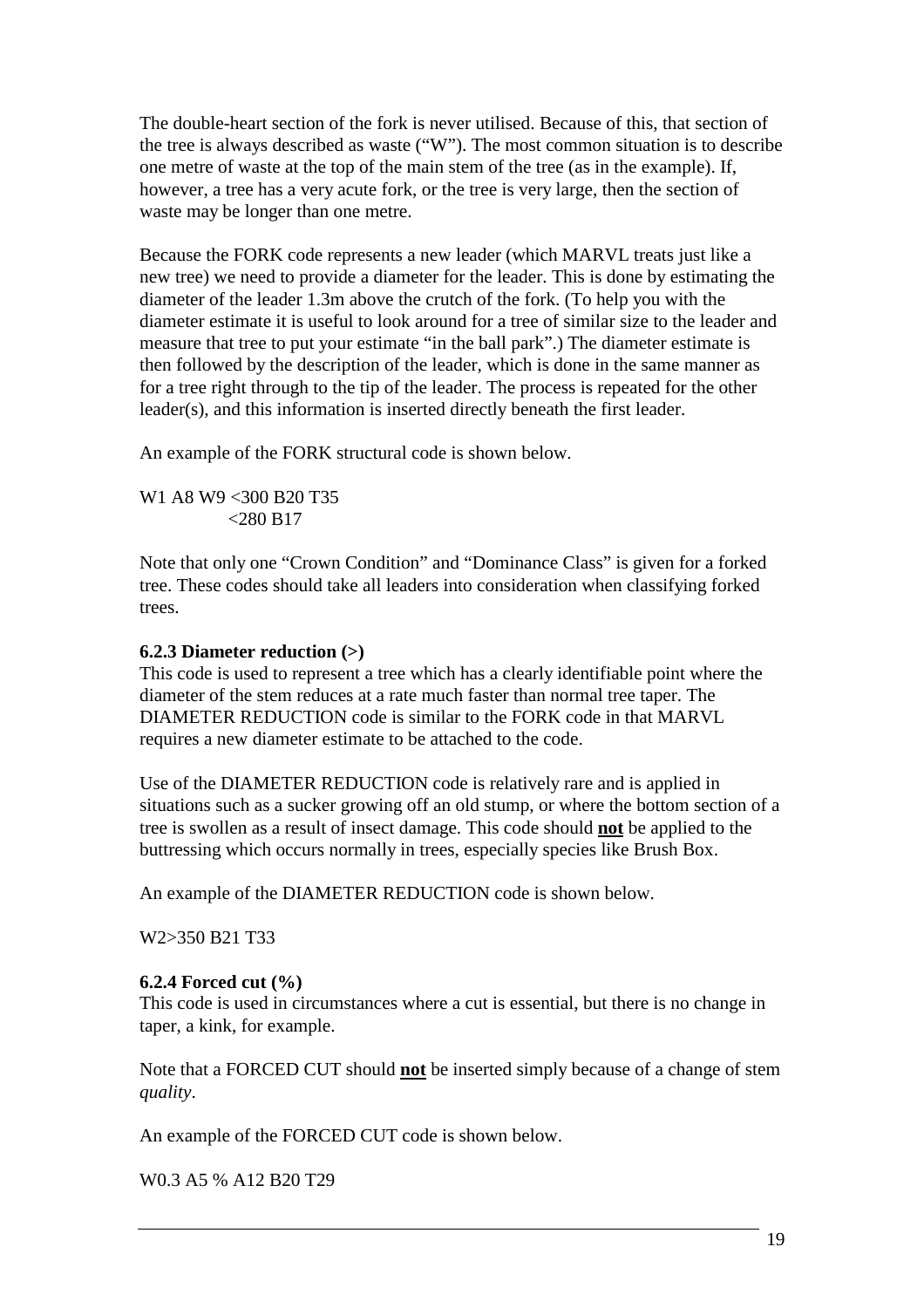The double-heart section of the fork is never utilised. Because of this, that section of the tree is always described as waste ("W"). The most common situation is to describe one metre of waste at the top of the main stem of the tree (as in the example). If, however, a tree has a very acute fork, or the tree is very large, then the section of waste may be longer than one metre.

Because the FORK code represents a new leader (which MARVL treats just like a new tree) we need to provide a diameter for the leader. This is done by estimating the diameter of the leader 1.3m above the crutch of the fork. (To help you with the diameter estimate it is useful to look around for a tree of similar size to the leader and measure that tree to put your estimate "in the ball park".) The diameter estimate is then followed by the description of the leader, which is done in the same manner as for a tree right through to the tip of the leader. The process is repeated for the other leader(s), and this information is inserted directly beneath the first leader.

An example of the FORK structural code is shown below.

```
W1 A8 W9 <300 B20 T35
         <280 B17
```

Note that only one "Crown Condition" and "Dominance Class" is given for a forked tree. These codes should take all leaders into consideration when classifying forked trees.

**6.2.3 Diameter reduction (>)**

This code is used to represent a tree which has a clearly identifiable point where the diameter of the stem reduces at a rate much faster than normal tree taper. The DIAMETER REDUCTION code is similar to the FORK code in that MARVL requires a new diameter estimate to be attached to the code.

Use of the DIAMETER REDUCTION code is relatively rare and is applied in situations such as a sucker growing off an old stump, or where the bottom section of a tree is swollen as a result of insect damage. This code should **not** be applied to the buttressing which occurs normally in trees, especially species like Brush Box.

An example of the DIAMETER REDUCTION code is shown below.

W2>350 B21 T33

**6.2.4 Forced cut (%)**

This code is used in circumstances where a cut is essential, but there is no change in taper, a kink, for example.

Note that a FORCED CUT should **not** be inserted simply because of a change of stem *quality*.

An example of the FORCED CUT code is shown below.

W0.3 A5 % A12 B20 T29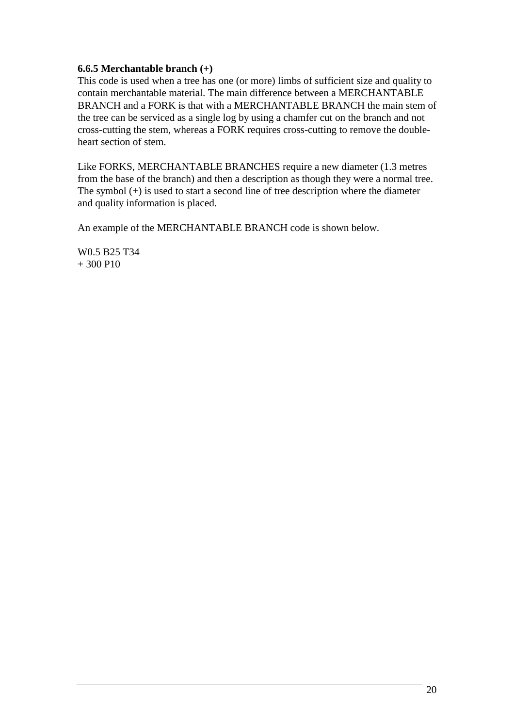### 6.6.5 Merchantable branch (+)

This code is used when a tree has one (or more) limbs of sufficient size and quality to contain merchantable material. The main difference between a MERCHANTABLE BRANCH and a FORK is that with a MERCHANTABLE BRANCH the main stem of the tree can be serviced as a single log by using a chamfer cut on the branch and not cross-cutting the stem, whereas a FORK requires cross-cutting to remove the double-heart section of stem.

Like FORKS, MERCHANTABLE BRANCHES require a new diameter (1.3 metres from the base of the branch) and then a description as though they were a normal tree. The symbol (+) is used to start a second line of tree description where the diameter and quality information is placed.

An example of the MERCHANTABLE BRANCH code is shown below.

W0.5 B25 T34
+ 300 P10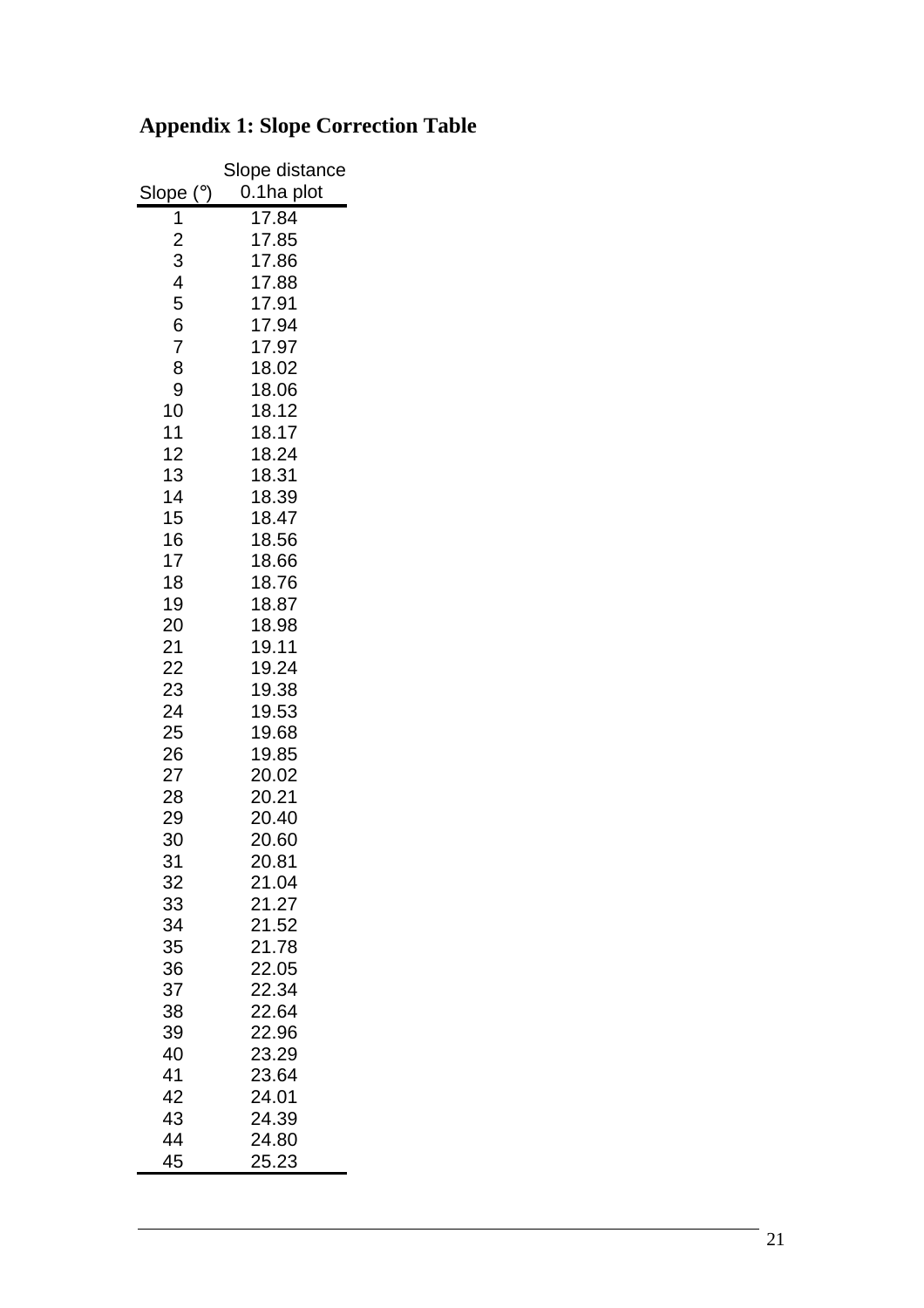## Appendix 1: Slope Correction Table

| Slope (°) | Slope distance 0.1ha plot |
|---|---|
| 1 | 17.84 |
| 2 | 17.85 |
| 3 | 17.86 |
| 4 | 17.88 |
| 5 | 17.91 |
| 6 | 17.94 |
| 7 | 17.97 |
| 8 | 18.02 |
| 9 | 18.06 |
| 10 | 18.12 |
| 11 | 18.17 |
| 12 | 18.24 |
| 13 | 18.31 |
| 14 | 18.39 |
| 15 | 18.47 |
| 16 | 18.56 |
| 17 | 18.66 |
| 18 | 18.76 |
| 19 | 18.87 |
| 20 | 18.98 |
| 21 | 19.11 |
| 22 | 19.24 |
| 23 | 19.38 |
| 24 | 19.53 |
| 25 | 19.68 |
| 26 | 19.85 |
| 27 | 20.02 |
| 28 | 20.21 |
| 29 | 20.40 |
| 30 | 20.60 |
| 31 | 20.81 |
| 32 | 21.04 |
| 33 | 21.27 |
| 34 | 21.52 |
| 35 | 21.78 |
| 36 | 22.05 |
| 37 | 22.34 |
| 38 | 22.64 |
| 39 | 22.96 |
| 40 | 23.29 |
| 41 | 23.64 |
| 42 | 24.01 |
| 43 | 24.39 |
| 44 | 24.80 |
| 45 | 25.23 |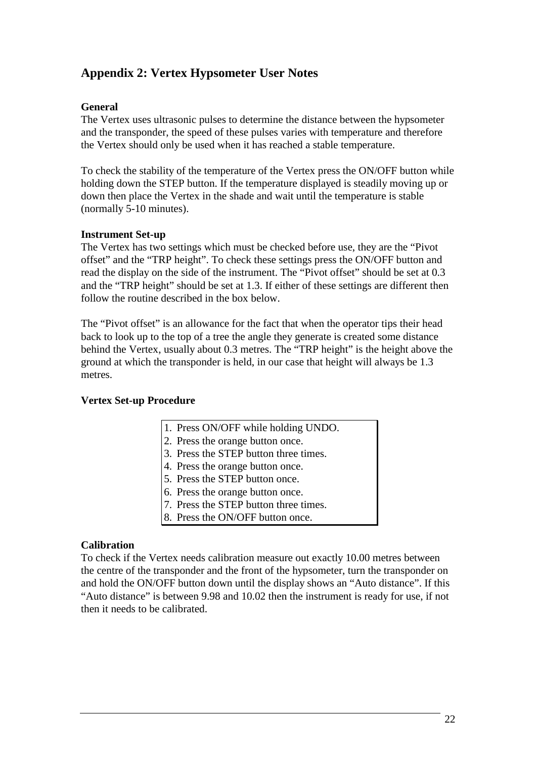## Appendix 2: Vertex Hypsometer User Notes

**General**

The Vertex uses ultrasonic pulses to determine the distance between the hypsometer and the transponder, the speed of these pulses varies with temperature and therefore the Vertex should only be used when it has reached a stable temperature.

To check the stability of the temperature of the Vertex press the ON/OFF button while holding down the STEP button. If the temperature displayed is steadily moving up or down then place the Vertex in the shade and wait until the temperature is stable (normally 5-10 minutes).

**Instrument Set-up**

The Vertex has two settings which must be checked before use, they are the "Pivot offset" and the "TRP height". To check these settings press the ON/OFF button and read the display on the side of the instrument. The "Pivot offset" should be set at 0.3 and the "TRP height" should be set at 1.3. If either of these settings are different then follow the routine described in the box below.

The "Pivot offset" is an allowance for the fact that when the operator tips their head back to look up to the top of a tree the angle they generate is created some distance behind the Vertex, usually about 0.3 metres. The "TRP height" is the height above the ground at which the transponder is held, in our case that height will always be 1.3 metres.

**Vertex Set-up Procedure**

1. Press ON/OFF while holding UNDO.
2. Press the orange button once.
3. Press the STEP button three times.
4. Press the orange button once.
5. Press the STEP button once.
6. Press the orange button once.
7. Press the STEP button three times.
8. Press the ON/OFF button once.

**Calibration**

To check if the Vertex needs calibration measure out exactly 10.00 metres between the centre of the transponder and the front of the hypsometer, turn the transponder on and hold the ON/OFF button down until the display shows an "Auto distance". If this "Auto distance" is between 9.98 and 10.02 then the instrument is ready for use, if not then it needs to be calibrated.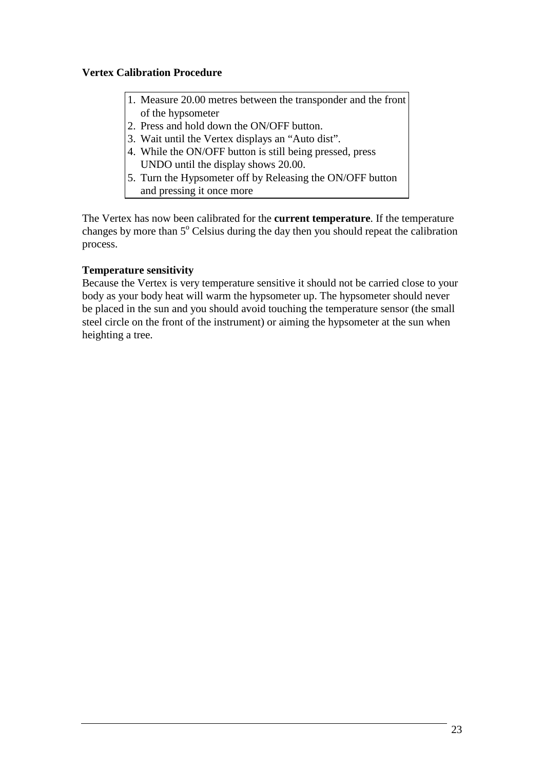**Vertex Calibration Procedure**

1. Measure 20.00 metres between the transponder and the front of the hypsometer
2. Press and hold down the ON/OFF button.
3. Wait until the Vertex displays an "Auto dist".
4. While the ON/OFF button is still being pressed, press UNDO until the display shows 20.00.
5. Turn the Hypsometer off by Releasing the ON/OFF button and pressing it once more

The Vertex has now been calibrated for the **current temperature**. If the temperature changes by more than $5^{o}$ Celsius during the day then you should repeat the calibration process.

**Temperature sensitivity**

Because the Vertex is very temperature sensitive it should not be carried close to your body as your body heat will warm the hypsometer up. The hypsometer should never be placed in the sun and you should avoid touching the temperature sensor (the small steel circle on the front of the instrument) or aiming the hypsometer at the sun when heighting a tree.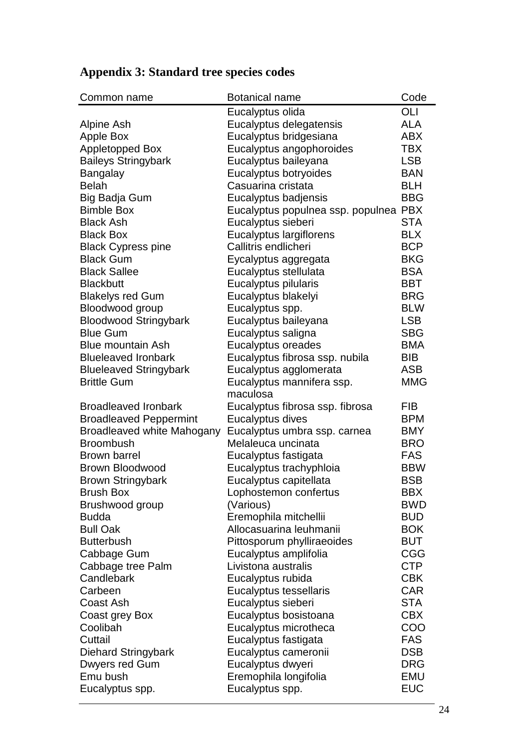## Appendix 3: Standard tree species codes

| Common name | Botanical name | Code |
|---|---|---|
| | Eucalyptus olida | OLI |
| Alpine Ash | Eucalyptus delegatensis | ALA |
| Apple Box | Eucalyptus bridgesiana | ABX |
| Appletopped Box | Eucalyptus angophoroides | TBX |
| Baileys Stringybark | Eucalyptus baileyana | LSB |
| Bangalay | Eucalyptus botryoides | BAN |
| Belah | Casuarina cristata | BLH |
| Big Badja Gum | Eucalyptus badjensis | BBG |
| Bimble Box | Eucalyptus populnea ssp. populnea | PBX |
| Black Ash | Eucalyptus sieberi | STA |
| Black Box | Eucalyptus largiflorens | BLX |
| Black Cypress pine | Callitris endlicheri | BCP |
| Black Gum | Eycalyptus aggregata | BKG |
| Black Sallee | Eucalyptus stellulata | BSA |
| Blackbutt | Eucalyptus pilularis | BBT |
| Blakelys red Gum | Eucalyptus blakelyi | BRG |
| Bloodwood group | Eucalyptus spp. | BLW |
| Bloodwood Stringybark | Eucalyptus baileyana | LSB |
| Blue Gum | Eucalyptus saligna | SBG |
| Blue mountain Ash | Eucalyptus oreades | BMA |
| Blueleaved Ironbark | Eucalyptus fibrosa ssp. nubila | BIB |
| Blueleaved Stringybark | Eucalyptus agglomerata | ASB |
| Brittle Gum | Eucalyptus mannifera ssp. maculosa | MMG |
| Broadleaved Ironbark | Eucalyptus fibrosa ssp. fibrosa | FIB |
| Broadleaved Peppermint | Eucalyptus dives | BPM |
| Broadleaved white Mahogany | Eucalyptus umbra ssp. carnea | BMY |
| Broombush | Melaleuca uncinata | BRO |
| Brown barrel | Eucalyptus fastigata | FAS |
| Brown Bloodwood | Eucalyptus trachyphloia | BBW |
| Brown Stringybark | Eucalyptus capitellata | BSB |
| Brush Box | Lophostemon confertus | BBX |
| Brushwood group | (Various) | BWD |
| Budda | Eremophila mitchellii | BUD |
| Bull Oak | Allocasuarina leuhmanii | BOK |
| Butterbush | Pittosporum phylliraeoides | BUT |
| Cabbage Gum | Eucalyptus amplifolia | CGG |
| Cabbage tree Palm | Livistona australis | CTP |
| Candlebark | Eucalyptus rubida | CBK |
| Carbeen | Eucalyptus tessellaris | CAR |
| Coast Ash | Eucalyptus sieberi | STA |
| Coast grey Box | Eucalyptus bosistoana | CBX |
| Coolibah | Eucalyptus microtheca | COO |
| Cuttail | Eucalyptus fastigata | FAS |
| Diehard Stringybark | Eucalyptus cameronii | DSB |
| Dwyers red Gum | Eucalyptus dwyeri | DRG |
| Emu bush | Eremophila longifolia | EMU |
| Eucalyptus spp. | Eucalyptus spp. | EUC |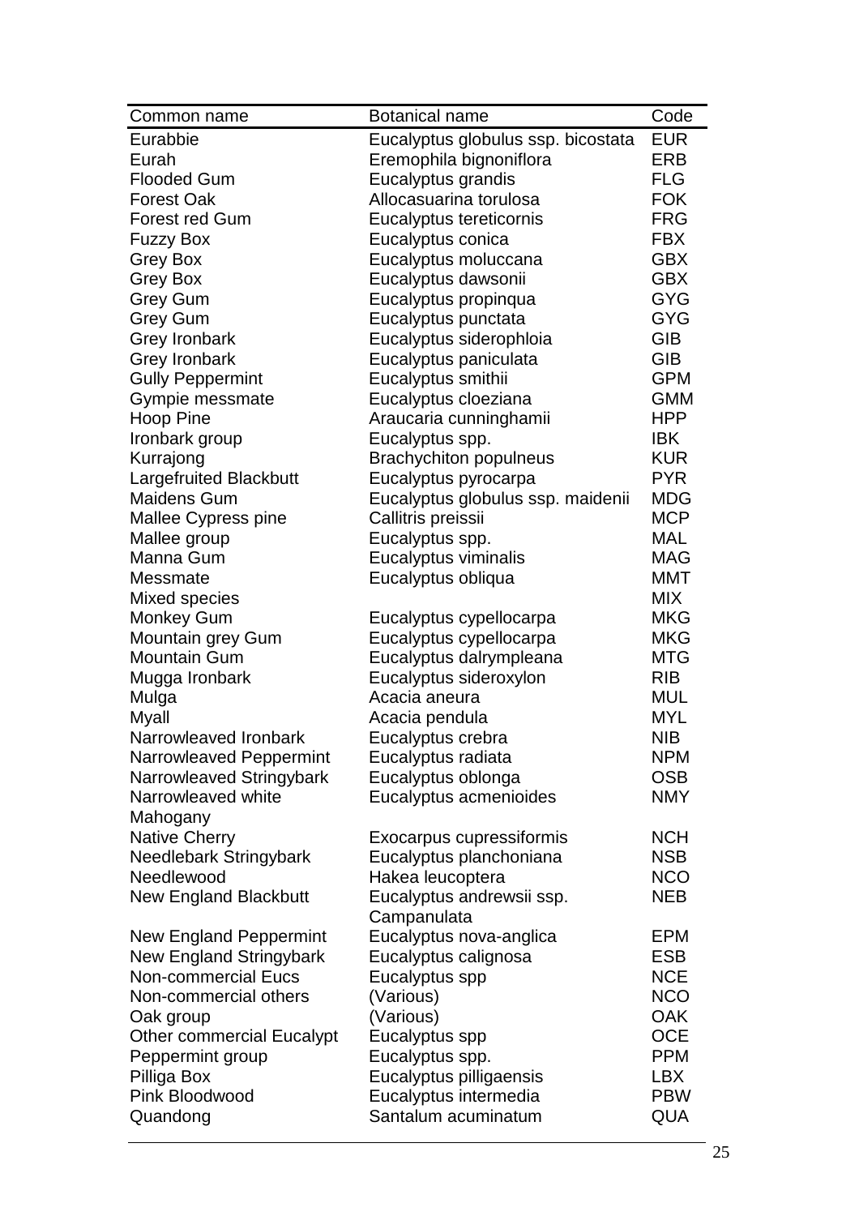| Common name | Botanical name | Code |
|---|---|---|
| Eurabbie | Eucalyptus globulus ssp. bicostata | EUR |
| Eurah | Eremophila bignoniflora | ERB |
| Flooded Gum | Eucalyptus grandis | FLG |
| Forest Oak | Allocasuarina torulosa | FOK |
| Forest red Gum | Eucalyptus tereticornis | FRG |
| Fuzzy Box | Eucalyptus conica | FBX |
| Grey Box | Eucalyptus moluccana | GBX |
| Grey Box | Eucalyptus dawsonii | GBX |
| Grey Gum | Eucalyptus propinqua | GYG |
| Grey Gum | Eucalyptus punctata | GYG |
| Grey Ironbark | Eucalyptus siderophloia | GIB |
| Grey Ironbark | Eucalyptus paniculata | GIB |
| Gully Peppermint | Eucalyptus smithii | GPM |
| Gympie messmate | Eucalyptus cloeziana | GMM |
| Hoop Pine | Araucaria cunninghamii | HPP |
| Ironbark group | Eucalyptus spp. | IBK |
| Kurrajong | Brachychiton populneus | KUR |
| Largefruited Blackbutt | Eucalyptus pyrocarpa | PYR |
| Maidens Gum | Eucalyptus globulus ssp. maidenii | MDG |
| Mallee Cypress pine | Callitris preissii | MCP |
| Mallee group | Eucalyptus spp. | MAL |
| Manna Gum | Eucalyptus viminalis | MAG |
| Messmate | Eucalyptus obliqua | MMT |
| Mixed species | | MIX |
| Monkey Gum | Eucalyptus cypellocarpa | MKG |
| Mountain grey Gum | Eucalyptus cypellocarpa | MKG |
| Mountain Gum | Eucalyptus dalrympleana | MTG |
| Mugga Ironbark | Eucalyptus sideroxylon | RIB |
| Mulga | Acacia aneura | MUL |
| Myall | Acacia pendula | MYL |
| Narrowleaved Ironbark | Eucalyptus crebra | NIB |
| Narrowleaved Peppermint | Eucalyptus radiata | NPM |
| Narrowleaved Stringybark | Eucalyptus oblonga | OSB |
| Narrowleaved white Mahogany | Eucalyptus acmenioides | NMY |
| Native Cherry | Exocarpus cupressiformis | NCH |
| Needlebark Stringybark | Eucalyptus planchoniana | NSB |
| Needlewood | Hakea leucoptera | NCO |
| New England Blackbutt | Eucalyptus andrewsii ssp. Campanulata | NEB |
| New England Peppermint | Eucalyptus nova-anglica | EPM |
| New England Stringybark | Eucalyptus calignosa | ESB |
| Non-commercial Eucs | Eucalyptus spp | NCE |
| Non-commercial others | (Various) | NCO |
| Oak group | (Various) | OAK |
| Other commercial Eucalypt | Eucalyptus spp | OCE |
| Peppermint group | Eucalyptus spp. | PPM |
| Pilliga Box | Eucalyptus pilligaensis | LBX |
| Pink Bloodwood | Eucalyptus intermedia | PBW |
| Quandong | Santalum acuminatum | QUA |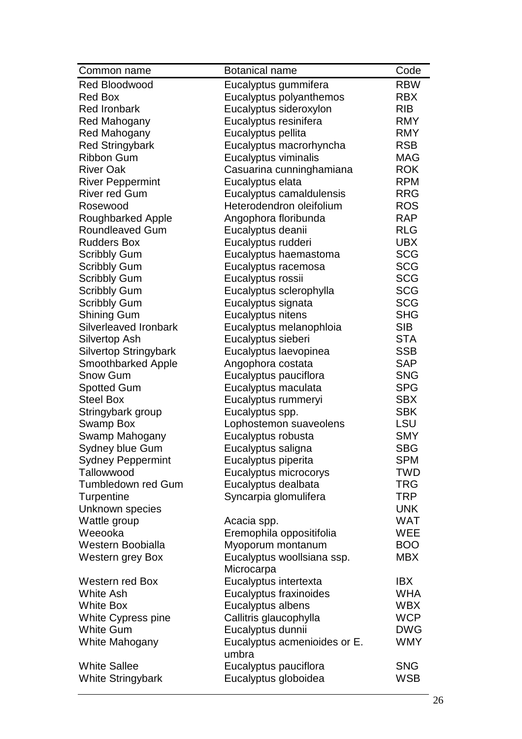| Common name | Botanical name | Code |
|---|---|---|
| Red Bloodwood | Eucalyptus gummifera | RBW |
| Red Box | Eucalyptus polyanthemos | RBX |
| Red Ironbark | Eucalyptus sideroxylon | RIB |
| Red Mahogany | Eucalyptus resinifera | RMY |
| Red Mahogany | Eucalyptus pellita | RMY |
| Red Stringybark | Eucalyptus macrorhyncha | RSB |
| Ribbon Gum | Eucalyptus viminalis | MAG |
| River Oak | Casuarina cunninghamiana | ROK |
| River Peppermint | Eucalyptus elata | RPM |
| River red Gum | Eucalyptus camaldulensis | RRG |
| Rosewood | Heterodendron oleifolium | ROS |
| Roughbarked Apple | Angophora floribunda | RAP |
| Roundleaved Gum | Eucalyptus deanii | RLG |
| Rudders Box | Eucalyptus rudderi | UBX |
| Scribbly Gum | Eucalyptus haemastoma | SCG |
| Scribbly Gum | Eucalyptus racemosa | SCG |
| Scribbly Gum | Eucalyptus rossii | SCG |
| Scribbly Gum | Eucalyptus sclerophylla | SCG |
| Scribbly Gum | Eucalyptus signata | SCG |
| Shining Gum | Eucalyptus nitens | SHG |
| Silverleaved Ironbark | Eucalyptus melanophloia | SIB |
| Silvertop Ash | Eucalyptus sieberi | STA |
| Silvertop Stringybark | Eucalyptus laevopinea | SSB |
| Smoothbarked Apple | Angophora costata | SAP |
| Snow Gum | Eucalyptus pauciflora | SNG |
| Spotted Gum | Eucalyptus maculata | SPG |
| Steel Box | Eucalyptus rummeryi | SBX |
| Stringybark group | Eucalyptus spp. | SBK |
| Swamp Box | Lophostemon suaveolens | LSU |
| Swamp Mahogany | Eucalyptus robusta | SMY |
| Sydney blue Gum | Eucalyptus saligna | SBG |
| Sydney Peppermint | Eucalyptus piperita | SPM |
| Tallowwood | Eucalyptus microcorys | TWD |
| Tumbledown red Gum | Eucalyptus dealbata | TRG |
| Turpentine | Syncarpia glomulifera | TRP |
| Unknown species | | UNK |
| Wattle group | Acacia spp. | WAT |
| Weeooka | Eremophila oppositifolia | WEE |
| Western Boobialla | Myoporum montanum | BOO |
| Western grey Box | Eucalyptus woollsiana ssp. Microcarpa | MBX |
| Western red Box | Eucalyptus intertexta | IBX |
| White Ash | Eucalyptus fraxinoides | WHA |
| White Box | Eucalyptus albens | WBX |
| White Cypress pine | Callitris glaucophylla | WCP |
| White Gum | Eucalyptus dunnii | DWG |
| White Mahogany | Eucalyptus acmenioides or E. umbra | WMY |
| White Sallee | Eucalyptus pauciflora | SNG |
| White Stringybark | Eucalyptus globoidea | WSB |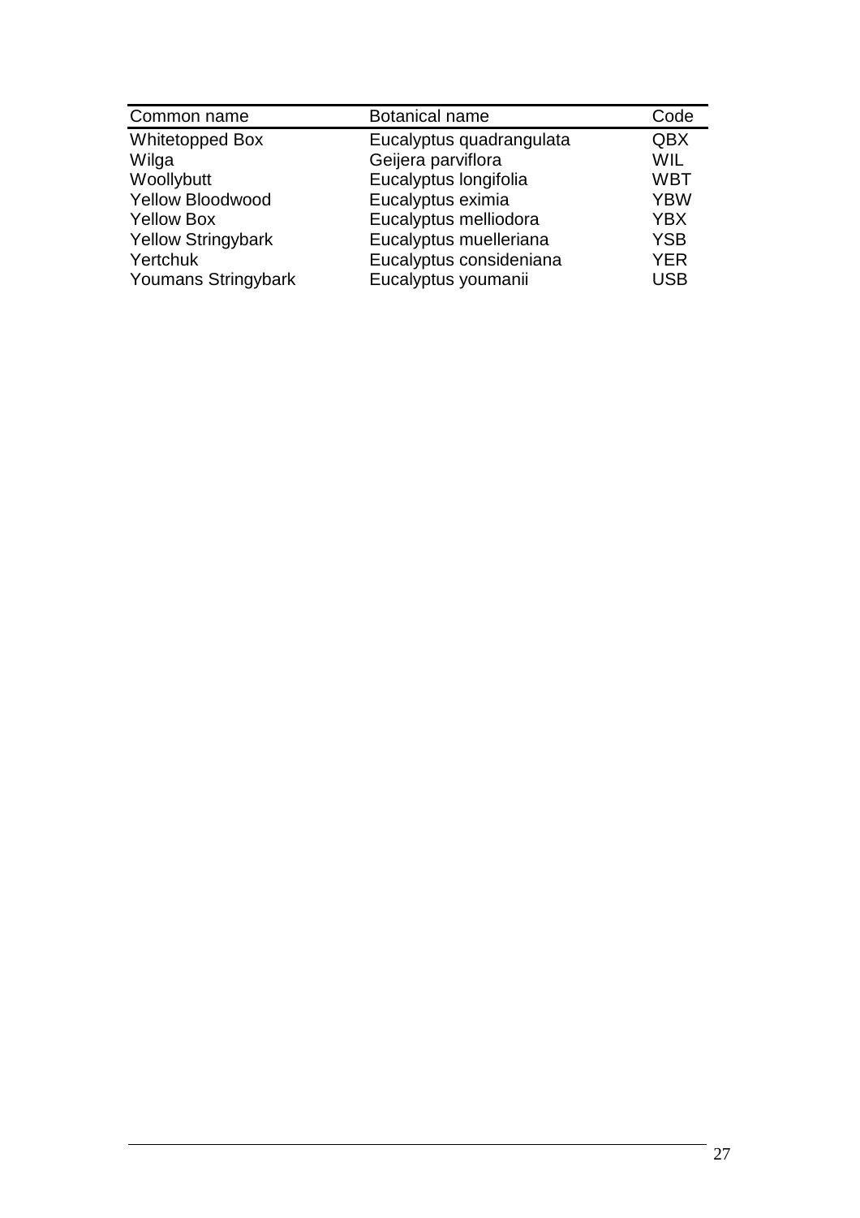| Common name | Botanical name | Code |
| --- | --- | --- |
| Whitetopped Box | Eucalyptus quadrangulata | QBX |
| Wilga | Geijera parviflora | WIL |
| Woollybutt | Eucalyptus longifolia | WBT |
| Yellow Bloodwood | Eucalyptus eximia | YBW |
| Yellow Box | Eucalyptus melliodora | YBX |
| Yellow Stringybark | Eucalyptus muelleriana | YSB |
| Yertchuk | Eucalyptus consideniana | YER |
| Youmans Stringybark | Eucalyptus youmanii | USB |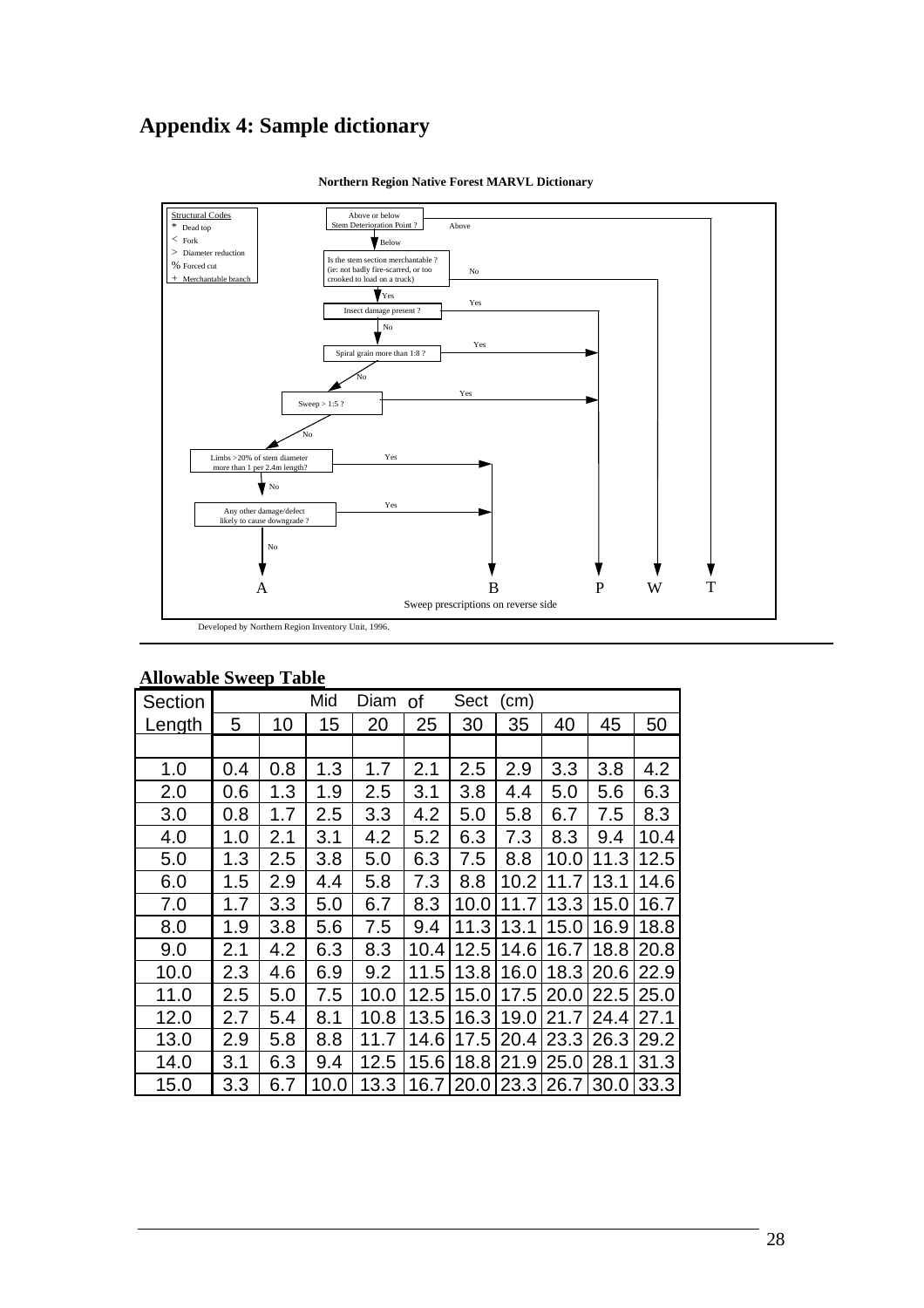# Appendix 4: Sample dictionary

**Northern Region Native Forest MARVL Dictionary**

Structural Codes
- * Dead top
- < Fork
- > Diameter reduction
- % Forced cut
- + Merchantable branch

Above or below Stem Deterioration Point ? — Above → T; Below ↓

Is the stem section merchantable ? (ie: not badly fire-scarred, or too crooked to load on a truck) — No → W; Yes ↓

Insect damage present ? — Yes → P; No ↓

Spiral grain more than 1:8 ? — Yes → P; No ↓

Sweep > 1:5 ? — Yes → P; No ↓

Limbs >20% of stem diameter more than 1 per 2.4m length? — Yes → B; No ↓

Any other damage/defect likely to cause downgrade ? — Yes → B; No → A

A B P W T

Sweep prescriptions on reverse side

Developed by Northern Region Inventory Unit, 1996.

**Allowable Sweep Table**

| Section | Mid Diam of Sect (cm) | | | | | | | | | |
|---|---|---|---|---|---|---|---|---|---|---|
| Length | 5 | 10 | 15 | 20 | 25 | 30 | 35 | 40 | 45 | 50 |
| 1.0 | 0.4 | 0.8 | 1.3 | 1.7 | 2.1 | 2.5 | 2.9 | 3.3 | 3.8 | 4.2 |
| 2.0 | 0.6 | 1.3 | 1.9 | 2.5 | 3.1 | 3.8 | 4.4 | 5.0 | 5.6 | 6.3 |
| 3.0 | 0.8 | 1.7 | 2.5 | 3.3 | 4.2 | 5.0 | 5.8 | 6.7 | 7.5 | 8.3 |
| 4.0 | 1.0 | 2.1 | 3.1 | 4.2 | 5.2 | 6.3 | 7.3 | 8.3 | 9.4 | 10.4 |
| 5.0 | 1.3 | 2.5 | 3.8 | 5.0 | 6.3 | 7.5 | 8.8 | 10.0 | 11.3 | 12.5 |
| 6.0 | 1.5 | 2.9 | 4.4 | 5.8 | 7.3 | 8.8 | 10.2 | 11.7 | 13.1 | 14.6 |
| 7.0 | 1.7 | 3.3 | 5.0 | 6.7 | 8.3 | 10.0 | 11.7 | 13.3 | 15.0 | 16.7 |
| 8.0 | 1.9 | 3.8 | 5.6 | 7.5 | 9.4 | 11.3 | 13.1 | 15.0 | 16.9 | 18.8 |
| 9.0 | 2.1 | 4.2 | 6.3 | 8.3 | 10.4 | 12.5 | 14.6 | 16.7 | 18.8 | 20.8 |
| 10.0 | 2.3 | 4.6 | 6.9 | 9.2 | 11.5 | 13.8 | 16.0 | 18.3 | 20.6 | 22.9 |
| 11.0 | 2.5 | 5.0 | 7.5 | 10.0 | 12.5 | 15.0 | 17.5 | 20.0 | 22.5 | 25.0 |
| 12.0 | 2.7 | 5.4 | 8.1 | 10.8 | 13.5 | 16.3 | 19.0 | 21.7 | 24.4 | 27.1 |
| 13.0 | 2.9 | 5.8 | 8.8 | 11.7 | 14.6 | 17.5 | 20.4 | 23.3 | 26.3 | 29.2 |
| 14.0 | 3.1 | 6.3 | 9.4 | 12.5 | 15.6 | 18.8 | 21.9 | 25.0 | 28.1 | 31.3 |
| 15.0 | 3.3 | 6.7 | 10.0 | 13.3 | 16.7 | 20.0 | 23.3 | 26.7 | 30.0 | 33.3 |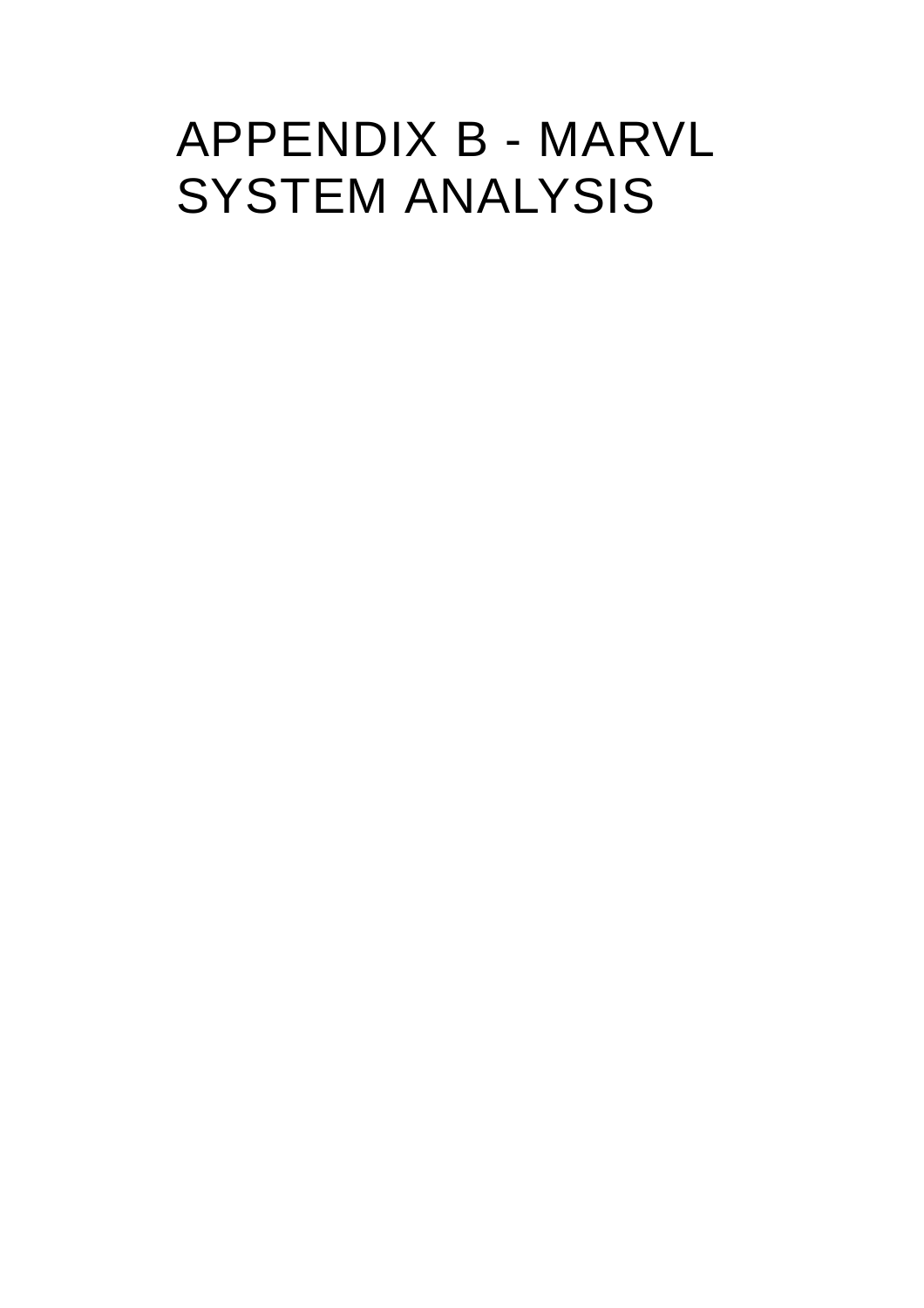# APPENDIX B - MARVL SYSTEM ANALYSIS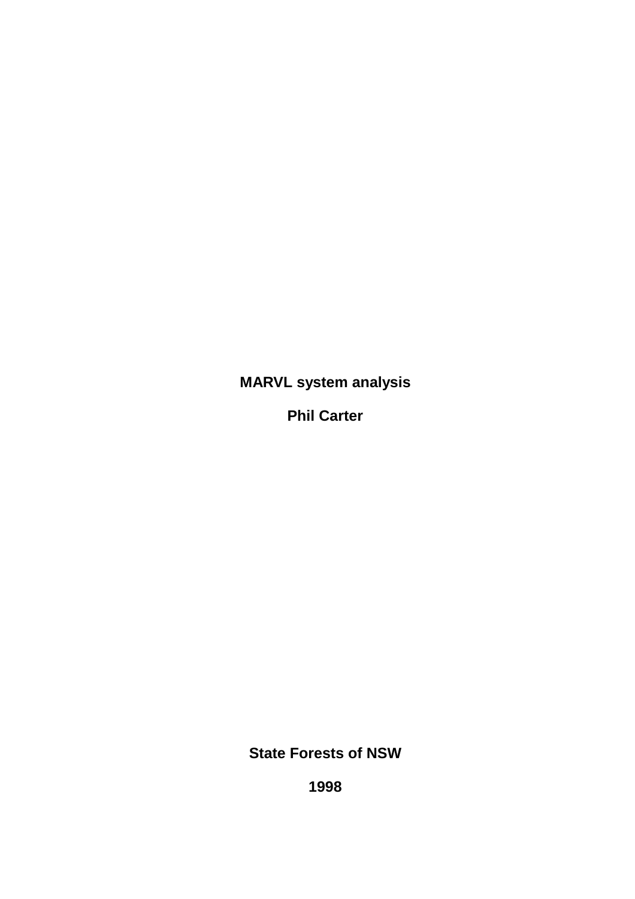**MARVL system analysis**

**Phil Carter**

**State Forests of NSW**

**1998**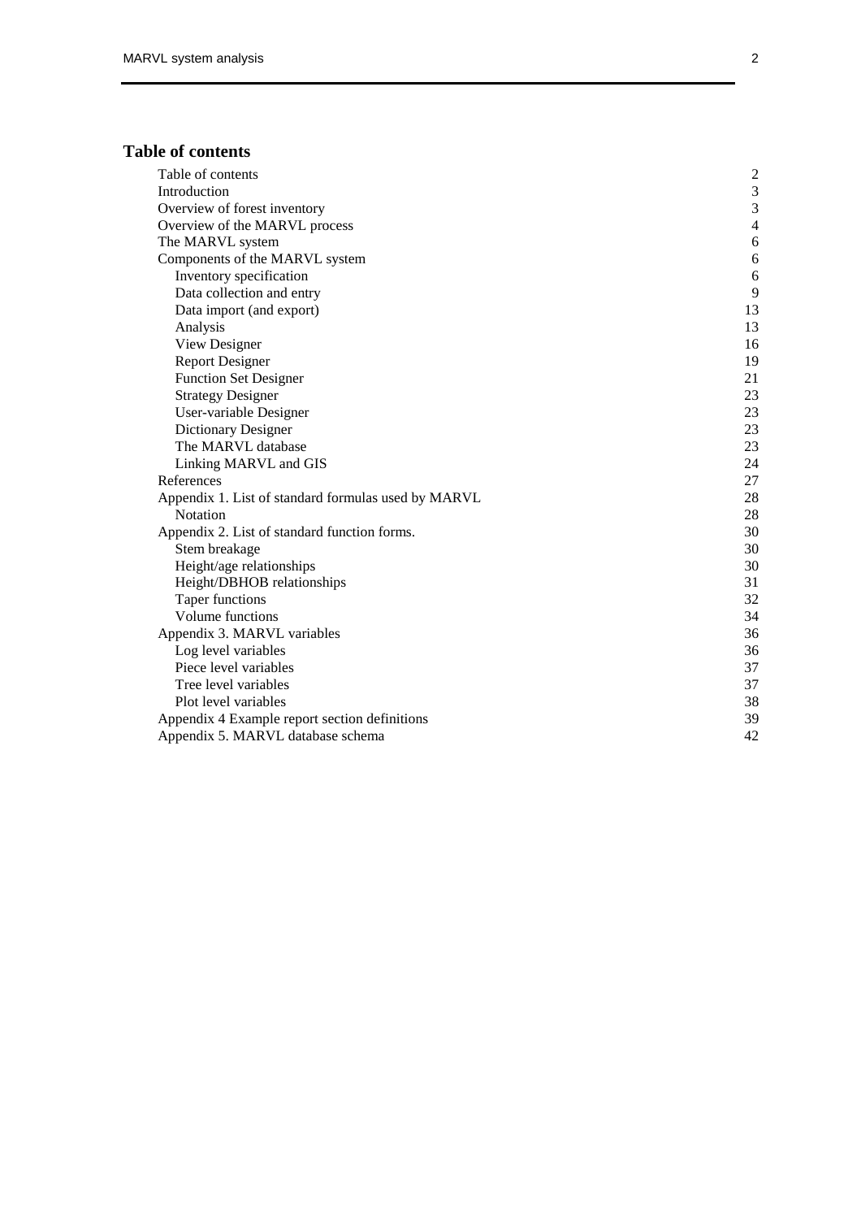## Table of contents

| | |
|---|---|
| Table of contents | 2 |
| Introduction | 3 |
| Overview of forest inventory | 3 |
| Overview of the MARVL process | 4 |
| The MARVL system | 6 |
| Components of the MARVL system | 6 |
| Inventory specification | 6 |
| Data collection and entry | 9 |
| Data import (and export) | 13 |
| Analysis | 13 |
| View Designer | 16 |
| Report Designer | 19 |
| Function Set Designer | 21 |
| Strategy Designer | 23 |
| User-variable Designer | 23 |
| Dictionary Designer | 23 |
| The MARVL database | 23 |
| Linking MARVL and GIS | 24 |
| References | 27 |
| Appendix 1. List of standard formulas used by MARVL | 28 |
| Notation | 28 |
| Appendix 2. List of standard function forms. | 30 |
| Stem breakage | 30 |
| Height/age relationships | 30 |
| Height/DBHOB relationships | 31 |
| Taper functions | 32 |
| Volume functions | 34 |
| Appendix 3. MARVL variables | 36 |
| Log level variables | 36 |
| Piece level variables | 37 |
| Tree level variables | 37 |
| Plot level variables | 38 |
| Appendix 4 Example report section definitions | 39 |
| Appendix 5. MARVL database schema | 42 |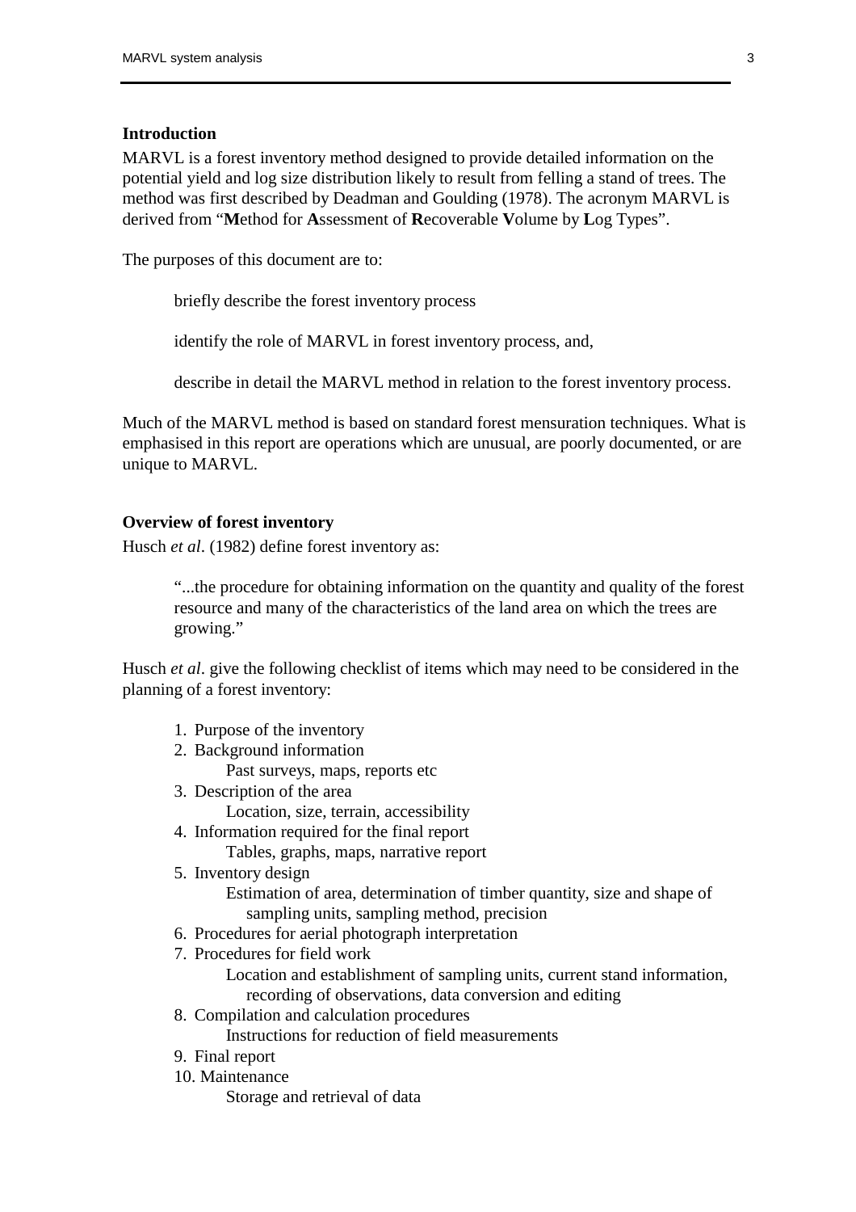## Introduction

MARVL is a forest inventory method designed to provide detailed information on the potential yield and log size distribution likely to result from felling a stand of trees. The method was first described by Deadman and Goulding (1978). The acronym MARVL is derived from "**M**ethod for **A**ssessment of **R**ecoverable **V**olume by **L**og Types".

The purposes of this document are to:

> briefly describe the forest inventory process
>
> identify the role of MARVL in forest inventory process, and,
>
> describe in detail the MARVL method in relation to the forest inventory process.

Much of the MARVL method is based on standard forest mensuration techniques. What is emphasised in this report are operations which are unusual, are poorly documented, or are unique to MARVL.

## Overview of forest inventory

Husch *et al*. (1982) define forest inventory as:

> "...the procedure for obtaining information on the quantity and quality of the forest resource and many of the characteristics of the land area on which the trees are growing."

Husch *et al*. give the following checklist of items which may need to be considered in the planning of a forest inventory:

1. Purpose of the inventory
2. Background information
   - Past surveys, maps, reports etc
3. Description of the area
   - Location, size, terrain, accessibility
4. Information required for the final report
   - Tables, graphs, maps, narrative report
5. Inventory design
   - Estimation of area, determination of timber quantity, size and shape of sampling units, sampling method, precision
6. Procedures for aerial photograph interpretation
7. Procedures for field work
   - Location and establishment of sampling units, current stand information, recording of observations, data conversion and editing
8. Compilation and calculation procedures
   - Instructions for reduction of field measurements
9. Final report
10. Maintenance
    - Storage and retrieval of data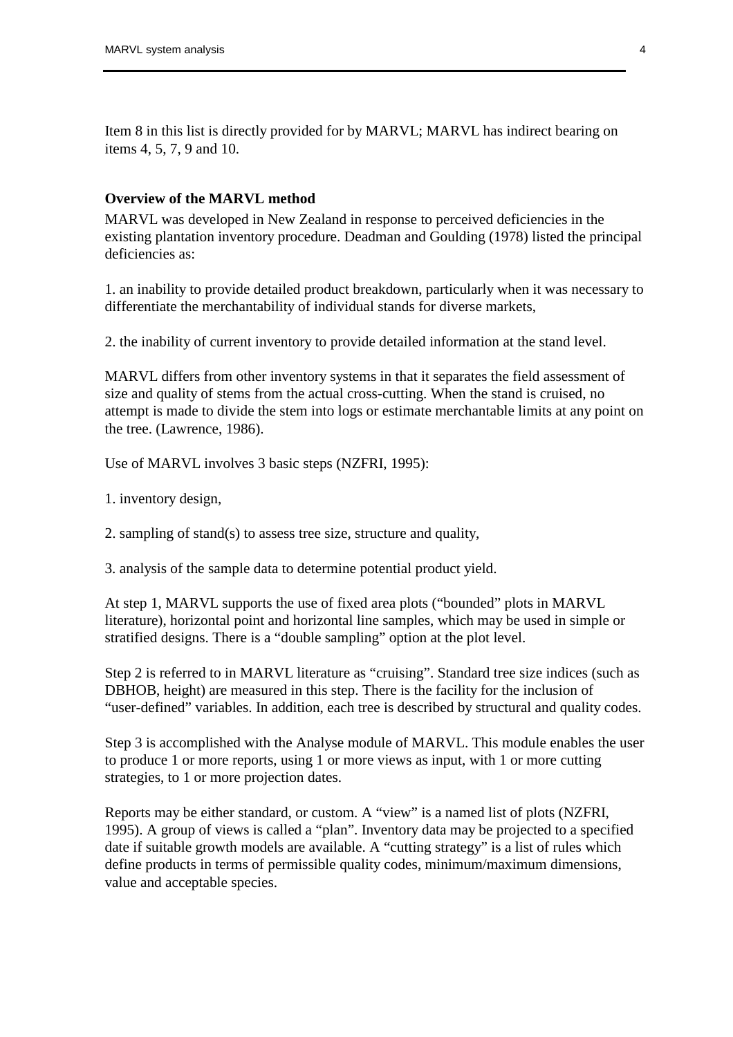Item 8 in this list is directly provided for by MARVL; MARVL has indirect bearing on items 4, 5, 7, 9 and 10.

**Overview of the MARVL method**

MARVL was developed in New Zealand in response to perceived deficiencies in the existing plantation inventory procedure. Deadman and Goulding (1978) listed the principal deficiencies as:

1. an inability to provide detailed product breakdown, particularly when it was necessary to differentiate the merchantability of individual stands for diverse markets,

2. the inability of current inventory to provide detailed information at the stand level.

MARVL differs from other inventory systems in that it separates the field assessment of size and quality of stems from the actual cross-cutting. When the stand is cruised, no attempt is made to divide the stem into logs or estimate merchantable limits at any point on the tree. (Lawrence, 1986).

Use of MARVL involves 3 basic steps (NZFRI, 1995):

1. inventory design,

2. sampling of stand(s) to assess tree size, structure and quality,

3. analysis of the sample data to determine potential product yield.

At step 1, MARVL supports the use of fixed area plots ("bounded" plots in MARVL literature), horizontal point and horizontal line samples, which may be used in simple or stratified designs. There is a "double sampling" option at the plot level.

Step 2 is referred to in MARVL literature as "cruising". Standard tree size indices (such as DBHOB, height) are measured in this step. There is the facility for the inclusion of "user-defined" variables. In addition, each tree is described by structural and quality codes.

Step 3 is accomplished with the Analyse module of MARVL. This module enables the user to produce 1 or more reports, using 1 or more views as input, with 1 or more cutting strategies, to 1 or more projection dates.

Reports may be either standard, or custom. A "view" is a named list of plots (NZFRI, 1995). A group of views is called a "plan". Inventory data may be projected to a specified date if suitable growth models are available. A "cutting strategy" is a list of rules which define products in terms of permissible quality codes, minimum/maximum dimensions, value and acceptable species.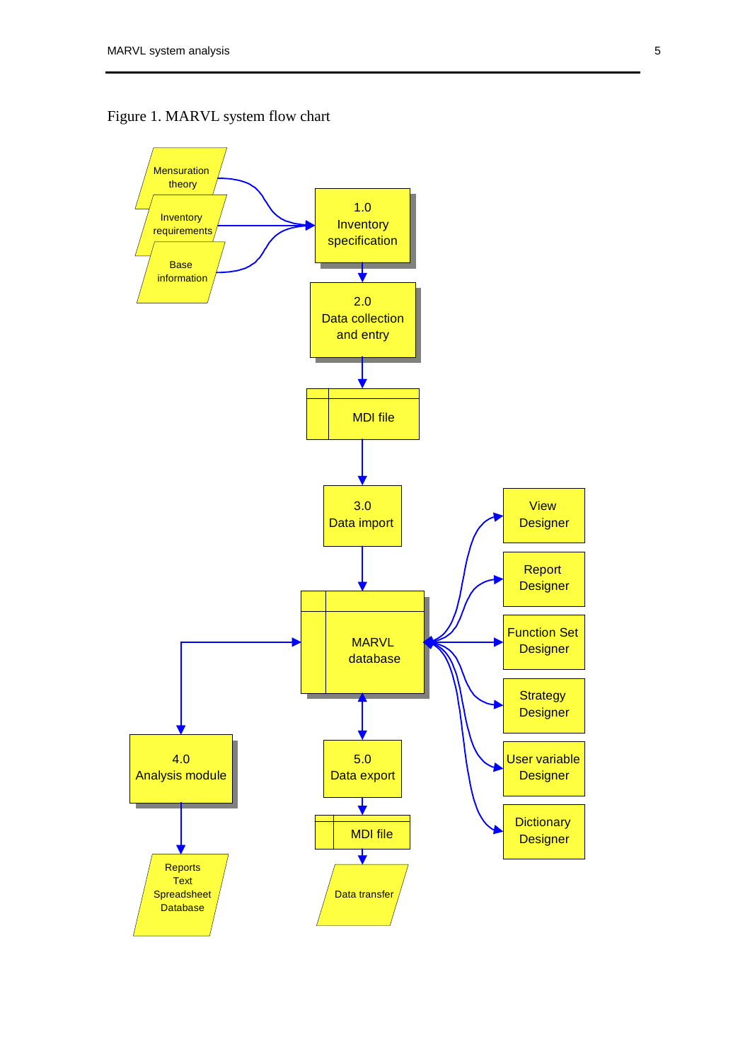Figure 1. MARVL system flow chart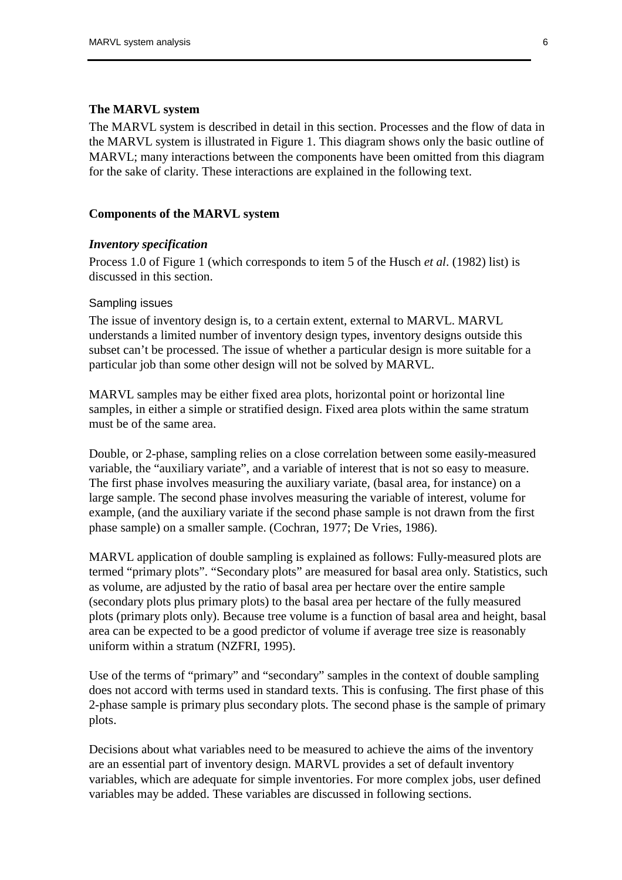## The MARVL system

The MARVL system is described in detail in this section. Processes and the flow of data in the MARVL system is illustrated in Figure 1. This diagram shows only the basic outline of MARVL; many interactions between the components have been omitted from this diagram for the sake of clarity. These interactions are explained in the following text.

## Components of the MARVL system

### *Inventory specification*

Process 1.0 of Figure 1 (which corresponds to item 5 of the Husch *et al*. (1982) list) is discussed in this section.

#### Sampling issues

The issue of inventory design is, to a certain extent, external to MARVL. MARVL understands a limited number of inventory design types, inventory designs outside this subset can't be processed. The issue of whether a particular design is more suitable for a particular job than some other design will not be solved by MARVL.

MARVL samples may be either fixed area plots, horizontal point or horizontal line samples, in either a simple or stratified design. Fixed area plots within the same stratum must be of the same area.

Double, or 2-phase, sampling relies on a close correlation between some easily-measured variable, the "auxiliary variate", and a variable of interest that is not so easy to measure. The first phase involves measuring the auxiliary variate, (basal area, for instance) on a large sample. The second phase involves measuring the variable of interest, volume for example, (and the auxiliary variate if the second phase sample is not drawn from the first phase sample) on a smaller sample. (Cochran, 1977; De Vries, 1986).

MARVL application of double sampling is explained as follows: Fully-measured plots are termed "primary plots". "Secondary plots" are measured for basal area only. Statistics, such as volume, are adjusted by the ratio of basal area per hectare over the entire sample (secondary plots plus primary plots) to the basal area per hectare of the fully measured plots (primary plots only). Because tree volume is a function of basal area and height, basal area can be expected to be a good predictor of volume if average tree size is reasonably uniform within a stratum (NZFRI, 1995).

Use of the terms of "primary" and "secondary" samples in the context of double sampling does not accord with terms used in standard texts. This is confusing. The first phase of this 2-phase sample is primary plus secondary plots. The second phase is the sample of primary plots.

Decisions about what variables need to be measured to achieve the aims of the inventory are an essential part of inventory design. MARVL provides a set of default inventory variables, which are adequate for simple inventories. For more complex jobs, user defined variables may be added. These variables are discussed in following sections.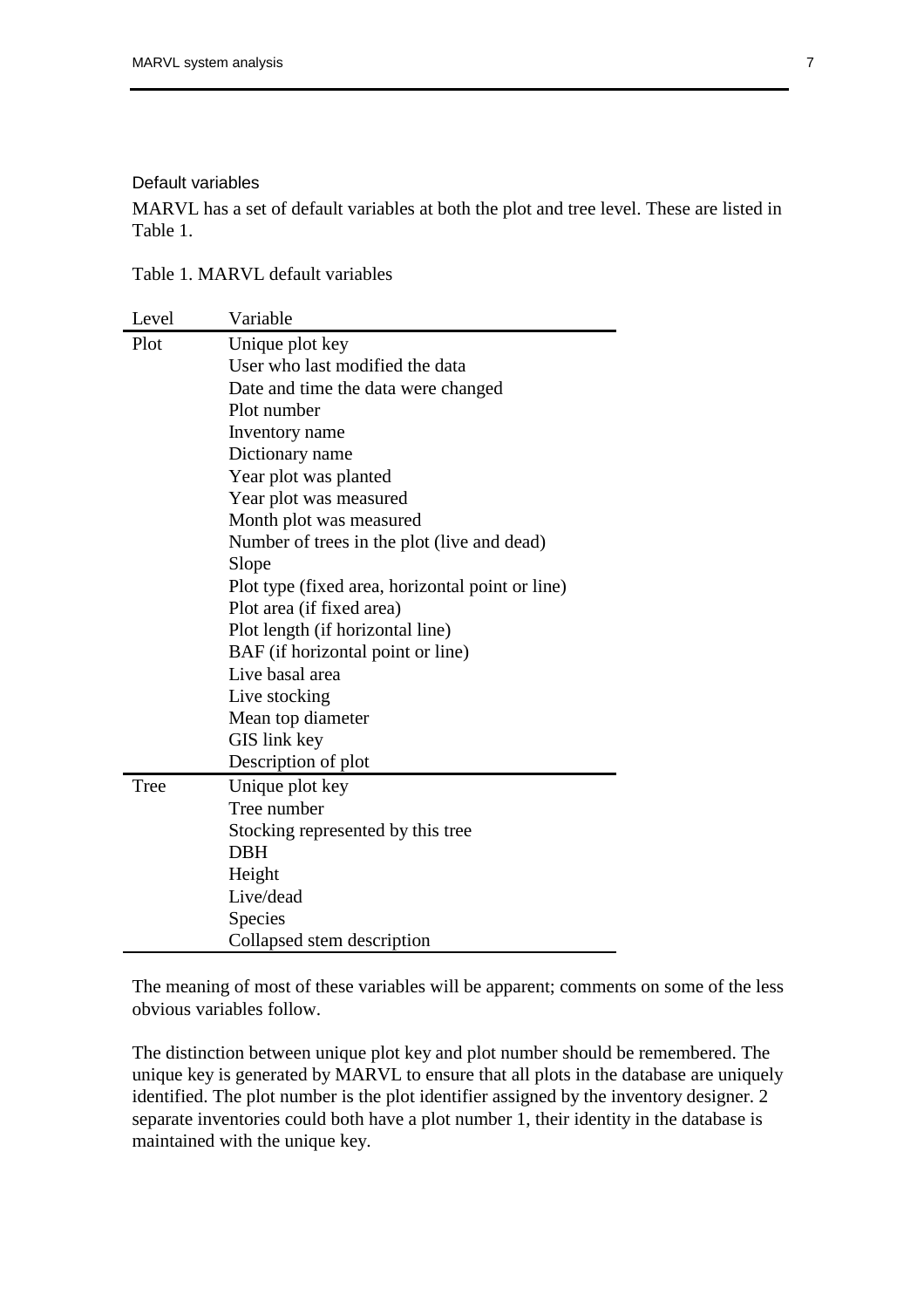### Default variables

MARVL has a set of default variables at both the plot and tree level. These are listed in Table 1.

Table 1. MARVL default variables

| Level | Variable |
|---|---|
| Plot | Unique plot key |
| | User who last modified the data |
| | Date and time the data were changed |
| | Plot number |
| | Inventory name |
| | Dictionary name |
| | Year plot was planted |
| | Year plot was measured |
| | Month plot was measured |
| | Number of trees in the plot (live and dead) |
| | Slope |
| | Plot type (fixed area, horizontal point or line) |
| | Plot area (if fixed area) |
| | Plot length (if horizontal line) |
| | BAF (if horizontal point or line) |
| | Live basal area |
| | Live stocking |
| | Mean top diameter |
| | GIS link key |
| | Description of plot |
| Tree | Unique plot key |
| | Tree number |
| | Stocking represented by this tree |
| | DBH |
| | Height |
| | Live/dead |
| | Species |
| | Collapsed stem description |

The meaning of most of these variables will be apparent; comments on some of the less obvious variables follow.

The distinction between unique plot key and plot number should be remembered. The unique key is generated by MARVL to ensure that all plots in the database are uniquely identified. The plot number is the plot identifier assigned by the inventory designer. 2 separate inventories could both have a plot number 1, their identity in the database is maintained with the unique key.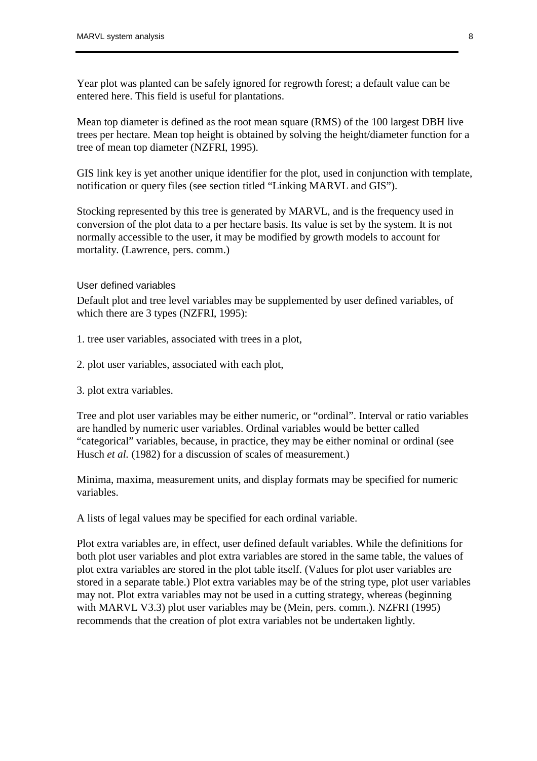Year plot was planted can be safely ignored for regrowth forest; a default value can be entered here. This field is useful for plantations.

Mean top diameter is defined as the root mean square (RMS) of the 100 largest DBH live trees per hectare. Mean top height is obtained by solving the height/diameter function for a tree of mean top diameter (NZFRI, 1995).

GIS link key is yet another unique identifier for the plot, used in conjunction with template, notification or query files (see section titled "Linking MARVL and GIS").

Stocking represented by this tree is generated by MARVL, and is the frequency used in conversion of the plot data to a per hectare basis. Its value is set by the system. It is not normally accessible to the user, it may be modified by growth models to account for mortality. (Lawrence, pers. comm.)

### User defined variables

Default plot and tree level variables may be supplemented by user defined variables, of which there are 3 types (NZFRI, 1995):

1. tree user variables, associated with trees in a plot,

2. plot user variables, associated with each plot,

3. plot extra variables.

Tree and plot user variables may be either numeric, or "ordinal". Interval or ratio variables are handled by numeric user variables. Ordinal variables would be better called "categorical" variables, because, in practice, they may be either nominal or ordinal (see Husch *et al.* (1982) for a discussion of scales of measurement.)

Minima, maxima, measurement units, and display formats may be specified for numeric variables.

A lists of legal values may be specified for each ordinal variable.

Plot extra variables are, in effect, user defined default variables. While the definitions for both plot user variables and plot extra variables are stored in the same table, the values of plot extra variables are stored in the plot table itself. (Values for plot user variables are stored in a separate table.) Plot extra variables may be of the string type, plot user variables may not. Plot extra variables may not be used in a cutting strategy, whereas (beginning with MARVL V3.3) plot user variables may be (Mein, pers. comm.). NZFRI (1995) recommends that the creation of plot extra variables not be undertaken lightly.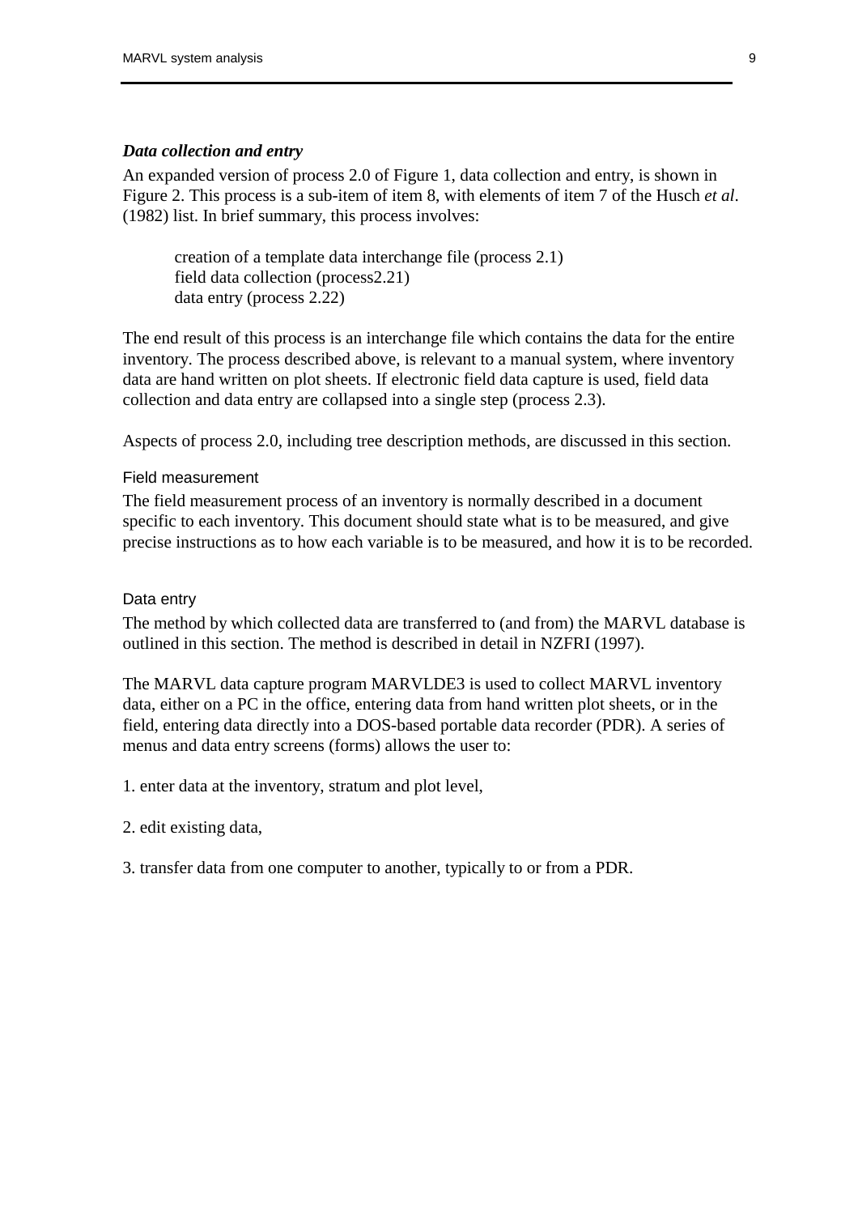### *Data collection and entry*

An expanded version of process 2.0 of Figure 1, data collection and entry, is shown in Figure 2. This process is a sub-item of item 8, with elements of item 7 of the Husch *et al*. (1982) list. In brief summary, this process involves:

> creation of a template data interchange file (process 2.1)
> field data collection (process2.21)
> data entry (process 2.22)

The end result of this process is an interchange file which contains the data for the entire inventory. The process described above, is relevant to a manual system, where inventory data are hand written on plot sheets. If electronic field data capture is used, field data collection and data entry are collapsed into a single step (process 2.3).

Aspects of process 2.0, including tree description methods, are discussed in this section.

#### Field measurement

The field measurement process of an inventory is normally described in a document specific to each inventory. This document should state what is to be measured, and give precise instructions as to how each variable is to be measured, and how it is to be recorded.

#### Data entry

The method by which collected data are transferred to (and from) the MARVL database is outlined in this section. The method is described in detail in NZFRI (1997).

The MARVL data capture program MARVLDE3 is used to collect MARVL inventory data, either on a PC in the office, entering data from hand written plot sheets, or in the field, entering data directly into a DOS-based portable data recorder (PDR). A series of menus and data entry screens (forms) allows the user to:

1. enter data at the inventory, stratum and plot level,

2. edit existing data,

3. transfer data from one computer to another, typically to or from a PDR.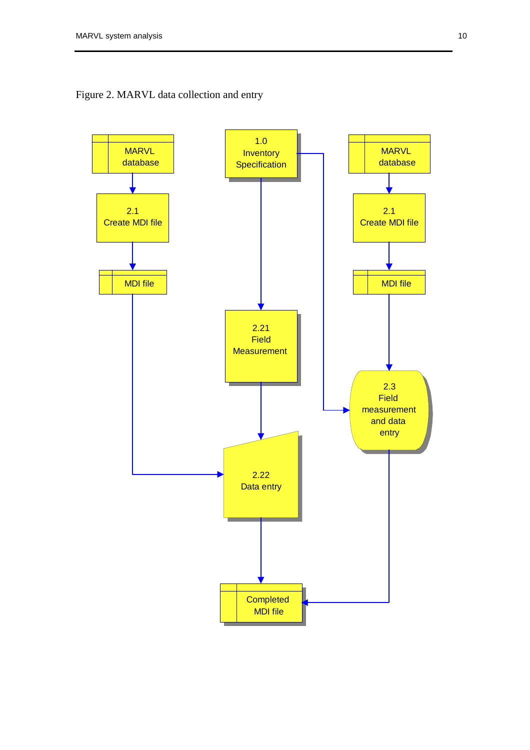Figure 2. MARVL data collection and entry

MARVL database

2.1
Create MDI file

MDI file

1.0
Inventory
Specification

2.21
Field
Measurement

2.22
Data entry

MARVL database

2.1
Create MDI file

MDI file

2.3
Field
measurement
and data
entry

Completed
MDI file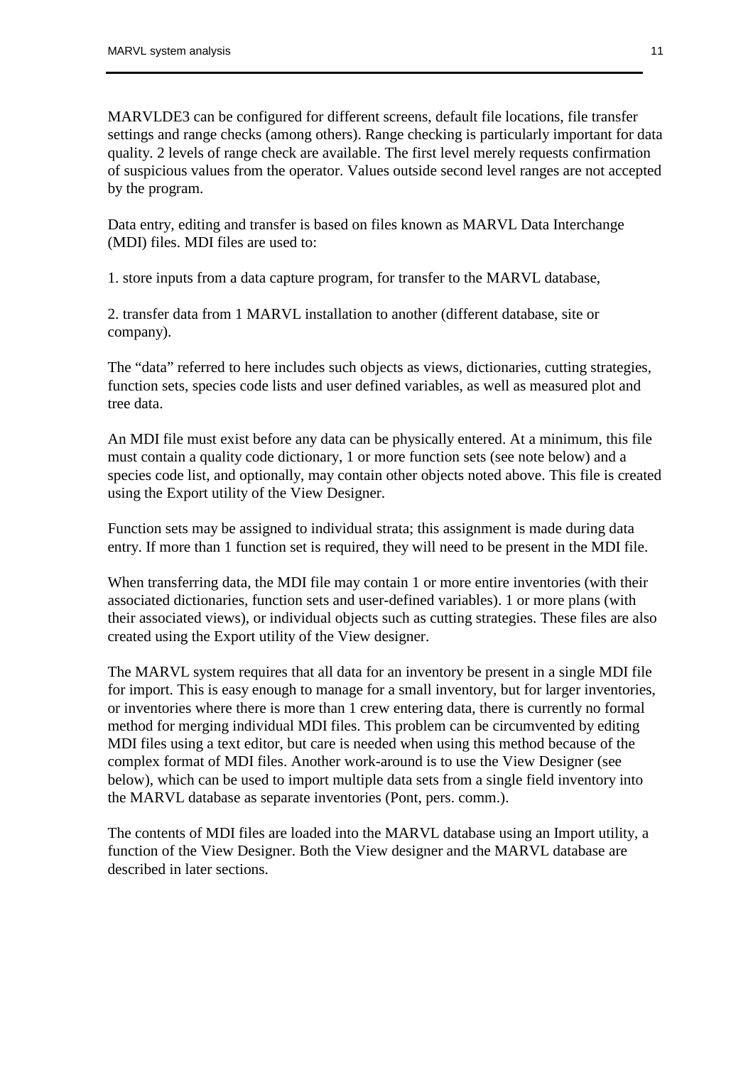MARVLDE3 can be configured for different screens, default file locations, file transfer settings and range checks (among others). Range checking is particularly important for data quality. 2 levels of range check are available. The first level merely requests confirmation of suspicious values from the operator. Values outside second level ranges are not accepted by the program.

Data entry, editing and transfer is based on files known as MARVL Data Interchange (MDI) files. MDI files are used to:

1. store inputs from a data capture program, for transfer to the MARVL database,

2. transfer data from 1 MARVL installation to another (different database, site or company).

The "data" referred to here includes such objects as views, dictionaries, cutting strategies, function sets, species code lists and user defined variables, as well as measured plot and tree data.

An MDI file must exist before any data can be physically entered. At a minimum, this file must contain a quality code dictionary, 1 or more function sets (see note below) and a species code list, and optionally, may contain other objects noted above. This file is created using the Export utility of the View Designer.

Function sets may be assigned to individual strata; this assignment is made during data entry. If more than 1 function set is required, they will need to be present in the MDI file.

When transferring data, the MDI file may contain 1 or more entire inventories (with their associated dictionaries, function sets and user-defined variables). 1 or more plans (with their associated views), or individual objects such as cutting strategies. These files are also created using the Export utility of the View designer.

The MARVL system requires that all data for an inventory be present in a single MDI file for import. This is easy enough to manage for a small inventory, but for larger inventories, or inventories where there is more than 1 crew entering data, there is currently no formal method for merging individual MDI files. This problem can be circumvented by editing MDI files using a text editor, but care is needed when using this method because of the complex format of MDI files. Another work-around is to use the View Designer (see below), which can be used to import multiple data sets from a single field inventory into the MARVL database as separate inventories (Pont, pers. comm.).

The contents of MDI files are loaded into the MARVL database using an Import utility, a function of the View Designer. Both the View designer and the MARVL database are described in later sections.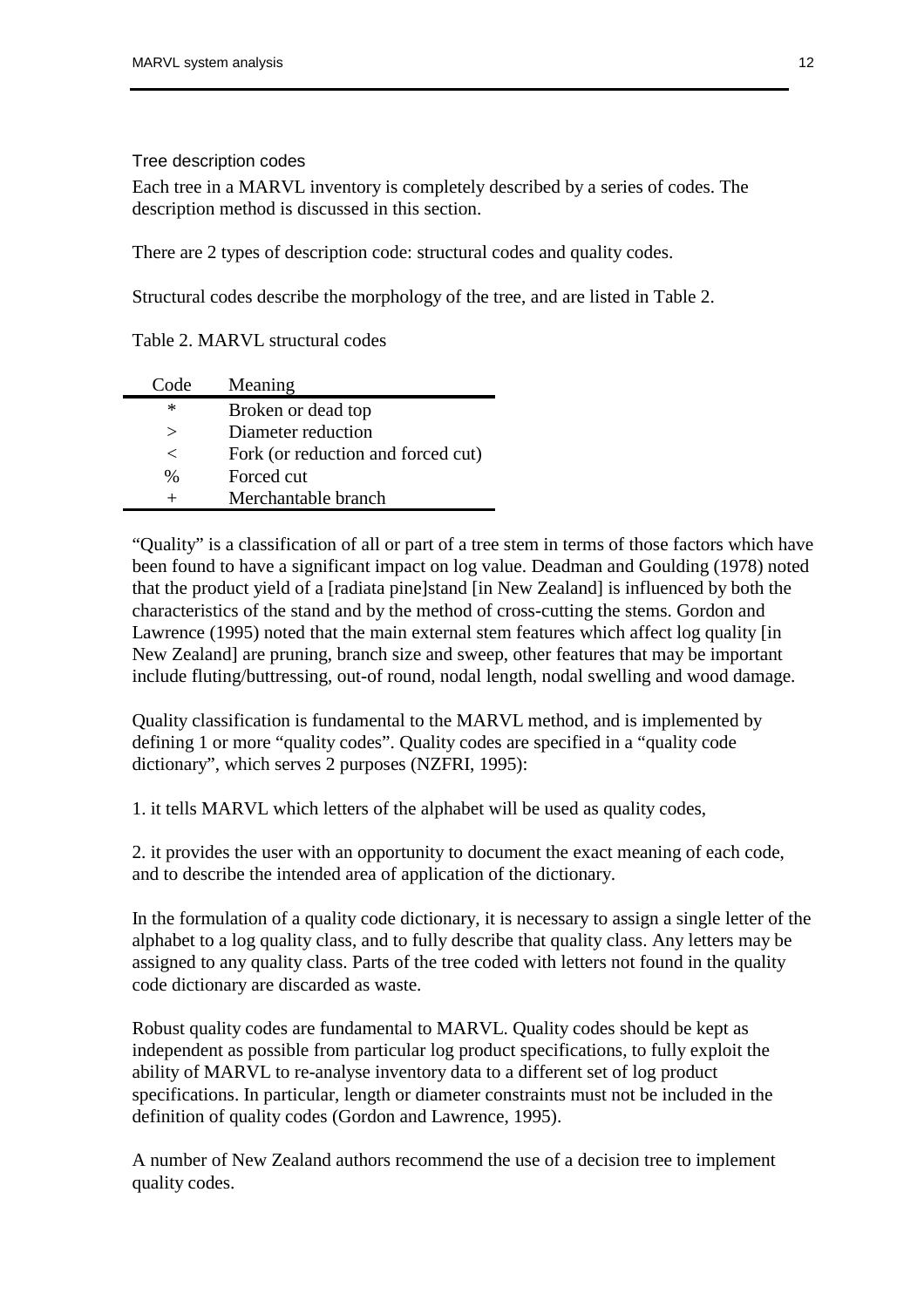### Tree description codes

Each tree in a MARVL inventory is completely described by a series of codes. The description method is discussed in this section.

There are 2 types of description code: structural codes and quality codes.

Structural codes describe the morphology of the tree, and are listed in Table 2.

Table 2. MARVL structural codes

| Code | Meaning |
|---|---|
| * | Broken or dead top |
| > | Diameter reduction |
| < | Fork (or reduction and forced cut) |
| % | Forced cut |
| + | Merchantable branch |

"Quality" is a classification of all or part of a tree stem in terms of those factors which have been found to have a significant impact on log value. Deadman and Goulding (1978) noted that the product yield of a [radiata pine]stand [in New Zealand] is influenced by both the characteristics of the stand and by the method of cross-cutting the stems. Gordon and Lawrence (1995) noted that the main external stem features which affect log quality [in New Zealand] are pruning, branch size and sweep, other features that may be important include fluting/buttressing, out-of round, nodal length, nodal swelling and wood damage.

Quality classification is fundamental to the MARVL method, and is implemented by defining 1 or more "quality codes". Quality codes are specified in a "quality code dictionary", which serves 2 purposes (NZFRI, 1995):

1. it tells MARVL which letters of the alphabet will be used as quality codes,

2. it provides the user with an opportunity to document the exact meaning of each code, and to describe the intended area of application of the dictionary.

In the formulation of a quality code dictionary, it is necessary to assign a single letter of the alphabet to a log quality class, and to fully describe that quality class. Any letters may be assigned to any quality class. Parts of the tree coded with letters not found in the quality code dictionary are discarded as waste.

Robust quality codes are fundamental to MARVL. Quality codes should be kept as independent as possible from particular log product specifications, to fully exploit the ability of MARVL to re-analyse inventory data to a different set of log product specifications. In particular, length or diameter constraints must not be included in the definition of quality codes (Gordon and Lawrence, 1995).

A number of New Zealand authors recommend the use of a decision tree to implement quality codes.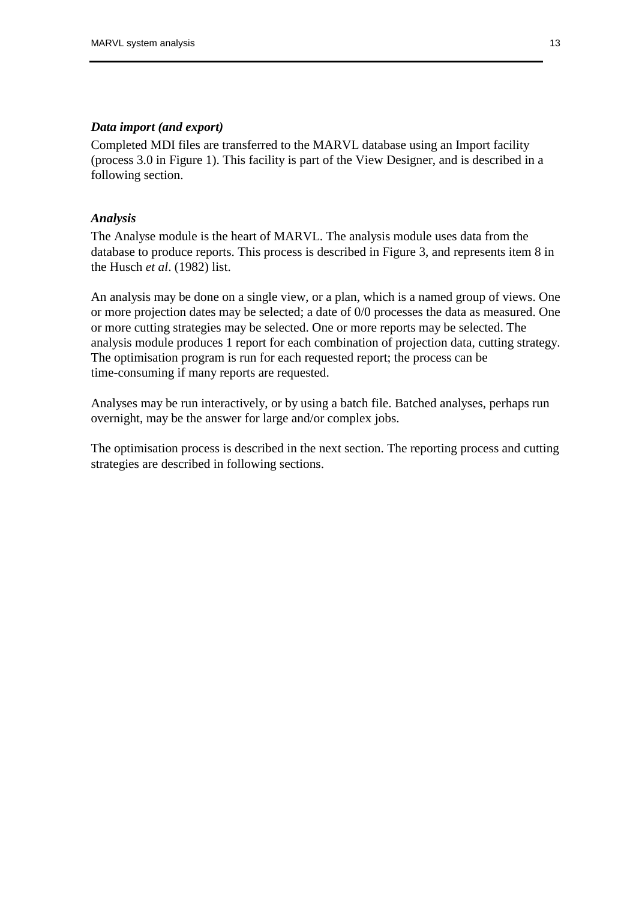### ***Data import (and export)***

Completed MDI files are transferred to the MARVL database using an Import facility (process 3.0 in Figure 1). This facility is part of the View Designer, and is described in a following section.

### ***Analysis***

The Analyse module is the heart of MARVL. The analysis module uses data from the database to produce reports. This process is described in Figure 3, and represents item 8 in the Husch *et al*. (1982) list.

An analysis may be done on a single view, or a plan, which is a named group of views. One or more projection dates may be selected; a date of 0/0 processes the data as measured. One or more cutting strategies may be selected. One or more reports may be selected. The analysis module produces 1 report for each combination of projection data, cutting strategy. The optimisation program is run for each requested report; the process can be time-consuming if many reports are requested.

Analyses may be run interactively, or by using a batch file. Batched analyses, perhaps run overnight, may be the answer for large and/or complex jobs.

The optimisation process is described in the next section. The reporting process and cutting strategies are described in following sections.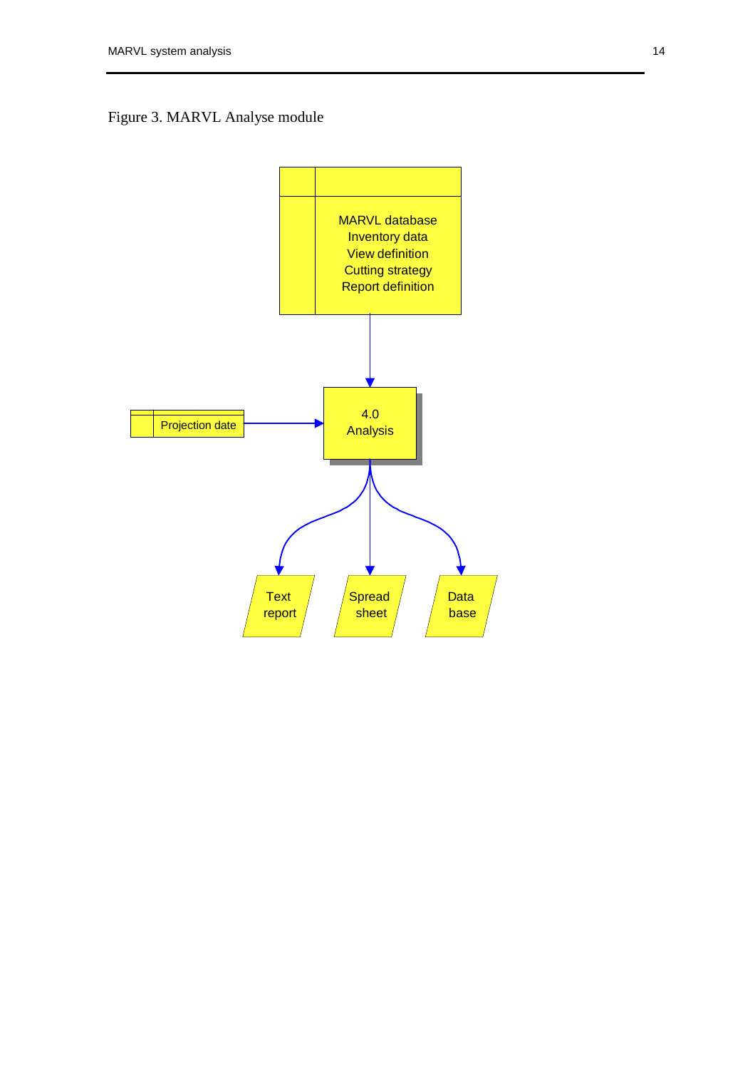Figure 3. MARVL Analyse module

MARVL database
Inventory data
View definition
Cutting strategy
Report definition

Projection date

4.0
Analysis

Text report

Spread sheet

Data base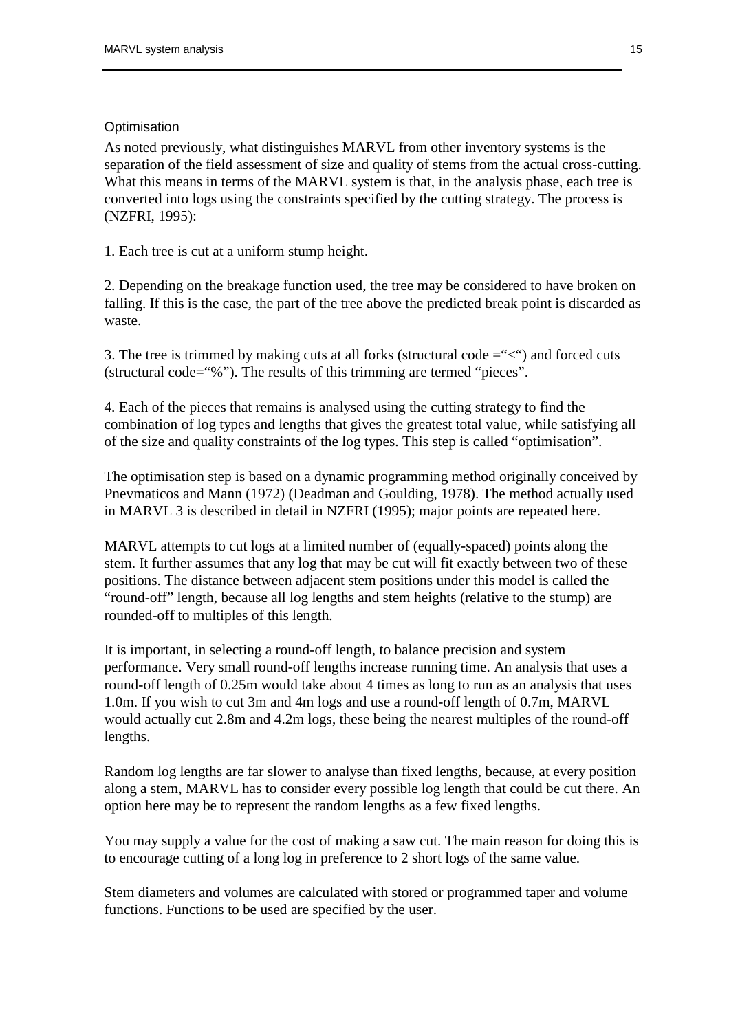### Optimisation

As noted previously, what distinguishes MARVL from other inventory systems is the separation of the field assessment of size and quality of stems from the actual cross-cutting. What this means in terms of the MARVL system is that, in the analysis phase, each tree is converted into logs using the constraints specified by the cutting strategy. The process is (NZFRI, 1995):

1. Each tree is cut at a uniform stump height.

2. Depending on the breakage function used, the tree may be considered to have broken on falling. If this is the case, the part of the tree above the predicted break point is discarded as waste.

3. The tree is trimmed by making cuts at all forks (structural code ="<") and forced cuts (structural code="%"). The results of this trimming are termed "pieces".

4. Each of the pieces that remains is analysed using the cutting strategy to find the combination of log types and lengths that gives the greatest total value, while satisfying all of the size and quality constraints of the log types. This step is called "optimisation".

The optimisation step is based on a dynamic programming method originally conceived by Pnevmaticos and Mann (1972) (Deadman and Goulding, 1978). The method actually used in MARVL 3 is described in detail in NZFRI (1995); major points are repeated here.

MARVL attempts to cut logs at a limited number of (equally-spaced) points along the stem. It further assumes that any log that may be cut will fit exactly between two of these positions. The distance between adjacent stem positions under this model is called the "round-off" length, because all log lengths and stem heights (relative to the stump) are rounded-off to multiples of this length.

It is important, in selecting a round-off length, to balance precision and system performance. Very small round-off lengths increase running time. An analysis that uses a round-off length of 0.25m would take about 4 times as long to run as an analysis that uses 1.0m. If you wish to cut 3m and 4m logs and use a round-off length of 0.7m, MARVL would actually cut 2.8m and 4.2m logs, these being the nearest multiples of the round-off lengths.

Random log lengths are far slower to analyse than fixed lengths, because, at every position along a stem, MARVL has to consider every possible log length that could be cut there. An option here may be to represent the random lengths as a few fixed lengths.

You may supply a value for the cost of making a saw cut. The main reason for doing this is to encourage cutting of a long log in preference to 2 short logs of the same value.

Stem diameters and volumes are calculated with stored or programmed taper and volume functions. Functions to be used are specified by the user.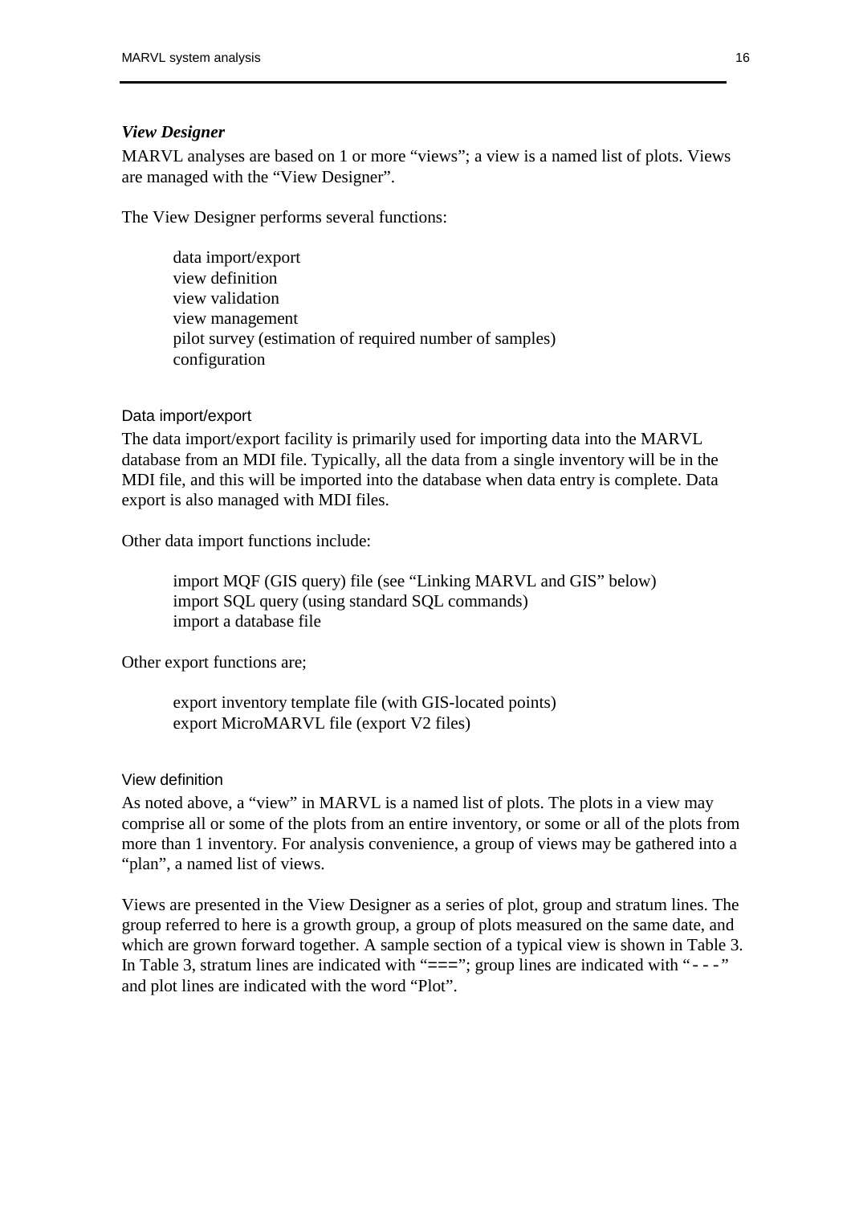### *View Designer*

MARVL analyses are based on 1 or more "views"; a view is a named list of plots. Views are managed with the "View Designer".

The View Designer performs several functions:

- data import/export
- view definition
- view validation
- view management
- pilot survey (estimation of required number of samples)
- configuration

#### Data import/export

The data import/export facility is primarily used for importing data into the MARVL database from an MDI file. Typically, all the data from a single inventory will be in the MDI file, and this will be imported into the database when data entry is complete. Data export is also managed with MDI files.

Other data import functions include:

- import MQF (GIS query) file (see "Linking MARVL and GIS" below)
- import SQL query (using standard SQL commands)
- import a database file

Other export functions are;

- export inventory template file (with GIS-located points)
- export MicroMARVL file (export V2 files)

#### View definition

As noted above, a "view" in MARVL is a named list of plots. The plots in a view may comprise all or some of the plots from an entire inventory, or some or all of the plots from more than 1 inventory. For analysis convenience, a group of views may be gathered into a "plan", a named list of views.

Views are presented in the View Designer as a series of plot, group and stratum lines. The group referred to here is a growth group, a group of plots measured on the same date, and which are grown forward together. A sample section of a typical view is shown in Table 3. In Table 3, stratum lines are indicated with "==="; group lines are indicated with "- - -" and plot lines are indicated with the word "Plot".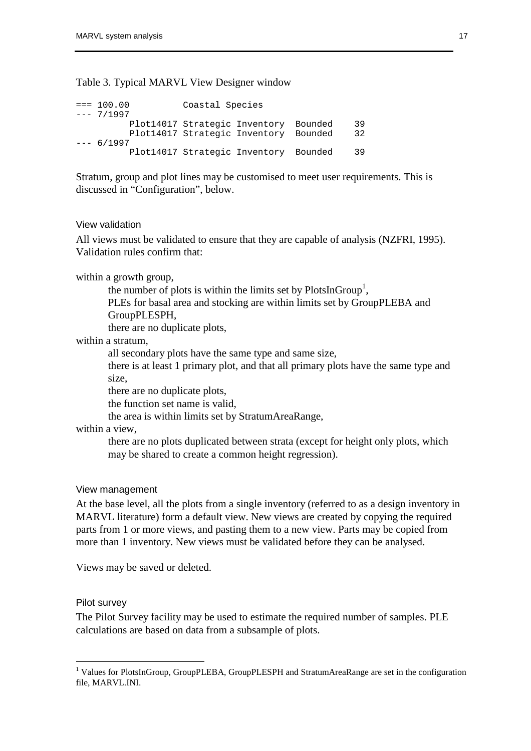Table 3. Typical MARVL View Designer window

```
=== 100.00          Coastal Species
--- 7/1997
         Plot14017 Strategic Inventory  Bounded    39
         Plot14017 Strategic Inventory  Bounded    32
--- 6/1997
         Plot14017 Strategic Inventory  Bounded    39
```

Stratum, group and plot lines may be customised to meet user requirements. This is discussed in "Configuration", below.

### View validation

All views must be validated to ensure that they are capable of analysis (NZFRI, 1995). Validation rules confirm that:

within a growth group,

- the number of plots is within the limits set by PlotsInGroup[1],
- PLEs for basal area and stocking are within limits set by GroupPLEBA and GroupPLESPH,
- there are no duplicate plots,

within a stratum,

- all secondary plots have the same type and same size,
- there is at least 1 primary plot, and that all primary plots have the same type and size,
- there are no duplicate plots,
- the function set name is valid,
- the area is within limits set by StratumAreaRange,

within a view,

- there are no plots duplicated between strata (except for height only plots, which may be shared to create a common height regression).

### View management

At the base level, all the plots from a single inventory (referred to as a design inventory in MARVL literature) form a default view. New views are created by copying the required parts from 1 or more views, and pasting them to a new view. Parts may be copied from more than 1 inventory. New views must be validated before they can be analysed.

Views may be saved or deleted.

### Pilot survey

The Pilot Survey facility may be used to estimate the required number of samples. PLE calculations are based on data from a subsample of plots.

---

[1] Values for PlotsInGroup, GroupPLEBA, GroupPLESPH and StratumAreaRange are set in the configuration file, MARVL.INI.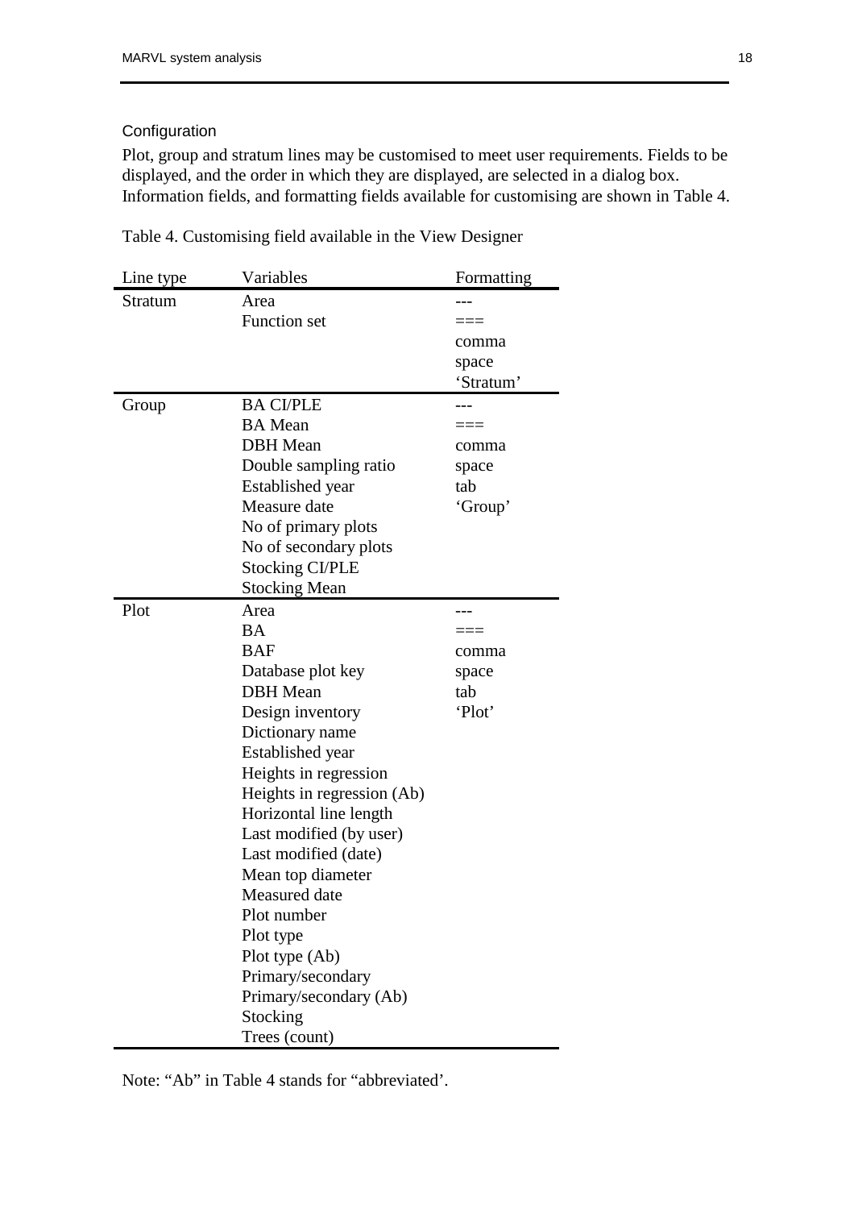### Configuration

Plot, group and stratum lines may be customised to meet user requirements. Fields to be displayed, and the order in which they are displayed, are selected in a dialog box. Information fields, and formatting fields available for customising are shown in Table 4.

Table 4. Customising field available in the View Designer

| Line type | Variables | Formatting |
|---|---|---|
| Stratum | Area | --- |
| | Function set | === |
| | | comma |
| | | space |
| | | 'Stratum' |
| Group | BA CI/PLE | --- |
| | BA Mean | === |
| | DBH Mean | comma |
| | Double sampling ratio | space |
| | Established year | tab |
| | Measure date | 'Group' |
| | No of primary plots | |
| | No of secondary plots | |
| | Stocking CI/PLE | |
| | Stocking Mean | |
| Plot | Area | --- |
| | BA | === |
| | BAF | comma |
| | Database plot key | space |
| | DBH Mean | tab |
| | Design inventory | 'Plot' |
| | Dictionary name | |
| | Established year | |
| | Heights in regression | |
| | Heights in regression (Ab) | |
| | Horizontal line length | |
| | Last modified (by user) | |
| | Last modified (date) | |
| | Mean top diameter | |
| | Measured date | |
| | Plot number | |
| | Plot type | |
| | Plot type (Ab) | |
| | Primary/secondary | |
| | Primary/secondary (Ab) | |
| | Stocking | |
| | Trees (count) | |

Note: "Ab" in Table 4 stands for "abbreviated'.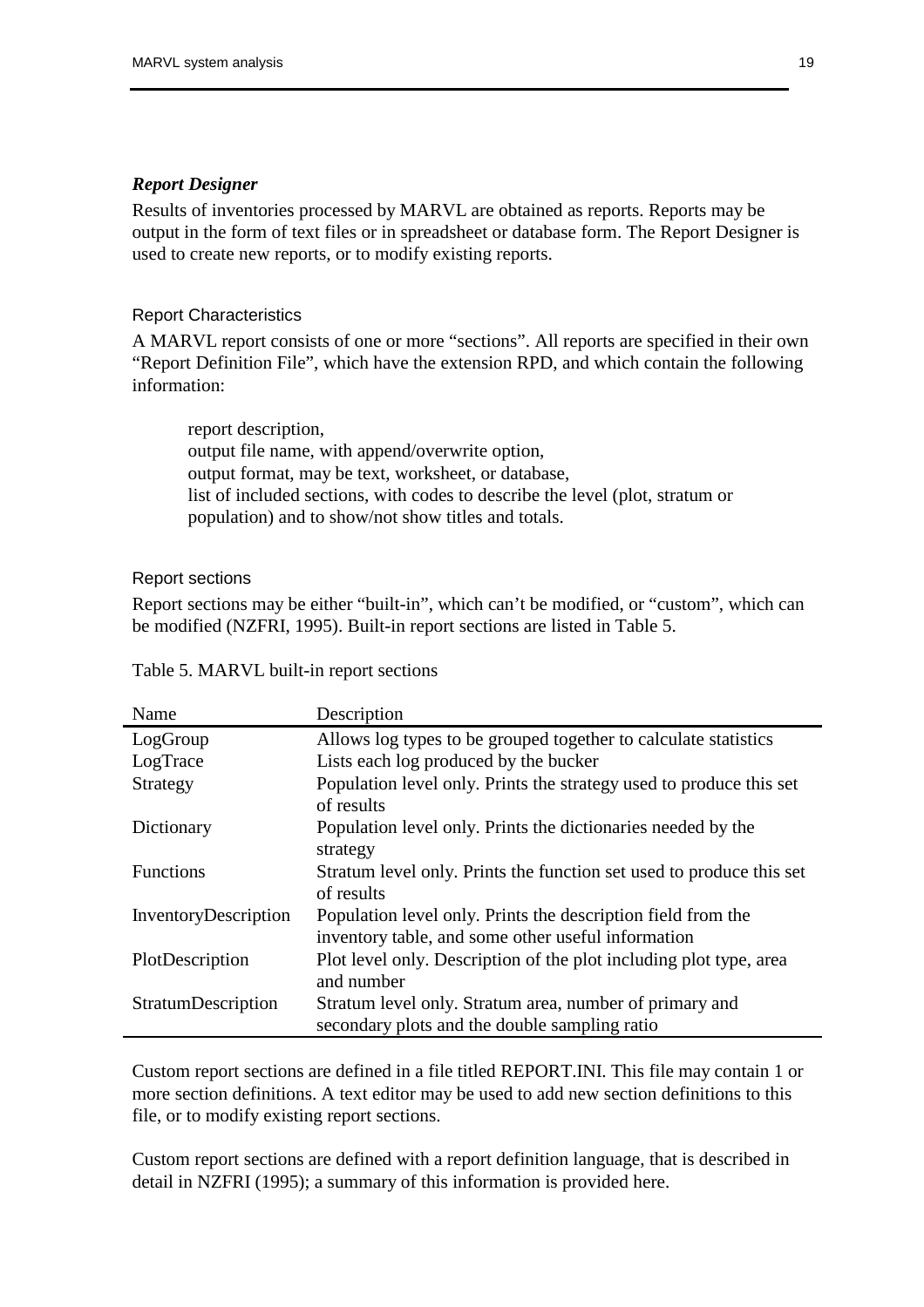### *Report Designer*

Results of inventories processed by MARVL are obtained as reports. Reports may be output in the form of text files or in spreadsheet or database form. The Report Designer is used to create new reports, or to modify existing reports.

#### Report Characteristics

A MARVL report consists of one or more "sections". All reports are specified in their own "Report Definition File", which have the extension RPD, and which contain the following information:

> report description,
> output file name, with append/overwrite option,
> output format, may be text, worksheet, or database,
> list of included sections, with codes to describe the level (plot, stratum or population) and to show/not show titles and totals.

#### Report sections

Report sections may be either "built-in", which can't be modified, or "custom", which can be modified (NZFRI, 1995). Built-in report sections are listed in Table 5.

Table 5. MARVL built-in report sections

| Name | Description |
|---|---|
| LogGroup | Allows log types to be grouped together to calculate statistics |
| LogTrace | Lists each log produced by the bucker |
| Strategy | Population level only. Prints the strategy used to produce this set of results |
| Dictionary | Population level only. Prints the dictionaries needed by the strategy |
| Functions | Stratum level only. Prints the function set used to produce this set of results |
| InventoryDescription | Population level only. Prints the description field from the inventory table, and some other useful information |
| PlotDescription | Plot level only. Description of the plot including plot type, area and number |
| StratumDescription | Stratum level only. Stratum area, number of primary and secondary plots and the double sampling ratio |

Custom report sections are defined in a file titled REPORT.INI. This file may contain 1 or more section definitions. A text editor may be used to add new section definitions to this file, or to modify existing report sections.

Custom report sections are defined with a report definition language, that is described in detail in NZFRI (1995); a summary of this information is provided here.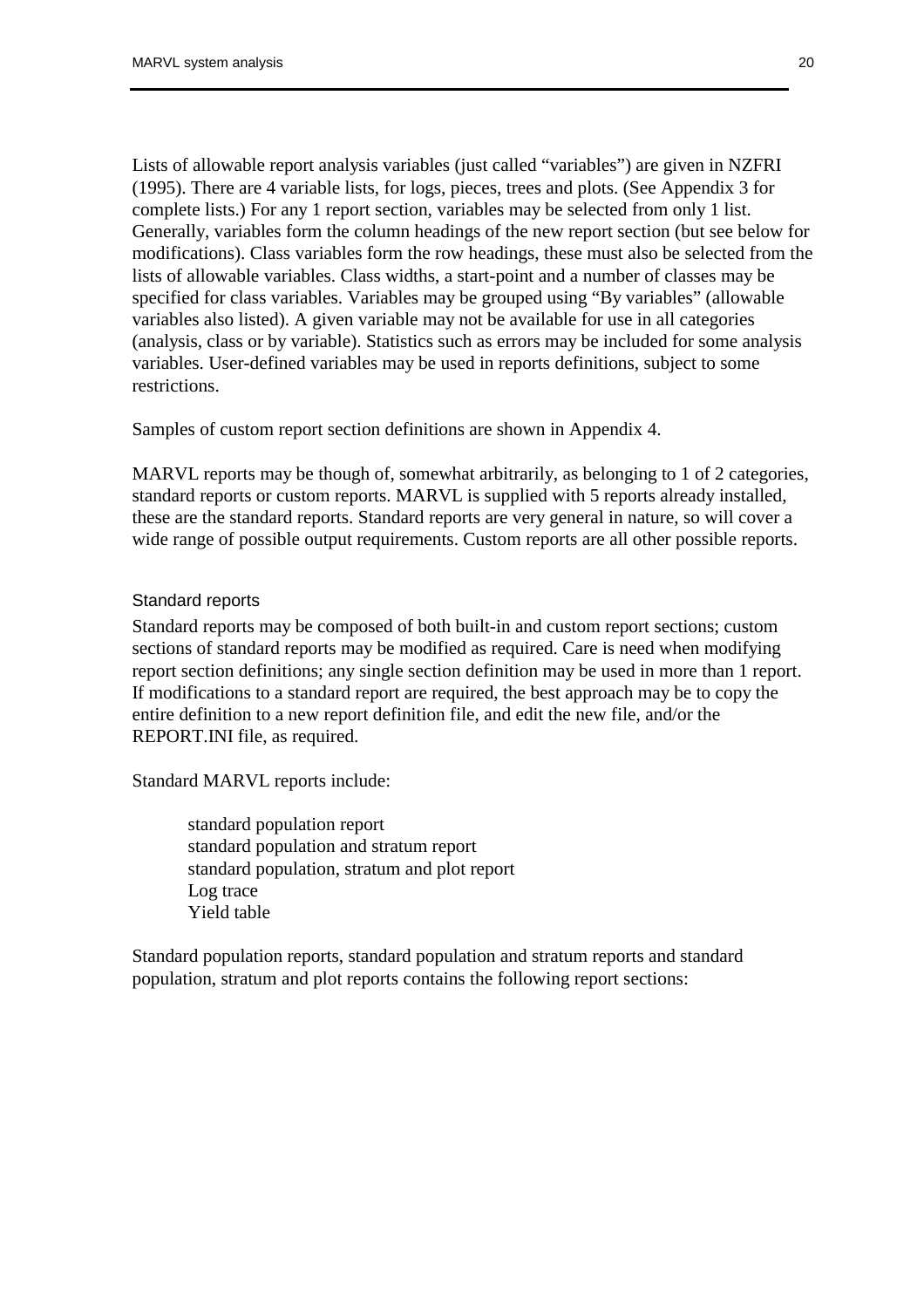Lists of allowable report analysis variables (just called "variables") are given in NZFRI (1995). There are 4 variable lists, for logs, pieces, trees and plots. (See Appendix 3 for complete lists.) For any 1 report section, variables may be selected from only 1 list. Generally, variables form the column headings of the new report section (but see below for modifications). Class variables form the row headings, these must also be selected from the lists of allowable variables. Class widths, a start-point and a number of classes may be specified for class variables. Variables may be grouped using "By variables" (allowable variables also listed). A given variable may not be available for use in all categories (analysis, class or by variable). Statistics such as errors may be included for some analysis variables. User-defined variables may be used in reports definitions, subject to some restrictions.

Samples of custom report section definitions are shown in Appendix 4.

MARVL reports may be though of, somewhat arbitrarily, as belonging to 1 of 2 categories, standard reports or custom reports. MARVL is supplied with 5 reports already installed, these are the standard reports. Standard reports are very general in nature, so will cover a wide range of possible output requirements. Custom reports are all other possible reports.

### Standard reports

Standard reports may be composed of both built-in and custom report sections; custom sections of standard reports may be modified as required. Care is need when modifying report section definitions; any single section definition may be used in more than 1 report. If modifications to a standard report are required, the best approach may be to copy the entire definition to a new report definition file, and edit the new file, and/or the REPORT.INI file, as required.

Standard MARVL reports include:

- standard population report
- standard population and stratum report
- standard population, stratum and plot report
- Log trace
- Yield table

Standard population reports, standard population and stratum reports and standard population, stratum and plot reports contains the following report sections: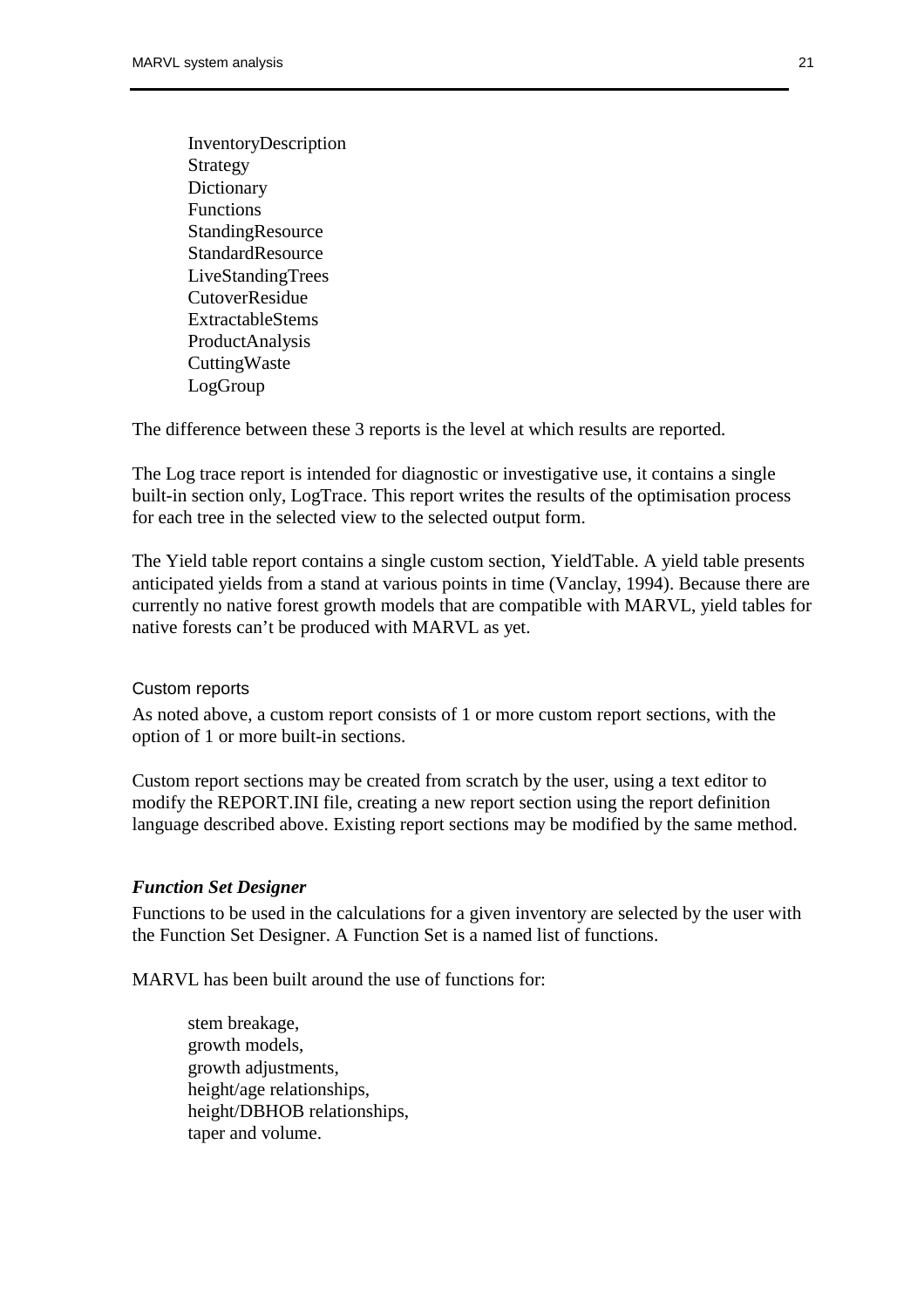InventoryDescription
Strategy
Dictionary
Functions
StandingResource
StandardResource
LiveStandingTrees
CutoverResidue
ExtractableStems
ProductAnalysis
CuttingWaste
LogGroup

The difference between these 3 reports is the level at which results are reported.

The Log trace report is intended for diagnostic or investigative use, it contains a single built-in section only, LogTrace. This report writes the results of the optimisation process for each tree in the selected view to the selected output form.

The Yield table report contains a single custom section, YieldTable. A yield table presents anticipated yields from a stand at various points in time (Vanclay, 1994). Because there are currently no native forest growth models that are compatible with MARVL, yield tables for native forests can't be produced with MARVL as yet.

#### Custom reports

As noted above, a custom report consists of 1 or more custom report sections, with the option of 1 or more built-in sections.

Custom report sections may be created from scratch by the user, using a text editor to modify the REPORT.INI file, creating a new report section using the report definition language described above. Existing report sections may be modified by the same method.

### *Function Set Designer*

Functions to be used in the calculations for a given inventory are selected by the user with the Function Set Designer. A Function Set is a named list of functions.

MARVL has been built around the use of functions for:

stem breakage,
growth models,
growth adjustments,
height/age relationships,
height/DBHOB relationships,
taper and volume.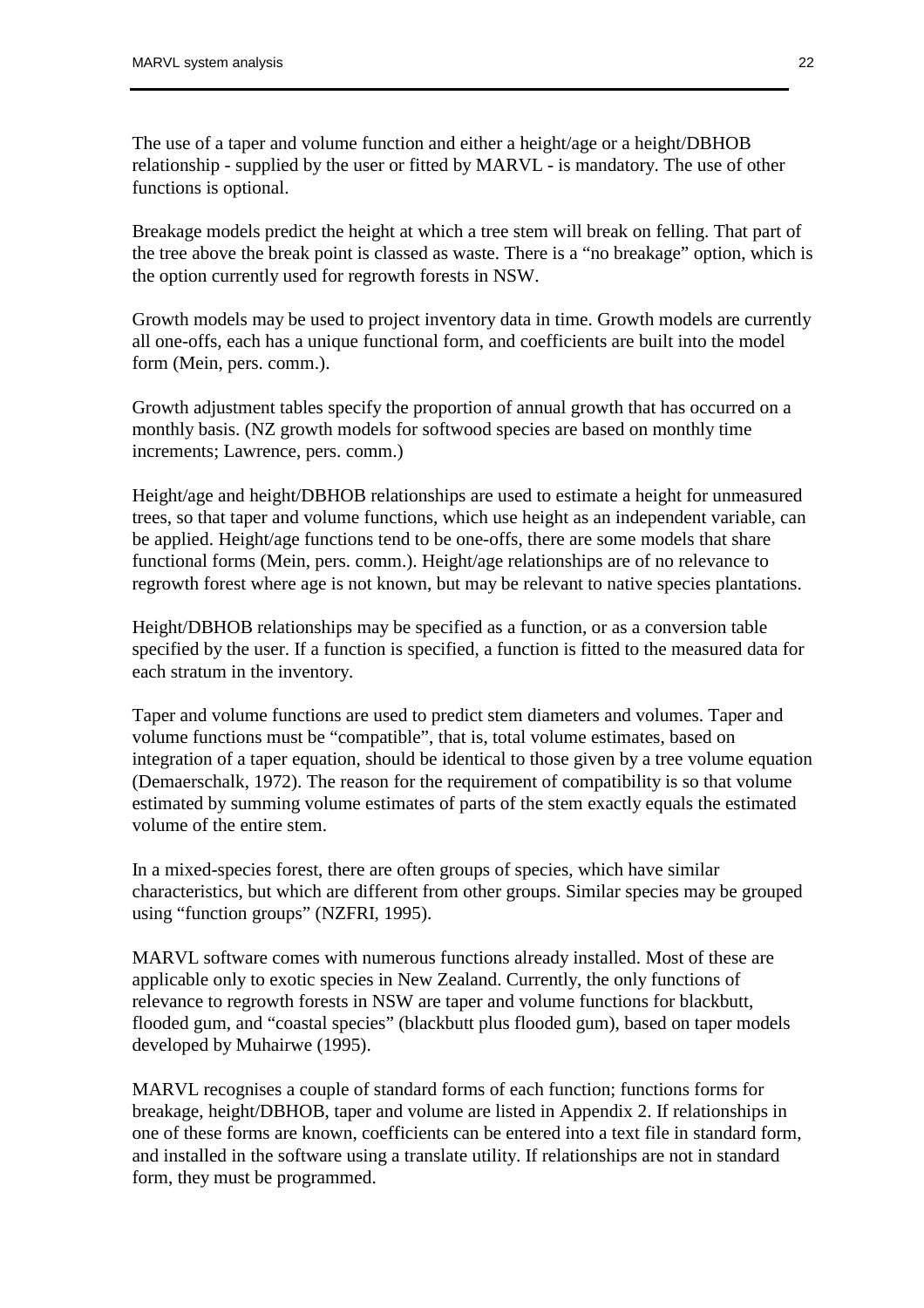The use of a taper and volume function and either a height/age or a height/DBHOB relationship - supplied by the user or fitted by MARVL - is mandatory. The use of other functions is optional.

Breakage models predict the height at which a tree stem will break on felling. That part of the tree above the break point is classed as waste. There is a “no breakage” option, which is the option currently used for regrowth forests in NSW.

Growth models may be used to project inventory data in time. Growth models are currently all one-offs, each has a unique functional form, and coefficients are built into the model form (Mein, pers. comm.).

Growth adjustment tables specify the proportion of annual growth that has occurred on a monthly basis. (NZ growth models for softwood species are based on monthly time increments; Lawrence, pers. comm.)

Height/age and height/DBHOB relationships are used to estimate a height for unmeasured trees, so that taper and volume functions, which use height as an independent variable, can be applied. Height/age functions tend to be one-offs, there are some models that share functional forms (Mein, pers. comm.). Height/age relationships are of no relevance to regrowth forest where age is not known, but may be relevant to native species plantations.

Height/DBHOB relationships may be specified as a function, or as a conversion table specified by the user. If a function is specified, a function is fitted to the measured data for each stratum in the inventory.

Taper and volume functions are used to predict stem diameters and volumes. Taper and volume functions must be “compatible”, that is, total volume estimates, based on integration of a taper equation, should be identical to those given by a tree volume equation (Demaerschalk, 1972). The reason for the requirement of compatibility is so that volume estimated by summing volume estimates of parts of the stem exactly equals the estimated volume of the entire stem.

In a mixed-species forest, there are often groups of species, which have similar characteristics, but which are different from other groups. Similar species may be grouped using “function groups” (NZFRI, 1995).

MARVL software comes with numerous functions already installed. Most of these are applicable only to exotic species in New Zealand. Currently, the only functions of relevance to regrowth forests in NSW are taper and volume functions for blackbutt, flooded gum, and “coastal species” (blackbutt plus flooded gum), based on taper models developed by Muhairwe (1995).

MARVL recognises a couple of standard forms of each function; functions forms for breakage, height/DBHOB, taper and volume are listed in Appendix 2. If relationships in one of these forms are known, coefficients can be entered into a text file in standard form, and installed in the software using a translate utility. If relationships are not in standard form, they must be programmed.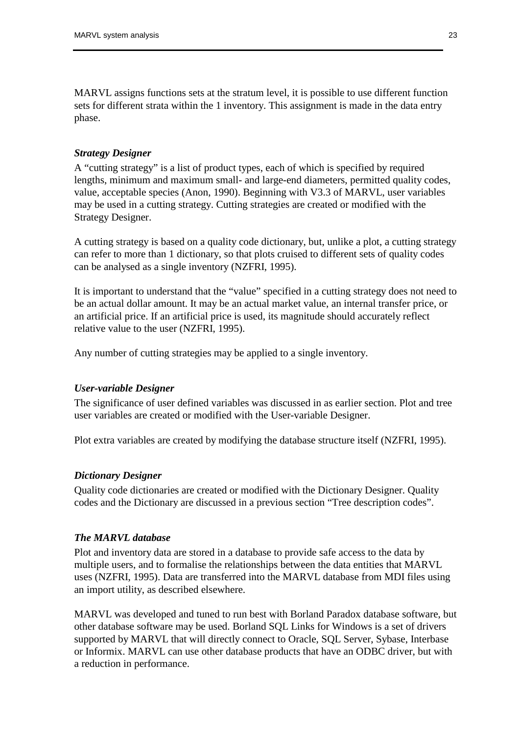MARVL assigns functions sets at the stratum level, it is possible to use different function sets for different strata within the 1 inventory. This assignment is made in the data entry phase.

### *Strategy Designer*

A "cutting strategy" is a list of product types, each of which is specified by required lengths, minimum and maximum small- and large-end diameters, permitted quality codes, value, acceptable species (Anon, 1990). Beginning with V3.3 of MARVL, user variables may be used in a cutting strategy. Cutting strategies are created or modified with the Strategy Designer.

A cutting strategy is based on a quality code dictionary, but, unlike a plot, a cutting strategy can refer to more than 1 dictionary, so that plots cruised to different sets of quality codes can be analysed as a single inventory (NZFRI, 1995).

It is important to understand that the "value" specified in a cutting strategy does not need to be an actual dollar amount. It may be an actual market value, an internal transfer price, or an artificial price. If an artificial price is used, its magnitude should accurately reflect relative value to the user (NZFRI, 1995).

Any number of cutting strategies may be applied to a single inventory.

### *User-variable Designer*

The significance of user defined variables was discussed in as earlier section. Plot and tree user variables are created or modified with the User-variable Designer.

Plot extra variables are created by modifying the database structure itself (NZFRI, 1995).

### *Dictionary Designer*

Quality code dictionaries are created or modified with the Dictionary Designer. Quality codes and the Dictionary are discussed in a previous section "Tree description codes".

### *The MARVL database*

Plot and inventory data are stored in a database to provide safe access to the data by multiple users, and to formalise the relationships between the data entities that MARVL uses (NZFRI, 1995). Data are transferred into the MARVL database from MDI files using an import utility, as described elsewhere.

MARVL was developed and tuned to run best with Borland Paradox database software, but other database software may be used. Borland SQL Links for Windows is a set of drivers supported by MARVL that will directly connect to Oracle, SQL Server, Sybase, Interbase or Informix. MARVL can use other database products that have an ODBC driver, but with a reduction in performance.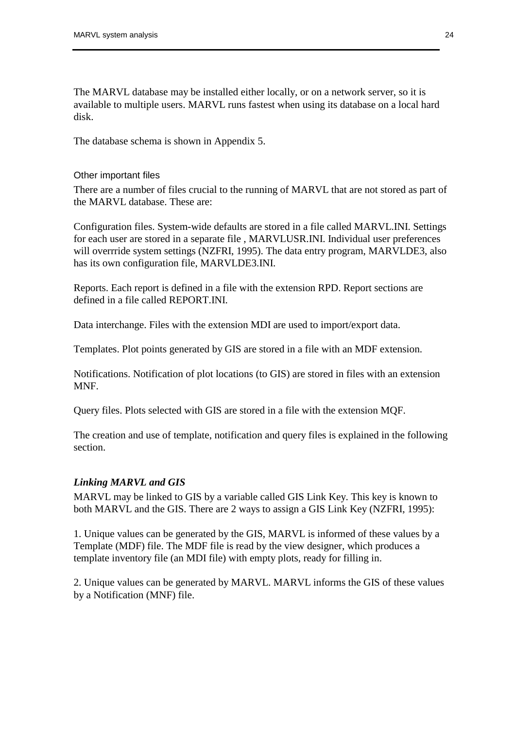The MARVL database may be installed either locally, or on a network server, so it is available to multiple users. MARVL runs fastest when using its database on a local hard disk.

The database schema is shown in Appendix 5.

### Other important files

There are a number of files crucial to the running of MARVL that are not stored as part of the MARVL database. These are:

Configuration files. System-wide defaults are stored in a file called MARVL.INI. Settings for each user are stored in a separate file , MARVLUSR.INI. Individual user preferences will overrride system settings (NZFRI, 1995). The data entry program, MARVLDE3, also has its own configuration file, MARVLDE3.INI.

Reports. Each report is defined in a file with the extension RPD. Report sections are defined in a file called REPORT.INI.

Data interchange. Files with the extension MDI are used to import/export data.

Templates. Plot points generated by GIS are stored in a file with an MDF extension.

Notifications. Notification of plot locations (to GIS) are stored in files with an extension MNF.

Query files. Plots selected with GIS are stored in a file with the extension MQF.

The creation and use of template, notification and query files is explained in the following section.

### *Linking MARVL and GIS*

MARVL may be linked to GIS by a variable called GIS Link Key. This key is known to both MARVL and the GIS. There are 2 ways to assign a GIS Link Key (NZFRI, 1995):

1. Unique values can be generated by the GIS, MARVL is informed of these values by a Template (MDF) file. The MDF file is read by the view designer, which produces a template inventory file (an MDI file) with empty plots, ready for filling in.

2. Unique values can be generated by MARVL. MARVL informs the GIS of these values by a Notification (MNF) file.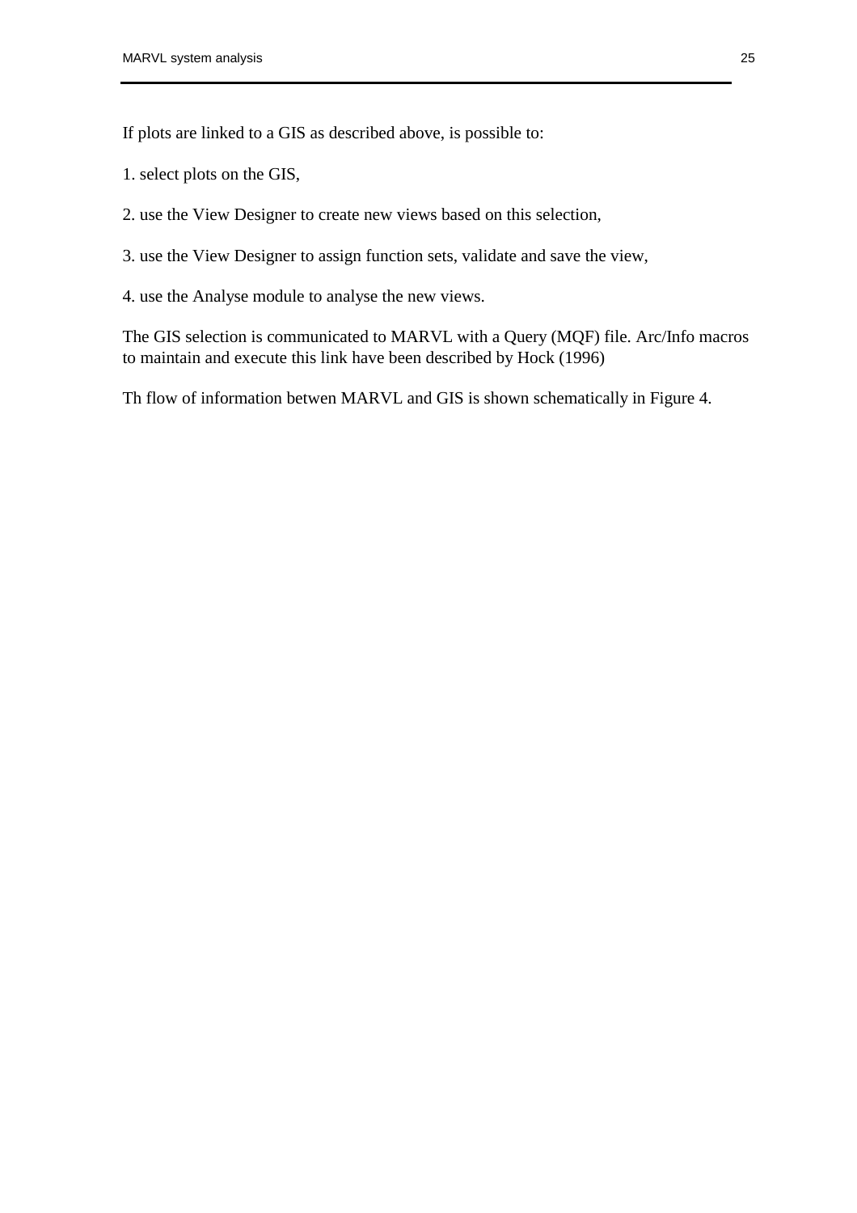If plots are linked to a GIS as described above, is possible to:

1. select plots on the GIS,

2. use the View Designer to create new views based on this selection,

3. use the View Designer to assign function sets, validate and save the view,

4. use the Analyse module to analyse the new views.

The GIS selection is communicated to MARVL with a Query (MQF) file. Arc/Info macros to maintain and execute this link have been described by Hock (1996)

Th flow of information betwen MARVL and GIS is shown schematically in Figure 4.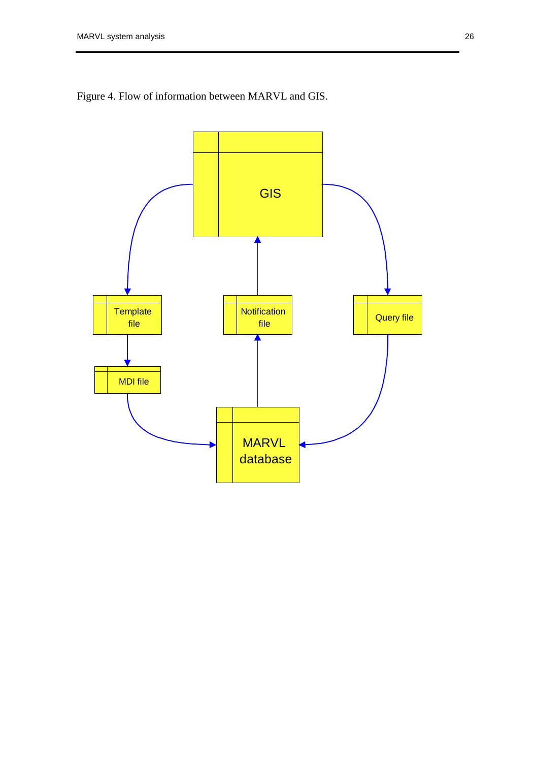Figure 4. Flow of information between MARVL and GIS.

GIS

Template file

Notification file

Query file

MDI file

MARVL database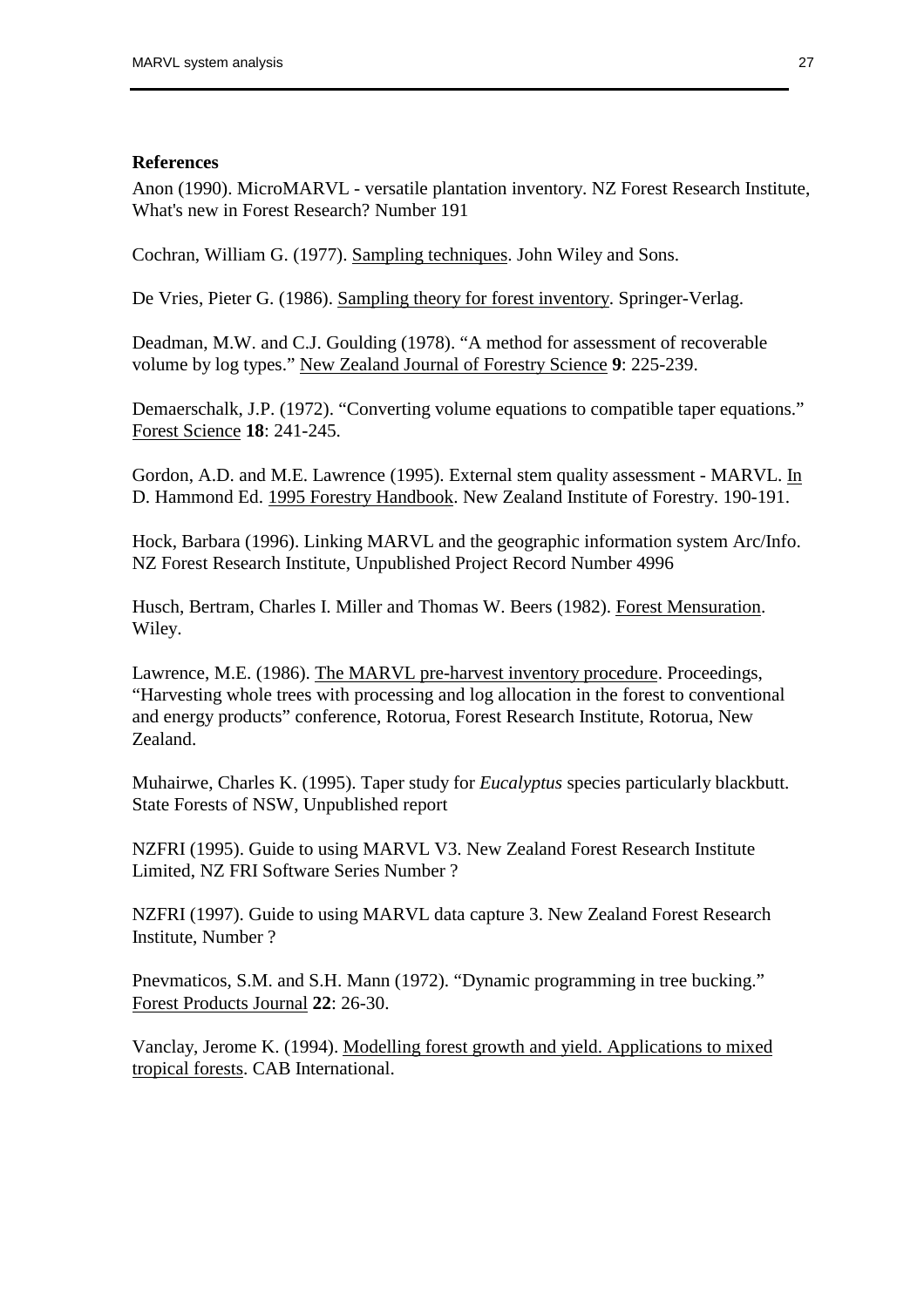**References**

Anon (1990). MicroMARVL - versatile plantation inventory. NZ Forest Research Institute, What's new in Forest Research? Number 191

Cochran, William G. (1977). Sampling techniques. John Wiley and Sons.

De Vries, Pieter G. (1986). Sampling theory for forest inventory. Springer-Verlag.

Deadman, M.W. and C.J. Goulding (1978). "A method for assessment of recoverable volume by log types." New Zealand Journal of Forestry Science **9**: 225-239.

Demaerschalk, J.P. (1972). "Converting volume equations to compatible taper equations." Forest Science **18**: 241-245.

Gordon, A.D. and M.E. Lawrence (1995). External stem quality assessment - MARVL. In D. Hammond Ed. 1995 Forestry Handbook. New Zealand Institute of Forestry. 190-191.

Hock, Barbara (1996). Linking MARVL and the geographic information system Arc/Info. NZ Forest Research Institute, Unpublished Project Record Number 4996

Husch, Bertram, Charles I. Miller and Thomas W. Beers (1982). Forest Mensuration. Wiley.

Lawrence, M.E. (1986). The MARVL pre-harvest inventory procedure. Proceedings, "Harvesting whole trees with processing and log allocation in the forest to conventional and energy products" conference, Rotorua, Forest Research Institute, Rotorua, New Zealand.

Muhairwe, Charles K. (1995). Taper study for *Eucalyptus* species particularly blackbutt. State Forests of NSW, Unpublished report

NZFRI (1995). Guide to using MARVL V3. New Zealand Forest Research Institute Limited, NZ FRI Software Series Number ?

NZFRI (1997). Guide to using MARVL data capture 3. New Zealand Forest Research Institute, Number ?

Pnevmaticos, S.M. and S.H. Mann (1972). "Dynamic programming in tree bucking." Forest Products Journal **22**: 26-30.

Vanclay, Jerome K. (1994). Modelling forest growth and yield. Applications to mixed tropical forests. CAB International.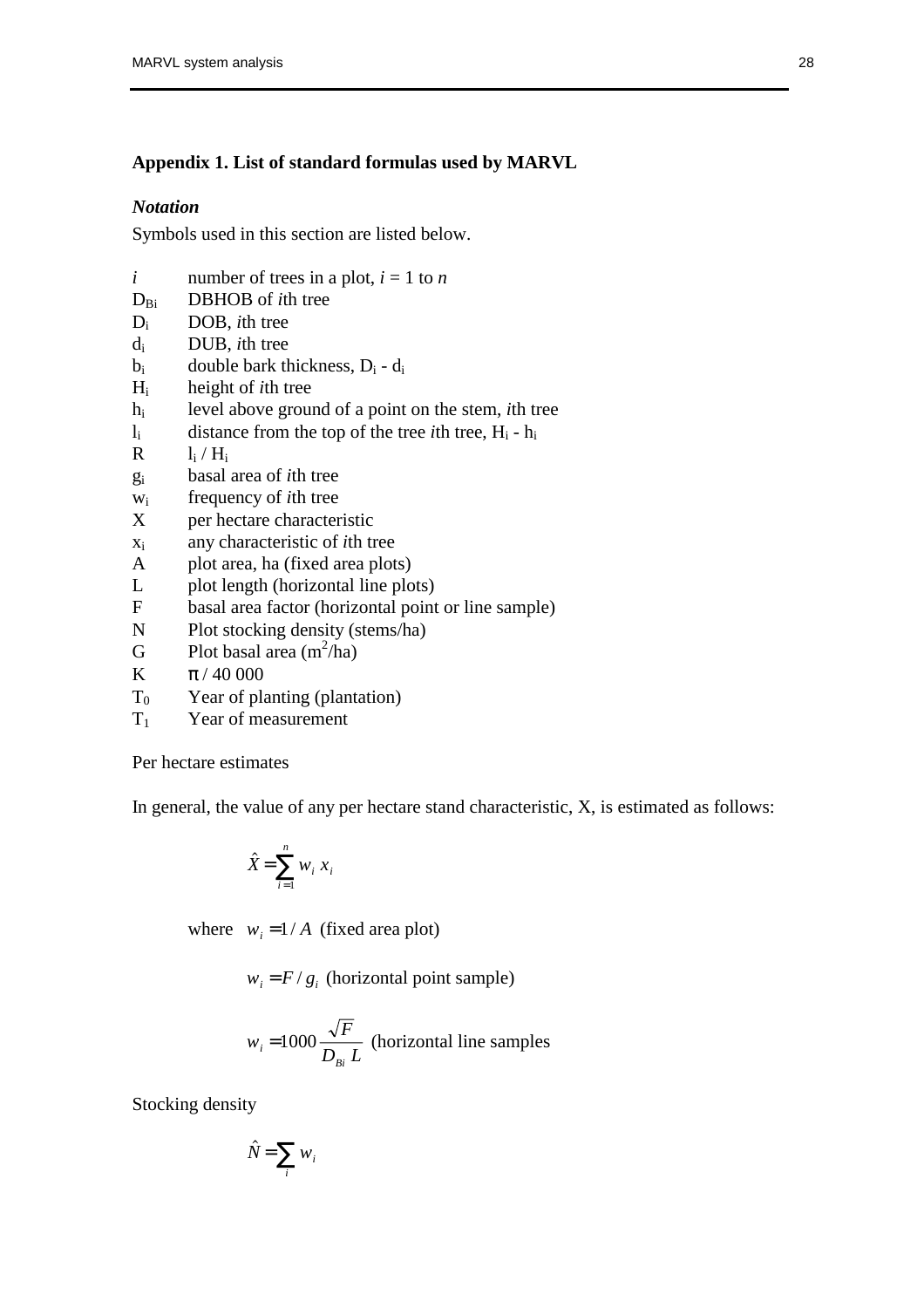## Appendix 1. List of standard formulas used by MARVL

### *Notation*

Symbols used in this section are listed below.

| | |
|---|---|
| $i$ | number of trees in a plot, $i$ = 1 to $n$ |
| $D_{Bi}$ | DBHOB of $i$th tree |
| $D_i$ | DOB, $i$th tree |
| $d_i$ | DUB, $i$th tree |
| $b_i$ | double bark thickness, $D_i$ - $d_i$ |
| $H_i$ | height of $i$th tree |
| $h_i$ | level above ground of a point on the stem, $i$th tree |
| $l_i$ | distance from the top of the tree $i$th tree, $H_i$ - $h_i$ |
| R | $l_i$ / $H_i$ |
| $g_i$ | basal area of $i$th tree |
| $w_i$ | frequency of $i$th tree |
| X | per hectare characteristic |
| $x_i$ | any characteristic of $i$th tree |
| A | plot area, ha (fixed area plots) |
| L | plot length (horizontal line plots) |
| F | basal area factor (horizontal point or line sample) |
| N | Plot stocking density (stems/ha) |
| G | Plot basal area ($m^2$/ha) |
| K | $\pi$ / 40 000 |
| $T_0$ | Year of planting (plantation) |
| $T_1$ | Year of measurement |

Per hectare estimates

In general, the value of any per hectare stand characteristic, X, is estimated as follows:

$$\hat{X} = \sum_{i=1}^{n} w_i \, x_i$$

where $w_i = 1/A$ (fixed area plot)

$w_i = F/g_i$ (horizontal point sample)

$w_i = 1000 \dfrac{\sqrt{F}}{D_{Bi} \, L}$ (horizontal line samples

Stocking density

$$\hat{N} = \sum_{i} w_i$$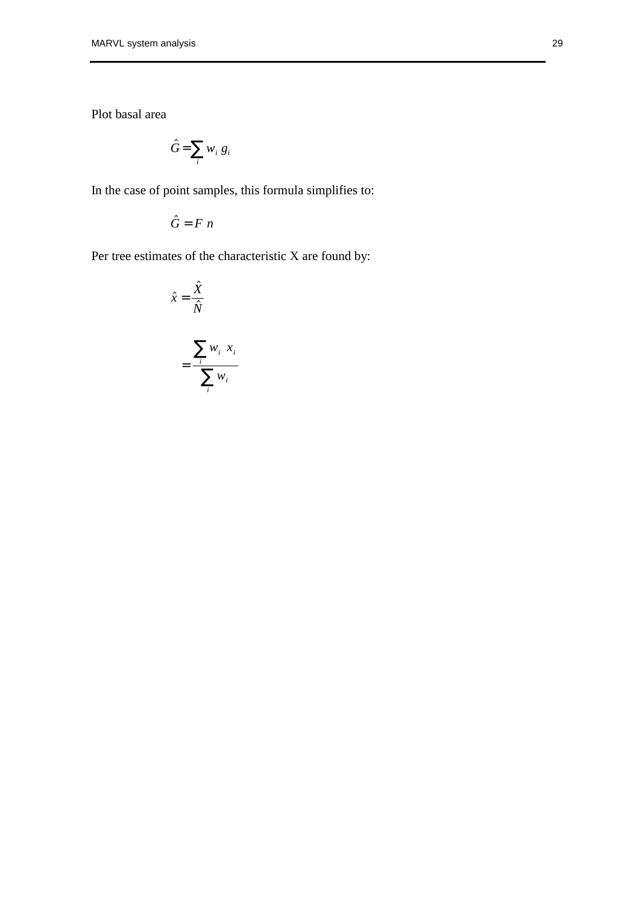Plot basal area

$$\hat{G} = \sum_i w_i \, g_i$$

In the case of point samples, this formula simplifies to:

$$\hat{G} = F \; n$$

Per tree estimates of the characteristic X are found by:

$$\hat{x} = \frac{\hat{X}}{\hat{N}}$$

$$= \frac{\sum_i w_i \;\; x_i}{\sum_i w_i}$$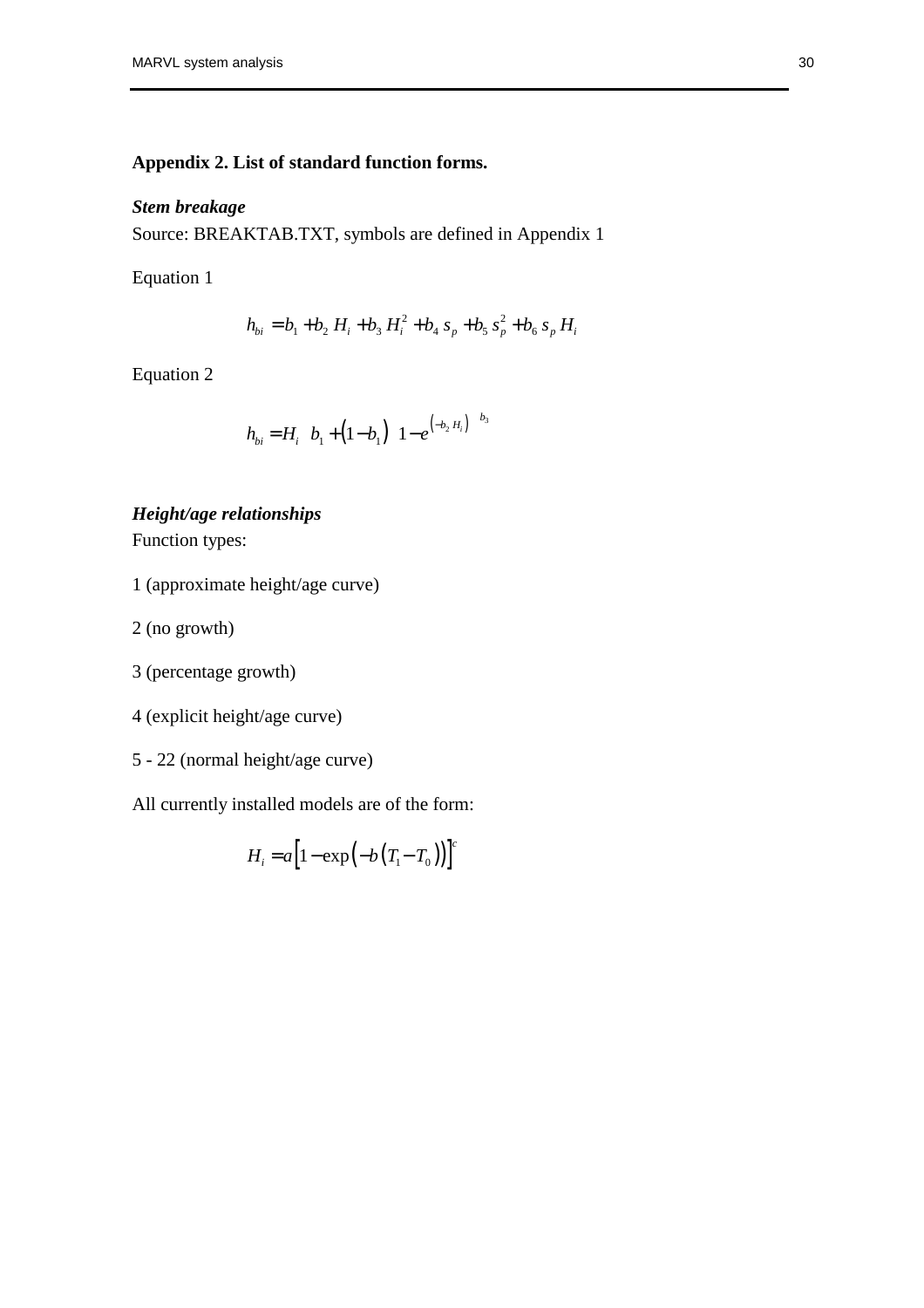## Appendix 2. List of standard function forms.

### *Stem breakage*

Source: BREAKTAB.TXT, symbols are defined in Appendix 1

Equation 1

$$h_{bi} = b_1 + b_2 H_i + b_3 H_i^2 + b_4 s_p + b_5 s_p^2 + b_6 s_p H_i$$

Equation 2

$$h_{bi} = H_i \left[ b_1 + \left(1 - b_1\right) \left(1 - e^{\left(-b_2 H_i\right)}\right)^{b_3} \right]$$

### *Height/age relationships*

Function types:

1 (approximate height/age curve)

2 (no growth)

3 (percentage growth)

4 (explicit height/age curve)

5 - 22 (normal height/age curve)

All currently installed models are of the form:

$$H_i = a\left[1 - \exp\left(-b\left(T_1 - T_0\right)\right)\right]^c$$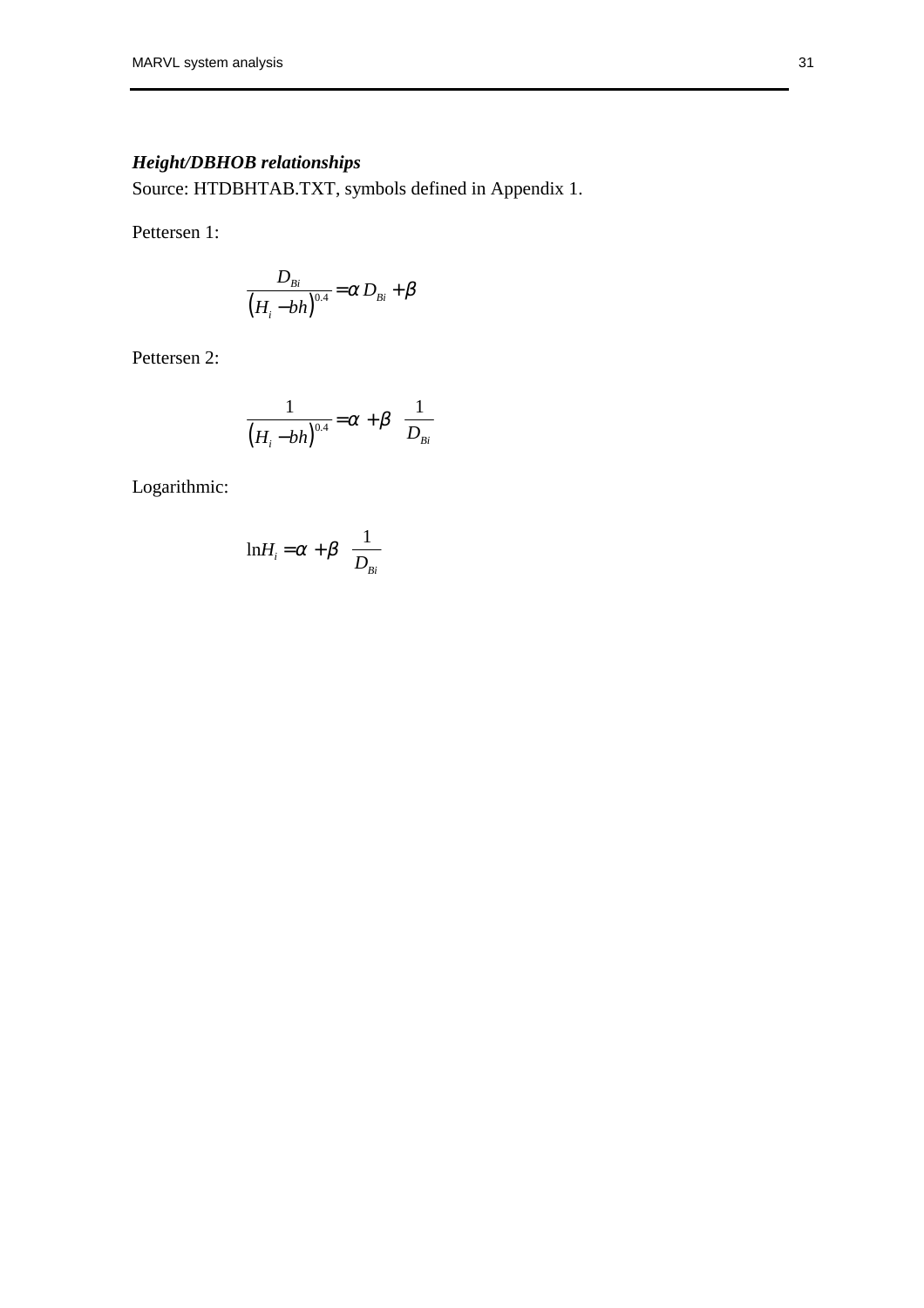***Height/DBHOB relationships***

Source: HTDBHTAB.TXT, symbols defined in Appendix 1.

Pettersen 1:

$$\frac{D_{Bi}}{\left(H_i - bh\right)^{0.4}} = \alpha\, D_{Bi} + \beta$$

Pettersen 2:

$$\frac{1}{\left(H_i - bh\right)^{0.4}} = \alpha + \beta \quad \frac{1}{D_{Bi}}$$

Logarithmic:

$$\ln H_i = \alpha + \beta \quad \frac{1}{D_{Bi}}$$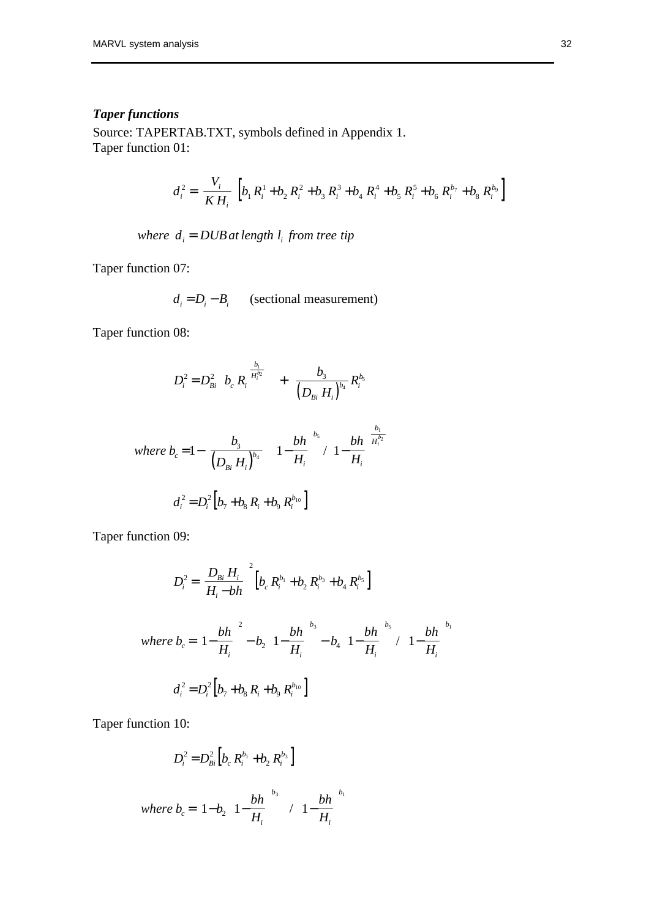***Taper functions***

Source: TAPERTAB.TXT, symbols defined in Appendix 1.

Taper function 01:

$$d_i^2 = \frac{V_i}{K\,H_i}\left[b_1 R_i^1 + b_2 R_i^2 + b_3 R_i^3 + b_4 R_i^4 + b_5 R_i^5 + b_6 R_i^{b_7} + b_8 R_i^{b_9}\right]$$

$$\textit{where } d_i = DUB \textit{ at length } l_i \textit{ from tree tip}$$

Taper function 07:

$$d_i = D_i - B_i \qquad \text{(sectional measurement)}$$

Taper function 08:

$$D_i^2 = D_{Bi}^2\left(b_c\, R_i^{\frac{b_1}{H_i^{b_2}}} + \frac{b_3}{\left(D_{Bi}\,H_i\right)^{b_4}} R_i^{b_5}\right)$$

$$\textit{where } b_c = \left(1 - \frac{b_3}{\left(D_{Bi}\,H_i\right)^{b_4}}\left(1 - \frac{bh}{H_i}\right)^{b_5}\right) \Big/ \left(1 - \frac{bh}{H_i}\right)^{\frac{b_1}{H_i^{b_2}}}$$

$$d_i^2 = D_i^2\left[b_7 + b_8 R_i + b_9 R_i^{b_{10}}\right]$$

Taper function 09:

$$D_i^2 = \left(\frac{D_{Bi}\,H_i}{H_i - bh}\right)^2\left[b_c R_i^{b_1} + b_2 R_i^{b_3} + b_4 R_i^{b_5}\right]$$

$$\textit{where } b_c = \left(\left(1 - \frac{bh}{H_i}\right)^2 - b_2\left(1 - \frac{bh}{H_i}\right)^{b_3} - b_4\left(1 - \frac{bh}{H_i}\right)^{b_5}\right) \Big/ \left(1 - \frac{bh}{H_i}\right)^{b_1}$$

$$d_i^2 = D_i^2\left[b_7 + b_8 R_i + b_9 R_i^{b_{10}}\right]$$

Taper function 10:

$$D_i^2 = D_{Bi}^2\left[b_c R_i^{b_1} + b_2 R_i^{b_3}\right]$$

$$\textit{where } b_c = \left(1 - b_2\left(1 - \frac{bh}{H_i}\right)^{b_3}\right) \Big/ \left(1 - \frac{bh}{H_i}\right)^{b_1}$$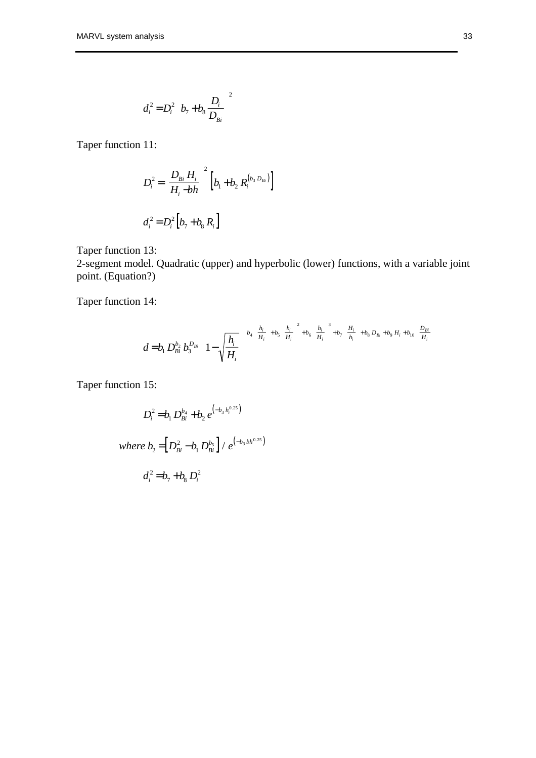$$d_i^2 = D_i^2 \left( b_7 + b_8 \frac{D_i}{D_{Bi}} \right)^2$$

Taper function 11:

$$D_i^2 = \left( \frac{D_{Bi} H_i}{H_i - bh} \right)^2 \left[ b_1 + b_2 R_i^{(b_3 D_{Bi})} \right]$$

$$d_i^2 = D_i^2 \left[ b_7 + b_8 R_i \right]$$

Taper function 13:
2-segment model. Quadratic (upper) and hyperbolic (lower) functions, with a variable joint point. (Equation?)

Taper function 14:

$$d = b_1 D_{Bi}^{b_2} b_3^{D_{Bi}} \left( 1 - \sqrt{\frac{h_i}{H_i}} \right)^{\left( b_4 \left( \frac{h_i}{H_i} \right) + b_5 \left( \frac{h_i}{H_i} \right)^2 + b_6 \left( \frac{h_i}{H_i} \right)^3 + b_7 \left( \frac{H_i}{h_i} \right) + b_8 D_{Bi} + b_9 H_i + b_{10} \left( \frac{D_{Bi}}{H_i} \right) \right)}$$

Taper function 15:

$$D_i^2 = b_1 D_{Bi}^{b_4} + b_2 e^{\left( -b_3 h_i^{0.25} \right)}$$

$$where\ b_2 = \left[ D_{Bi}^2 - b_1 D_{Bi}^{b_5} \right] / e^{\left( -b_3 bh^{0.25} \right)}$$

$$d_i^2 = b_7 + b_8 D_i^2$$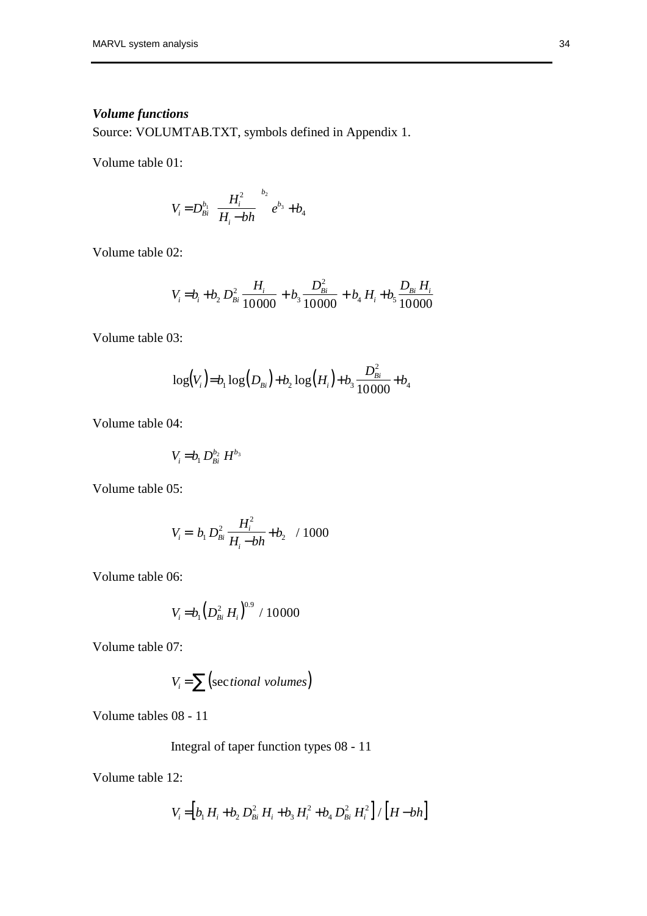***Volume functions***

Source: VOLUMTAB.TXT, symbols defined in Appendix 1.

Volume table 01:

$$V_i = D_{Bi}^{b_1} \left( \frac{H_i^2}{H_i - bh} \right)^{b_2} e^{b_3} + b_4$$

Volume table 02:

$$V_i = b_i + b_2 D_{Bi}^2 \frac{H_i}{10000} + b_3 \frac{D_{Bi}^2}{10000} + b_4 H_i + b_5 \frac{D_{Bi} H_i}{10000}$$

Volume table 03:

$$\log(V_i) = b_1 \log(D_{Bi}) + b_2 \log(H_i) + b_3 \frac{D_{Bi}^2}{10000} + b_4$$

Volume table 04:

$$V_i = b_1 D_{Bi}^{b_2} H^{b_3}$$

Volume table 05:

$$V_i = \left( b_1 D_{Bi}^2 \frac{H_i^2}{H_i - bh} + b_2 \right) / 1000$$

Volume table 06:

$$V_i = b_1 \left( D_{Bi}^2 H_i \right)^{0.9} / 10000$$

Volume table 07:

$$V_i = \sum (\text{sec}\mathit{tional\ volumes})$$

Volume tables 08 - 11

Integral of taper function types 08 - 11

Volume table 12:

$$V_i = \left[ b_1 H_i + b_2 D_{Bi}^2 H_i + b_3 H_i^2 + b_4 D_{Bi}^2 H_i^2 \right] / \left[ H - bh \right]$$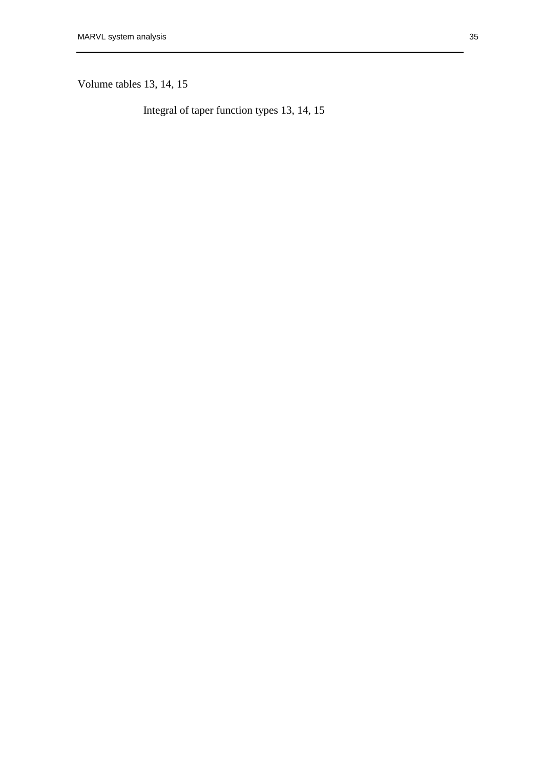Volume tables 13, 14, 15

Integral of taper function types 13, 14, 15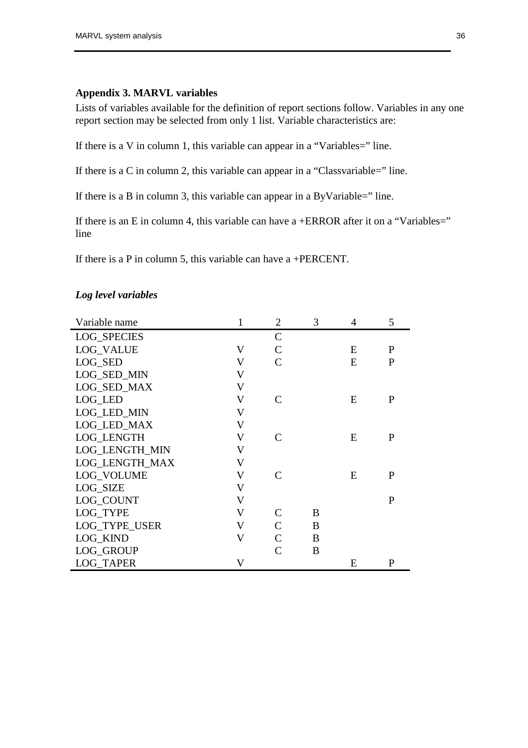## Appendix 3. MARVL variables

Lists of variables available for the definition of report sections follow. Variables in any one report section may be selected from only 1 list. Variable characteristics are:

If there is a V in column 1, this variable can appear in a “Variables=” line.

If there is a C in column 2, this variable can appear in a “Classvariable=” line.

If there is a B in column 3, this variable can appear in a ByVariable=” line.

If there is an E in column 4, this variable can have a +ERROR after it on a “Variables=” line

If there is a P in column 5, this variable can have a +PERCENT.

### *Log level variables*

| Variable name | 1 | 2 | 3 | 4 | 5 |
|---|---|---|---|---|---|
| LOG_SPECIES | | C | | | |
| LOG_VALUE | V | C | | E | P |
| LOG_SED | V | C | | E | P |
| LOG_SED_MIN | V | | | | |
| LOG_SED_MAX | V | | | | |
| LOG_LED | V | C | | E | P |
| LOG_LED_MIN | V | | | | |
| LOG_LED_MAX | V | | | | |
| LOG_LENGTH | V | C | | E | P |
| LOG_LENGTH_MIN | V | | | | |
| LOG_LENGTH_MAX | V | | | | |
| LOG_VOLUME | V | C | | E | P |
| LOG_SIZE | V | | | | |
| LOG_COUNT | V | | | | P |
| LOG_TYPE | V | C | B | | |
| LOG_TYPE_USER | V | C | B | | |
| LOG_KIND | V | C | B | | |
| LOG_GROUP | | C | B | | |
| LOG_TAPER | V | | | E | P |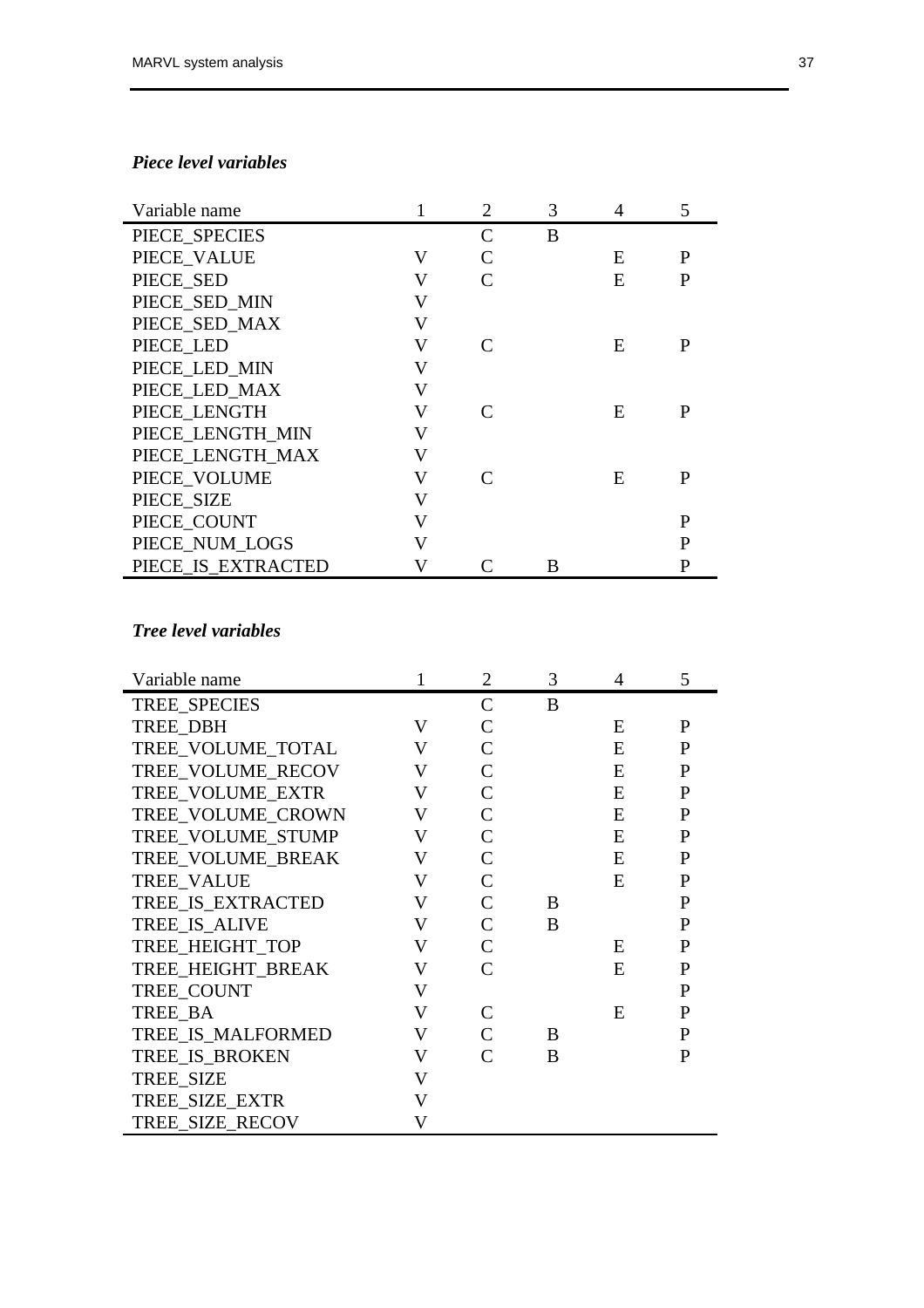### *Piece level variables*

| Variable name | 1 | 2 | 3 | 4 | 5 |
|---|---|---|---|---|---|
| PIECE_SPECIES | | C | B | | |
| PIECE_VALUE | V | C | | E | P |
| PIECE_SED | V | C | | E | P |
| PIECE_SED_MIN | V | | | | |
| PIECE_SED_MAX | V | | | | |
| PIECE_LED | V | C | | E | P |
| PIECE_LED_MIN | V | | | | |
| PIECE_LED_MAX | V | | | | |
| PIECE_LENGTH | V | C | | E | P |
| PIECE_LENGTH_MIN | V | | | | |
| PIECE_LENGTH_MAX | V | | | | |
| PIECE_VOLUME | V | C | | E | P |
| PIECE_SIZE | V | | | | |
| PIECE_COUNT | V | | | | P |
| PIECE_NUM_LOGS | V | | | | P |
| PIECE_IS_EXTRACTED | V | C | B | | P |

### *Tree level variables*

| Variable name | 1 | 2 | 3 | 4 | 5 |
|---|---|---|---|---|---|
| TREE_SPECIES | | C | B | | |
| TREE_DBH | V | C | | E | P |
| TREE_VOLUME_TOTAL | V | C | | E | P |
| TREE_VOLUME_RECOV | V | C | | E | P |
| TREE_VOLUME_EXTR | V | C | | E | P |
| TREE_VOLUME_CROWN | V | C | | E | P |
| TREE_VOLUME_STUMP | V | C | | E | P |
| TREE_VOLUME_BREAK | V | C | | E | P |
| TREE_VALUE | V | C | | E | P |
| TREE_IS_EXTRACTED | V | C | B | | P |
| TREE_IS_ALIVE | V | C | B | | P |
| TREE_HEIGHT_TOP | V | C | | E | P |
| TREE_HEIGHT_BREAK | V | C | | E | P |
| TREE_COUNT | V | | | | P |
| TREE_BA | V | C | | E | P |
| TREE_IS_MALFORMED | V | C | B | | P |
| TREE_IS_BROKEN | V | C | B | | P |
| TREE_SIZE | V | | | | |
| TREE_SIZE_EXTR | V | | | | |
| TREE_SIZE_RECOV | V | | | | |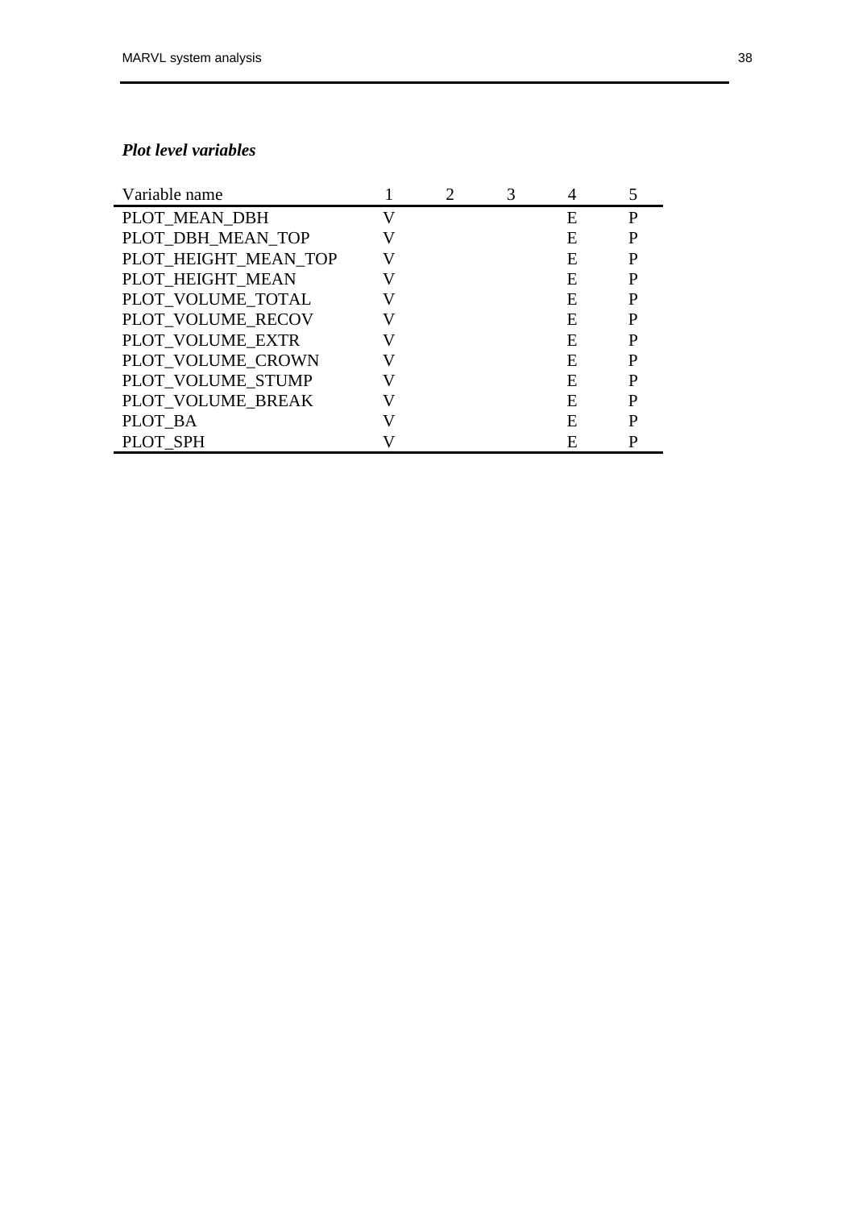### *Plot level variables*

| Variable name | 1 | 2 | 3 | 4 | 5 |
|---|---|---|---|---|---|
| PLOT_MEAN_DBH | V | | | E | P |
| PLOT_DBH_MEAN_TOP | V | | | E | P |
| PLOT_HEIGHT_MEAN_TOP | V | | | E | P |
| PLOT_HEIGHT_MEAN | V | | | E | P |
| PLOT_VOLUME_TOTAL | V | | | E | P |
| PLOT_VOLUME_RECOV | V | | | E | P |
| PLOT_VOLUME_EXTR | V | | | E | P |
| PLOT_VOLUME_CROWN | V | | | E | P |
| PLOT_VOLUME_STUMP | V | | | E | P |
| PLOT_VOLUME_BREAK | V | | | E | P |
| PLOT_BA | V | | | E | P |
| PLOT_SPH | V | | | E | P |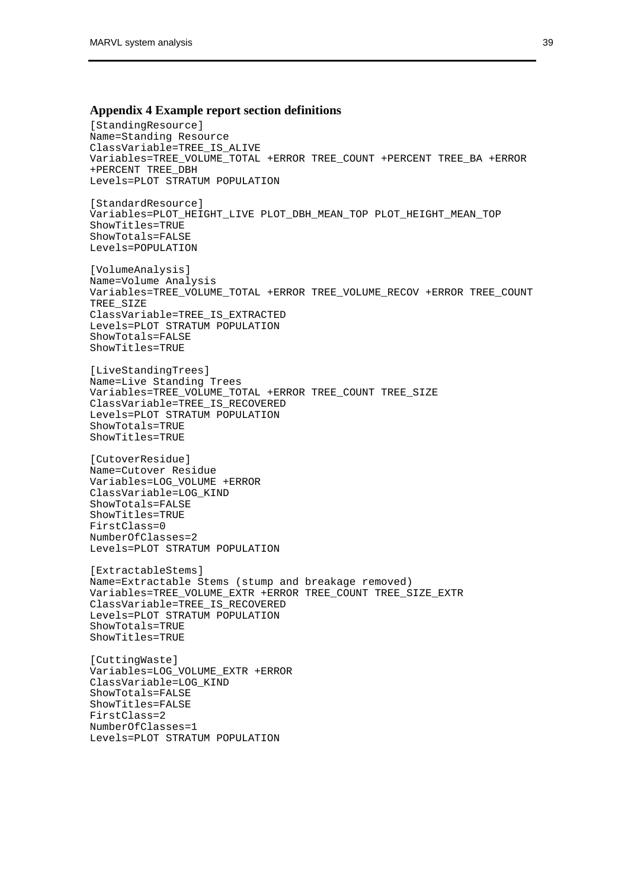## Appendix 4 Example report section definitions

```
[StandingResource]
Name=Standing Resource
ClassVariable=TREE_IS_ALIVE
Variables=TREE_VOLUME_TOTAL +ERROR TREE_COUNT +PERCENT TREE_BA +ERROR
+PERCENT TREE_DBH
Levels=PLOT STRATUM POPULATION

[StandardResource]
Variables=PLOT_HEIGHT_LIVE PLOT_DBH_MEAN_TOP PLOT_HEIGHT_MEAN_TOP
ShowTitles=TRUE
ShowTotals=FALSE
Levels=POPULATION

[VolumeAnalysis]
Name=Volume Analysis
Variables=TREE_VOLUME_TOTAL +ERROR TREE_VOLUME_RECOV +ERROR TREE_COUNT
TREE_SIZE
ClassVariable=TREE_IS_EXTRACTED
Levels=PLOT STRATUM POPULATION
ShowTotals=FALSE
ShowTitles=TRUE

[LiveStandingTrees]
Name=Live Standing Trees
Variables=TREE_VOLUME_TOTAL +ERROR TREE_COUNT TREE_SIZE
ClassVariable=TREE_IS_RECOVERED
Levels=PLOT STRATUM POPULATION
ShowTotals=TRUE
ShowTitles=TRUE

[CutoverResidue]
Name=Cutover Residue
Variables=LOG_VOLUME +ERROR
ClassVariable=LOG_KIND
ShowTotals=FALSE
ShowTitles=TRUE
FirstClass=0
NumberOfClasses=2
Levels=PLOT STRATUM POPULATION

[ExtractableStems]
Name=Extractable Stems (stump and breakage removed)
Variables=TREE_VOLUME_EXTR +ERROR TREE_COUNT TREE_SIZE_EXTR
ClassVariable=TREE_IS_RECOVERED
Levels=PLOT STRATUM POPULATION
ShowTotals=TRUE
ShowTitles=TRUE

[CuttingWaste]
Variables=LOG_VOLUME_EXTR +ERROR
ClassVariable=LOG_KIND
ShowTotals=FALSE
ShowTitles=FALSE
FirstClass=2
NumberOfClasses=1
Levels=PLOT STRATUM POPULATION
```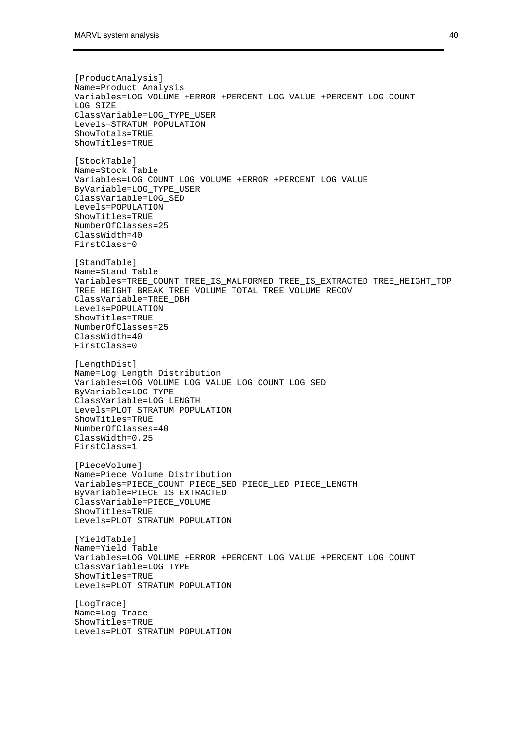```
[ProductAnalysis]
Name=Product Analysis
Variables=LOG_VOLUME +ERROR +PERCENT LOG_VALUE +PERCENT LOG_COUNT
LOG_SIZE
ClassVariable=LOG_TYPE_USER
Levels=STRATUM POPULATION
ShowTotals=TRUE
ShowTitles=TRUE

[StockTable]
Name=Stock Table
Variables=LOG_COUNT LOG_VOLUME +ERROR +PERCENT LOG_VALUE
ByVariable=LOG_TYPE_USER
ClassVariable=LOG_SED
Levels=POPULATION
ShowTitles=TRUE
NumberOfClasses=25
ClassWidth=40
FirstClass=0

[StandTable]
Name=Stand Table
Variables=TREE_COUNT TREE_IS_MALFORMED TREE_IS_EXTRACTED TREE_HEIGHT_TOP
TREE_HEIGHT_BREAK TREE_VOLUME_TOTAL TREE_VOLUME_RECOV
ClassVariable=TREE_DBH
Levels=POPULATION
ShowTitles=TRUE
NumberOfClasses=25
ClassWidth=40
FirstClass=0

[LengthDist]
Name=Log Length Distribution
Variables=LOG_VOLUME LOG_VALUE LOG_COUNT LOG_SED
ByVariable=LOG_TYPE
ClassVariable=LOG_LENGTH
Levels=PLOT STRATUM POPULATION
ShowTitles=TRUE
NumberOfClasses=40
ClassWidth=0.25
FirstClass=1

[PieceVolume]
Name=Piece Volume Distribution
Variables=PIECE_COUNT PIECE_SED PIECE_LED PIECE_LENGTH
ByVariable=PIECE_IS_EXTRACTED
ClassVariable=PIECE_VOLUME
ShowTitles=TRUE
Levels=PLOT STRATUM POPULATION

[YieldTable]
Name=Yield Table
Variables=LOG_VOLUME +ERROR +PERCENT LOG_VALUE +PERCENT LOG_COUNT
ClassVariable=LOG_TYPE
ShowTitles=TRUE
Levels=PLOT STRATUM POPULATION

[LogTrace]
Name=Log Trace
ShowTitles=TRUE
Levels=PLOT STRATUM POPULATION
```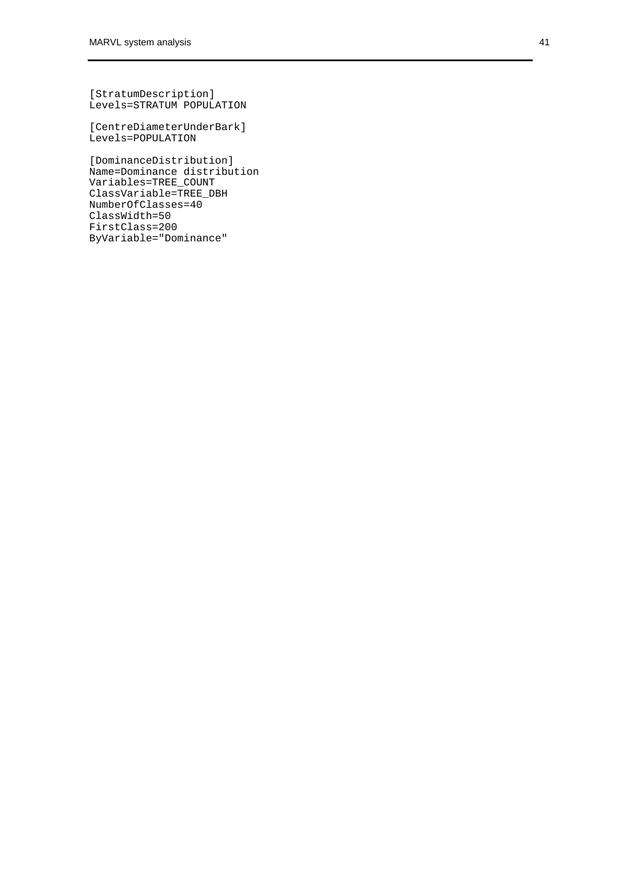```
[StratumDescription]
Levels=STRATUM POPULATION

[CentreDiameterUnderBark]
Levels=POPULATION

[DominanceDistribution]
Name=Dominance distribution
Variables=TREE_COUNT
ClassVariable=TREE_DBH
NumberOfClasses=40
ClassWidth=50
FirstClass=200
ByVariable="Dominance"
```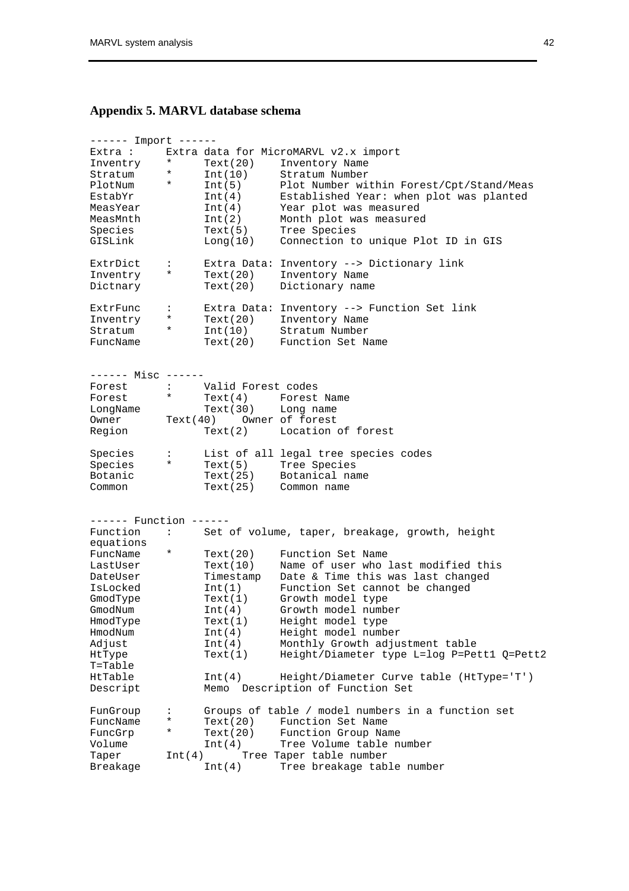## Appendix 5. MARVL database schema

```
------ Import ------
Extra :     Extra data for MicroMARVL v2.x import
Inventry    *      Text(20)    Inventory Name
Stratum     *      Int(10)     Stratum Number
PlotNum     *      Int(5)      Plot Number within Forest/Cpt/Stand/Meas
EstabYr            Int(4)      Established Year: when plot was planted
MeasYear           Int(4)      Year plot was measured
MeasMnth           Int(2)      Month plot was measured
Species            Text(5)     Tree Species
GISLink            Long(10)    Connection to unique Plot ID in GIS

ExtrDict    :      Extra Data: Inventory --> Dictionary link
Inventry    *      Text(20)    Inventory Name
Dictnary           Text(20)    Dictionary name

ExtrFunc    :      Extra Data: Inventory --> Function Set link
Inventry    *      Text(20)    Inventory Name
Stratum     *      Int(10)     Stratum Number
FuncName           Text(20)    Function Set Name


------ Misc ------
Forest      :      Valid Forest codes
Forest      *      Text(4)     Forest Name
LongName           Text(30)    Long name
Owner       Text(40)    Owner of forest
Region             Text(2)     Location of forest

Species     :      List of all legal tree species codes
Species     *      Text(5)     Tree Species
Botanic            Text(25)    Botanical name
Common             Text(25)    Common name


------ Function ------
Function    :      Set of volume, taper, breakage, growth, height
equations
FuncName    *      Text(20)    Function Set Name
LastUser           Text(10)    Name of user who last modified this
DateUser           Timestamp   Date & Time this was last changed
IsLocked           Int(1)      Function Set cannot be changed
GmodType           Text(1)     Growth model type
GmodNum            Int(4)      Growth model number
HmodType           Text(1)     Height model type
HmodNum            Int(4)      Height model number
Adjust             Int(4)      Monthly Growth adjustment table
HtType             Text(1)     Height/Diameter type L=log P=Pett1 Q=Pett2
T=Table
HtTable            Int(4)      Height/Diameter Curve table (HtType='T')
Descript           Memo  Description of Function Set

FunGroup    :      Groups of table / model numbers in a function set
FuncName    *      Text(20)    Function Set Name
FuncGrp     *      Text(20)    Function Group Name
Volume             Int(4)      Tree Volume table number
Taper       Int(4)      Tree Taper table number
Breakage           Int(4)      Tree breakage table number
```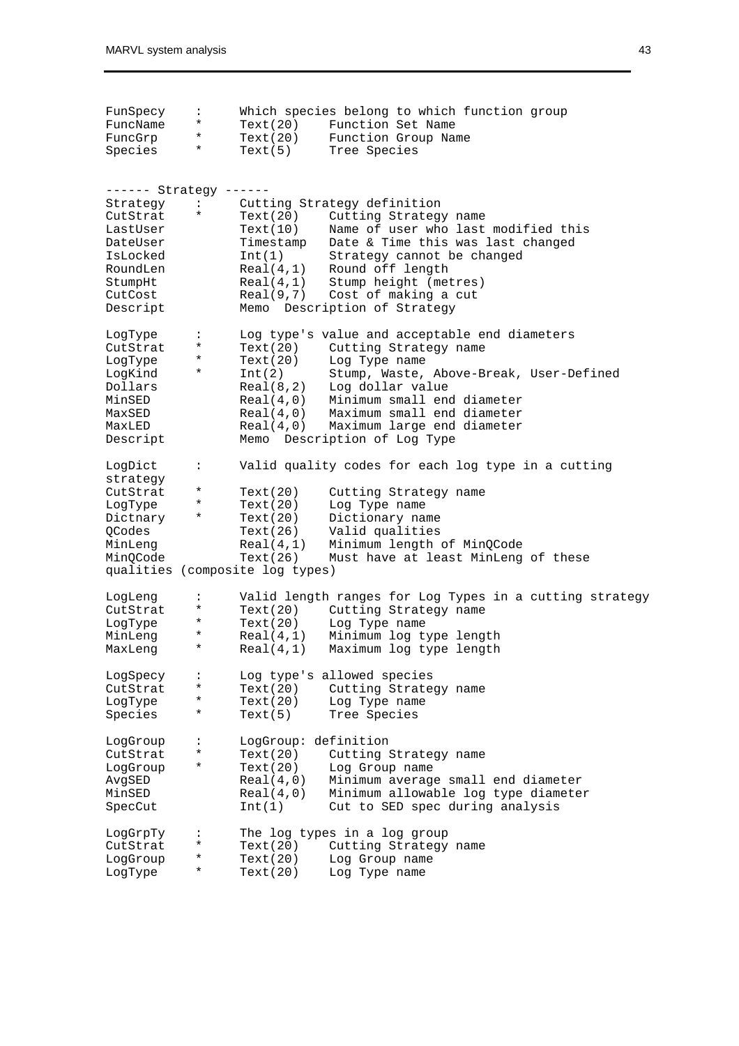```
FunSpecy    :     Which species belong to which function group
FuncName    *     Text(20)    Function Set Name
FuncGrp     *     Text(20)    Function Group Name
Species     *     Text(5)     Tree Species


------ Strategy ------
Strategy    :     Cutting Strategy definition
CutStrat    *     Text(20)    Cutting Strategy name
LastUser          Text(10)    Name of user who last modified this
DateUser          Timestamp   Date & Time this was last changed
IsLocked          Int(1)      Strategy cannot be changed
RoundLen          Real(4,1)   Round off length
StumpHt           Real(4,1)   Stump height (metres)
CutCost           Real(9,7)   Cost of making a cut
Descript          Memo  Description of Strategy

LogType     :     Log type's value and acceptable end diameters
CutStrat    *     Text(20)    Cutting Strategy name
LogType     *     Text(20)    Log Type name
LogKind     *     Int(2)      Stump, Waste, Above-Break, User-Defined
Dollars           Real(8,2)   Log dollar value
MinSED            Real(4,0)   Minimum small end diameter
MaxSED            Real(4,0)   Maximum small end diameter
MaxLED            Real(4,0)   Maximum large end diameter
Descript          Memo  Description of Log Type

LogDict     :     Valid quality codes for each log type in a cutting
strategy
CutStrat    *     Text(20)    Cutting Strategy name
LogType     *     Text(20)    Log Type name
Dictnary    *     Text(20)    Dictionary name
QCodes            Text(26)    Valid qualities
MinLeng           Real(4,1)   Minimum length of MinQCode
MinQCode          Text(26)    Must have at least MinLeng of these
qualities (composite log types)

LogLeng     :     Valid length ranges for Log Types in a cutting strategy
CutStrat    *     Text(20)    Cutting Strategy name
LogType     *     Text(20)    Log Type name
MinLeng     *     Real(4,1)   Minimum log type length
MaxLeng     *     Real(4,1)   Maximum log type length

LogSpecy    :     Log type's allowed species
CutStrat    *     Text(20)    Cutting Strategy name
LogType     *     Text(20)    Log Type name
Species     *     Text(5)     Tree Species

LogGroup    :     LogGroup: definition
CutStrat    *     Text(20)    Cutting Strategy name
LogGroup    *     Text(20)    Log Group name
AvgSED            Real(4,0)   Minimum average small end diameter
MinSED            Real(4,0)   Minimum allowable log type diameter
SpecCut           Int(1)      Cut to SED spec during analysis

LogGrpTy    :     The log types in a log group
CutStrat    *     Text(20)    Cutting Strategy name
LogGroup    *     Text(20)    Log Group name
LogType     *     Text(20)    Log Type name
```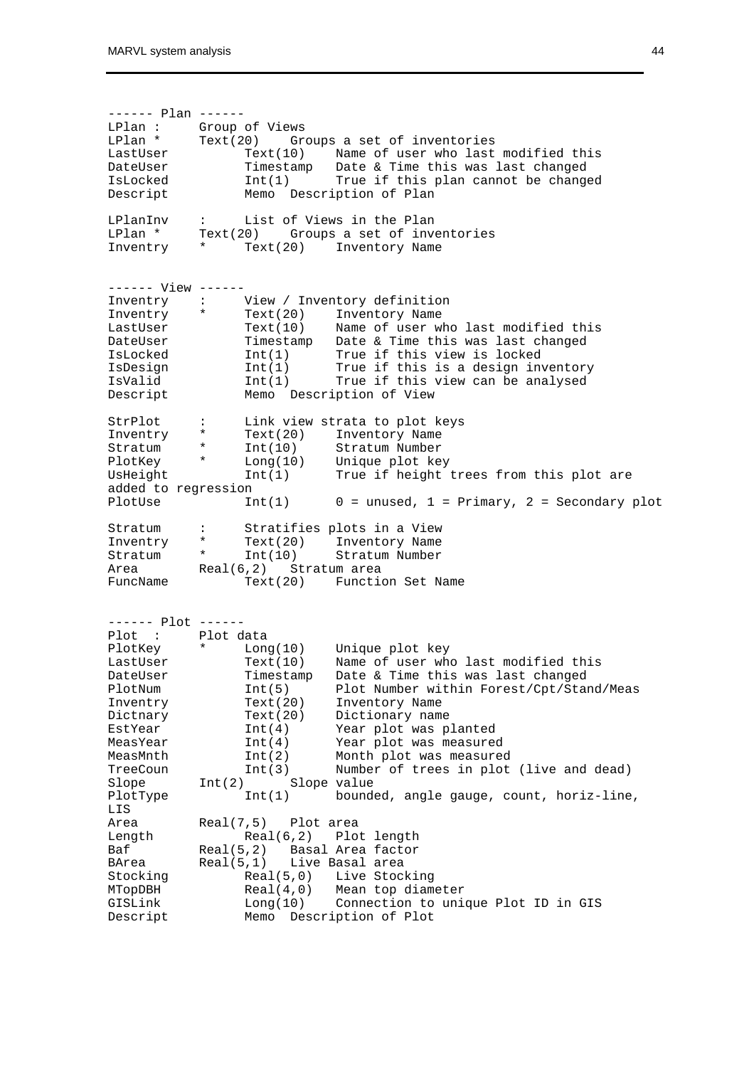```
------ Plan ------
LPlan :     Group of Views
LPlan *     Text(20)    Groups a set of inventories
LastUser          Text(10)    Name of user who last modified this
DateUser          Timestamp   Date & Time this was last changed
IsLocked          Int(1)      True if this plan cannot be changed
Descript          Memo  Description of Plan

LPlanInv    :     List of Views in the Plan
LPlan *     Text(20)    Groups a set of inventories
Inventry    *     Text(20)    Inventory Name


------ View ------
Inventry    :     View / Inventory definition
Inventry    *     Text(20)    Inventory Name
LastUser          Text(10)    Name of user who last modified this
DateUser          Timestamp   Date & Time this was last changed
IsLocked          Int(1)      True if this view is locked
IsDesign          Int(1)      True if this is a design inventory
IsValid           Int(1)      True if this view can be analysed
Descript          Memo  Description of View

StrPlot     :     Link view strata to plot keys
Inventry    *     Text(20)    Inventory Name
Stratum     *     Int(10)     Stratum Number
PlotKey     *     Long(10)    Unique plot key
UsHeight          Int(1)      True if height trees from this plot are
added to regression
PlotUse           Int(1)      0 = unused, 1 = Primary, 2 = Secondary plot

Stratum     :     Stratifies plots in a View
Inventry    *     Text(20)    Inventory Name
Stratum     *     Int(10)     Stratum Number
Area        Real(6,2)   Stratum area
FuncName          Text(20)    Function Set Name


------ Plot ------
Plot  :     Plot data
PlotKey     *     Long(10)    Unique plot key
LastUser          Text(10)    Name of user who last modified this
DateUser          Timestamp   Date & Time this was last changed
PlotNum           Int(5)      Plot Number within Forest/Cpt/Stand/Meas
Inventry          Text(20)    Inventory Name
Dictnary          Text(20)    Dictionary name
EstYear           Int(4)      Year plot was planted
MeasYear          Int(4)      Year plot was measured
MeasMnth          Int(2)      Month plot was measured
TreeCoun          Int(3)      Number of trees in plot (live and dead)
Slope       Int(2)      Slope value
PlotType          Int(1)      bounded, angle gauge, count, horiz-line,
LIS
Area        Real(7,5)   Plot area
Length            Real(6,2)   Plot length
Baf         Real(5,2)   Basal Area factor
BArea       Real(5,1)   Live Basal area
Stocking          Real(5,0)   Live Stocking
MTopDBH           Real(4,0)   Mean top diameter
GISLink           Long(10)    Connection to unique Plot ID in GIS
Descript          Memo  Description of Plot
```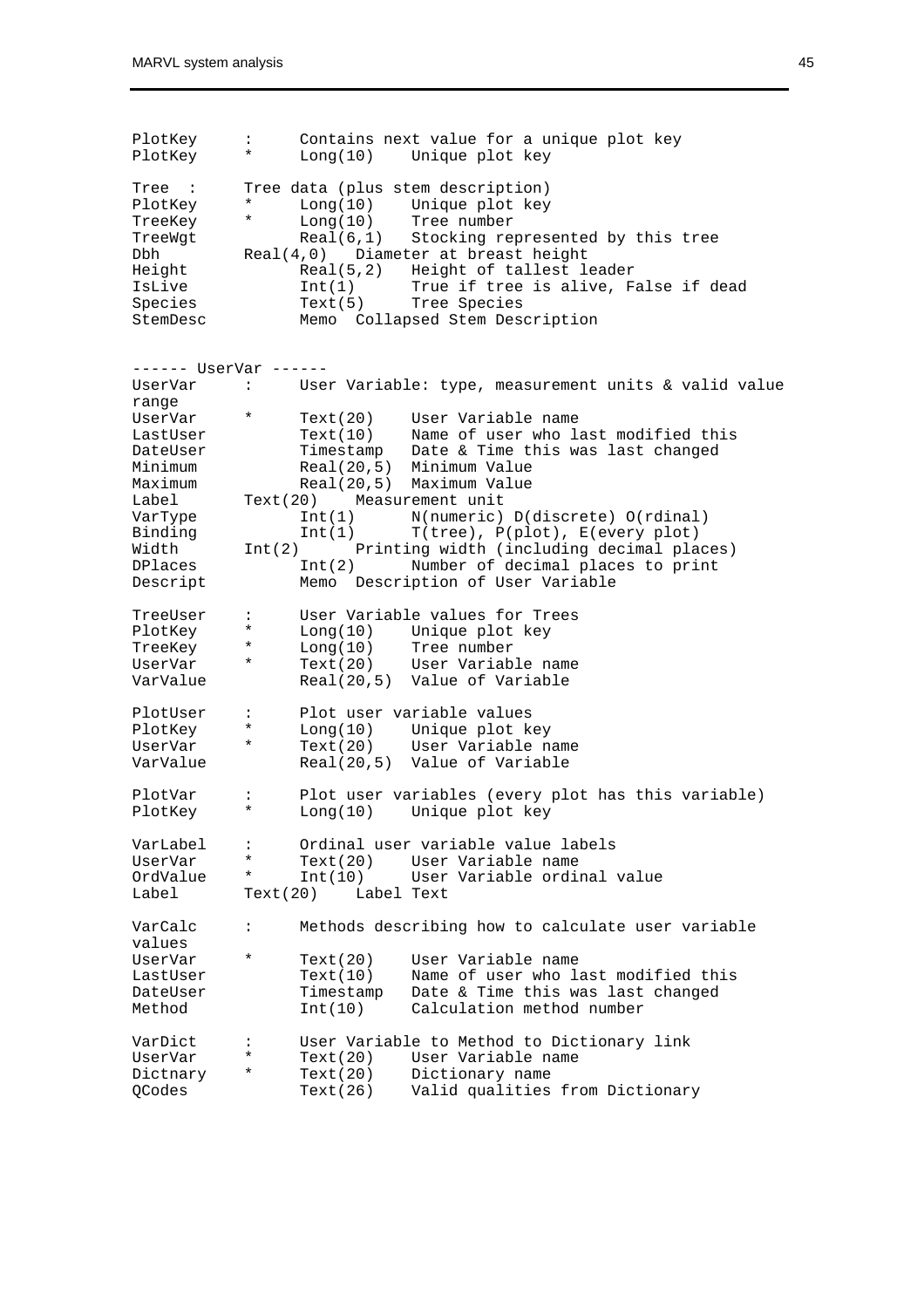```
PlotKey     :     Contains next value for a unique plot key
PlotKey     *     Long(10)    Unique plot key

Tree  :     Tree data (plus stem description)
PlotKey     *     Long(10)    Unique plot key
TreeKey     *     Long(10)    Tree number
TreeWgt           Real(6,1)   Stocking represented by this tree
Dbh         Real(4,0)   Diameter at breast height
Height            Real(5,2)   Height of tallest leader
IsLive            Int(1)      True if tree is alive, False if dead
Species           Text(5)     Tree Species
StemDesc          Memo  Collapsed Stem Description


------ UserVar ------
UserVar     :     User Variable: type, measurement units & valid value
range
UserVar     *     Text(20)    User Variable name
LastUser          Text(10)    Name of user who last modified this
DateUser          Timestamp   Date & Time this was last changed
Minimum           Real(20,5)  Minimum Value
Maximum           Real(20,5)  Maximum Value
Label       Text(20)    Measurement unit
VarType           Int(1)      N(numeric) D(discrete) O(rdinal)
Binding           Int(1)      T(tree), P(plot), E(every plot)
Width       Int(2)      Printing width (including decimal places)
DPlaces           Int(2)      Number of decimal places to print
Descript          Memo  Description of User Variable

TreeUser    :     User Variable values for Trees
PlotKey     *     Long(10)    Unique plot key
TreeKey     *     Long(10)    Tree number
UserVar     *     Text(20)    User Variable name
VarValue          Real(20,5)  Value of Variable

PlotUser    :     Plot user variable values
PlotKey     *     Long(10)    Unique plot key
UserVar     *     Text(20)    User Variable name
VarValue          Real(20,5)  Value of Variable

PlotVar     :     Plot user variables (every plot has this variable)
PlotKey     *     Long(10)    Unique plot key

VarLabel    :     Ordinal user variable value labels
UserVar     *     Text(20)    User Variable name
OrdValue    *     Int(10)     User Variable ordinal value
Label       Text(20)    Label Text

VarCalc     :     Methods describing how to calculate user variable
values
UserVar     *     Text(20)    User Variable name
LastUser          Text(10)    Name of user who last modified this
DateUser          Timestamp   Date & Time this was last changed
Method            Int(10)     Calculation method number

VarDict     :     User Variable to Method to Dictionary link
UserVar     *     Text(20)    User Variable name
Dictnary    *     Text(20)    Dictionary name
QCodes            Text(26)    Valid qualities from Dictionary
```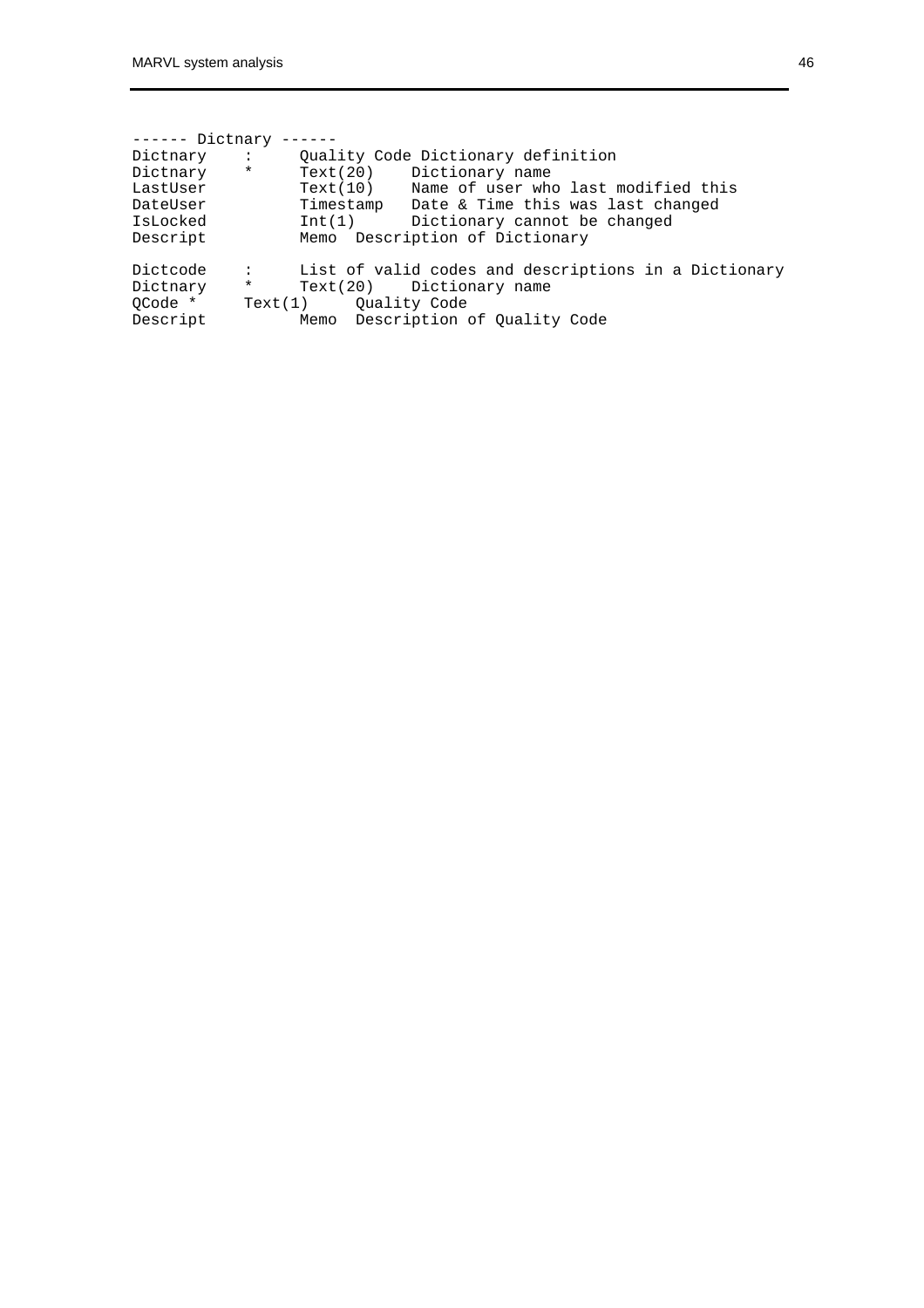```
------ Dictnary ------
Dictnary    :     Quality Code Dictionary definition
Dictnary    *     Text(20)    Dictionary name
LastUser          Text(10)    Name of user who last modified this
DateUser          Timestamp   Date & Time this was last changed
IsLocked          Int(1)      Dictionary cannot be changed
Descript          Memo  Description of Dictionary

Dictcode    :     List of valid codes and descriptions in a Dictionary
Dictnary    *     Text(20)    Dictionary name
QCode *     Text(1)     Quality Code
Descript          Memo  Description of Quality Code
```